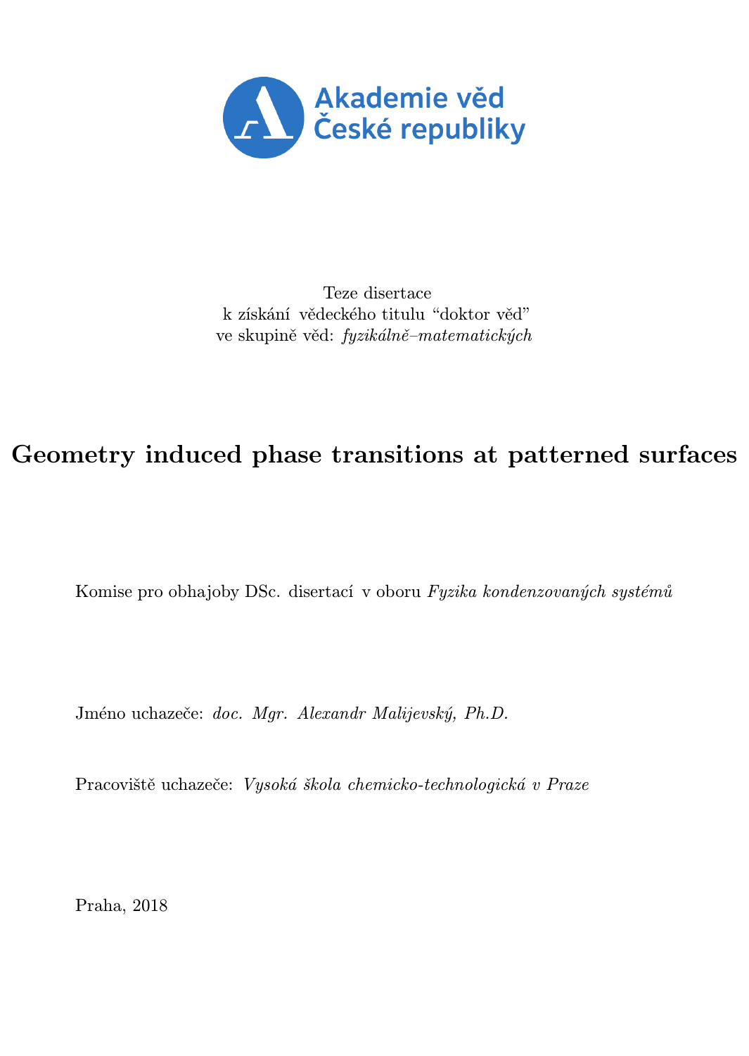Akademie věd České republiky

Teze disertace
k získání vědeckého titulu "doktor věd"
ve skupině věd: *fyzikálně–matematických*

# Geometry induced phase transitions at patterned surfaces

Komise pro obhajoby DSc. disertací v oboru *Fyzika kondenzovaných systémů*

Jméno uchazeče: *doc. Mgr. Alexandr Malijevský, Ph.D.*

Pracoviště uchazeče: *Vysoká škola chemicko-technologická v Praze*

Praha, 2018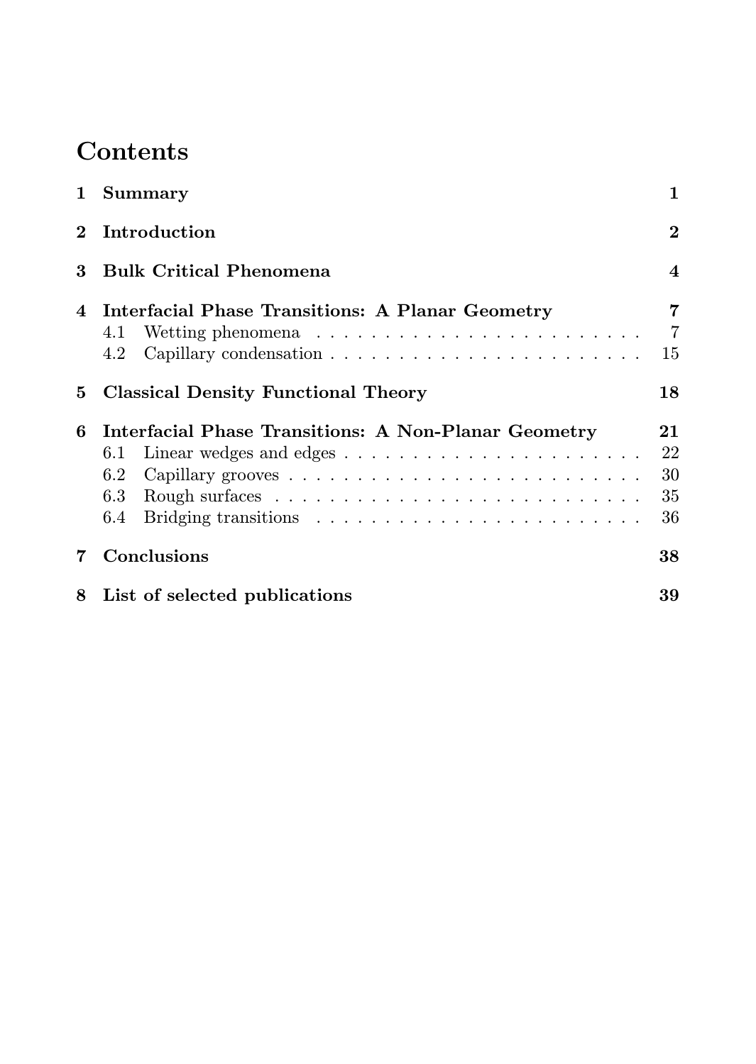# Contents

| | | |
|---|---|---|
| **1** | **Summary** | **1** |
| **2** | **Introduction** | **2** |
| **3** | **Bulk Critical Phenomena** | **4** |
| **4** | **Interfacial Phase Transitions: A Planar Geometry** | **7** |
| | 4.1 Wetting phenomena | 7 |
| | 4.2 Capillary condensation | 15 |
| **5** | **Classical Density Functional Theory** | **18** |
| **6** | **Interfacial Phase Transitions: A Non-Planar Geometry** | **21** |
| | 6.1 Linear wedges and edges | 22 |
| | 6.2 Capillary grooves | 30 |
| | 6.3 Rough surfaces | 35 |
| | 6.4 Bridging transitions | 36 |
| **7** | **Conclusions** | **38** |
| **8** | **List of selected publications** | **39** |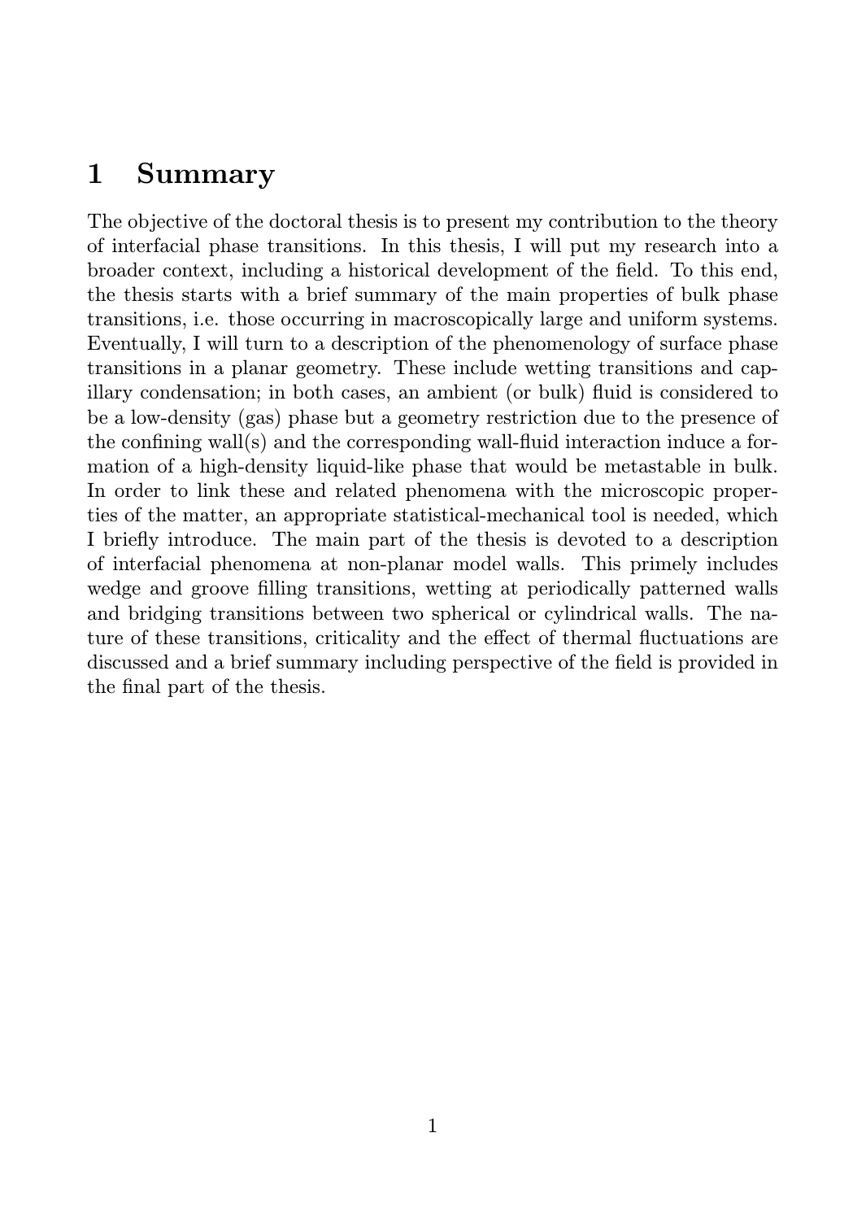# 1 Summary

The objective of the doctoral thesis is to present my contribution to the theory of interfacial phase transitions. In this thesis, I will put my research into a broader context, including a historical development of the field. To this end, the thesis starts with a brief summary of the main properties of bulk phase transitions, i.e. those occurring in macroscopically large and uniform systems. Eventually, I will turn to a description of the phenomenology of surface phase transitions in a planar geometry. These include wetting transitions and capillary condensation; in both cases, an ambient (or bulk) fluid is considered to be a low-density (gas) phase but a geometry restriction due to the presence of the confining wall(s) and the corresponding wall-fluid interaction induce a formation of a high-density liquid-like phase that would be metastable in bulk. In order to link these and related phenomena with the microscopic properties of the matter, an appropriate statistical-mechanical tool is needed, which I briefly introduce. The main part of the thesis is devoted to a description of interfacial phenomena at non-planar model walls. This primely includes wedge and groove filling transitions, wetting at periodically patterned walls and bridging transitions between two spherical or cylindrical walls. The nature of these transitions, criticality and the effect of thermal fluctuations are discussed and a brief summary including perspective of the field is provided in the final part of the thesis.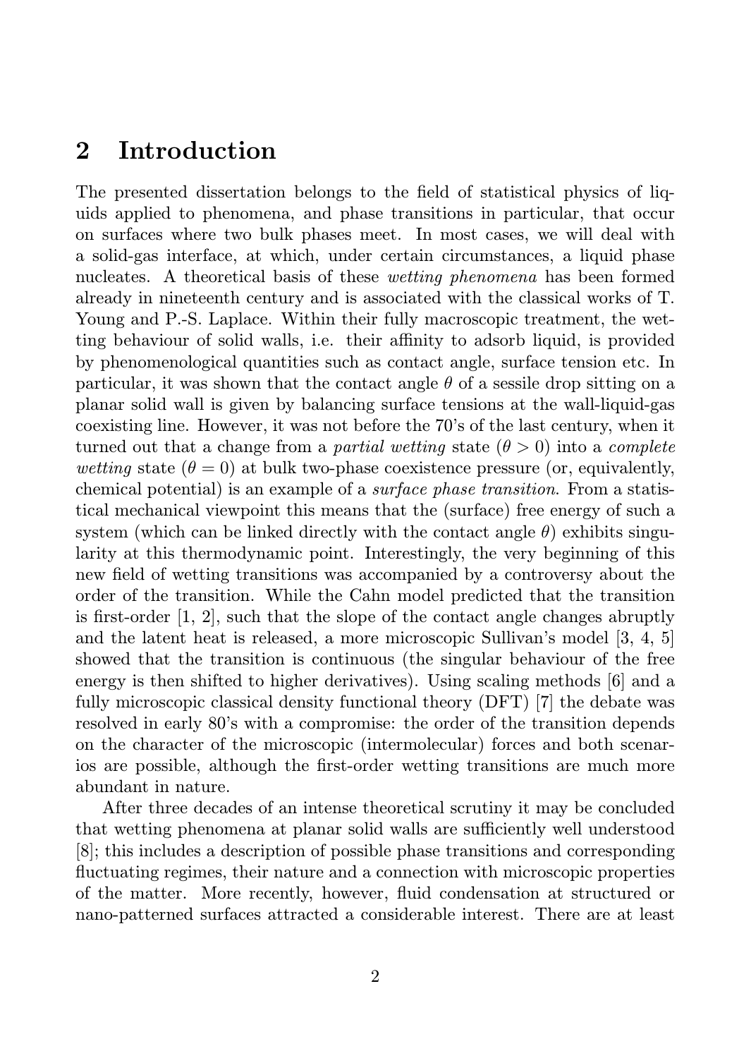## 2 Introduction

The presented dissertation belongs to the field of statistical physics of liquids applied to phenomena, and phase transitions in particular, that occur on surfaces where two bulk phases meet. In most cases, we will deal with a solid-gas interface, at which, under certain circumstances, a liquid phase nucleates. A theoretical basis of these *wetting phenomena* has been formed already in nineteenth century and is associated with the classical works of T. Young and P.-S. Laplace. Within their fully macroscopic treatment, the wetting behaviour of solid walls, i.e. their affinity to adsorb liquid, is provided by phenomenological quantities such as contact angle, surface tension etc. In particular, it was shown that the contact angle $\theta$ of a sessile drop sitting on a planar solid wall is given by balancing surface tensions at the wall-liquid-gas coexisting line. However, it was not before the 70's of the last century, when it turned out that a change from a *partial wetting* state ($\theta > 0$) into a *complete wetting* state ($\theta = 0$) at bulk two-phase coexistence pressure (or, equivalently, chemical potential) is an example of a *surface phase transition*. From a statistical mechanical viewpoint this means that the (surface) free energy of such a system (which can be linked directly with the contact angle $\theta$) exhibits singularity at this thermodynamic point. Interestingly, the very beginning of this new field of wetting transitions was accompanied by a controversy about the order of the transition. While the Cahn model predicted that the transition is first-order [1, 2], such that the slope of the contact angle changes abruptly and the latent heat is released, a more microscopic Sullivan's model [3, 4, 5] showed that the transition is continuous (the singular behaviour of the free energy is then shifted to higher derivatives). Using scaling methods [6] and a fully microscopic classical density functional theory (DFT) [7] the debate was resolved in early 80's with a compromise: the order of the transition depends on the character of the microscopic (intermolecular) forces and both scenarios are possible, although the first-order wetting transitions are much more abundant in nature.

After three decades of an intense theoretical scrutiny it may be concluded that wetting phenomena at planar solid walls are sufficiently well understood [8]; this includes a description of possible phase transitions and corresponding fluctuating regimes, their nature and a connection with microscopic properties of the matter. More recently, however, fluid condensation at structured or nano-patterned surfaces attracted a considerable interest. There are at least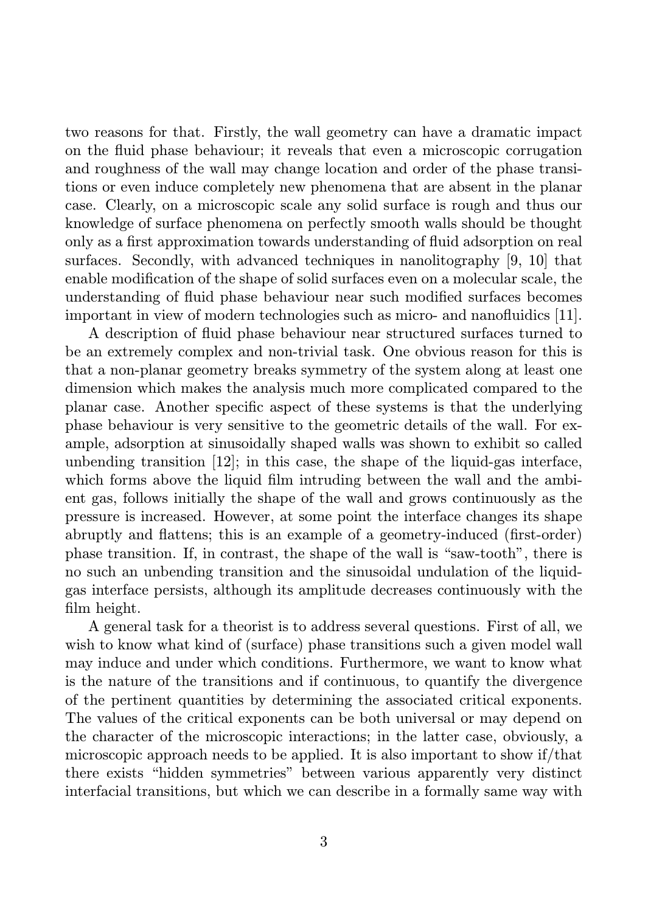two reasons for that. Firstly, the wall geometry can have a dramatic impact on the fluid phase behaviour; it reveals that even a microscopic corrugation and roughness of the wall may change location and order of the phase transitions or even induce completely new phenomena that are absent in the planar case. Clearly, on a microscopic scale any solid surface is rough and thus our knowledge of surface phenomena on perfectly smooth walls should be thought only as a first approximation towards understanding of fluid adsorption on real surfaces. Secondly, with advanced techniques in nanolitography [9, 10] that enable modification of the shape of solid surfaces even on a molecular scale, the understanding of fluid phase behaviour near such modified surfaces becomes important in view of modern technologies such as micro- and nanofluidics [11].

A description of fluid phase behaviour near structured surfaces turned to be an extremely complex and non-trivial task. One obvious reason for this is that a non-planar geometry breaks symmetry of the system along at least one dimension which makes the analysis much more complicated compared to the planar case. Another specific aspect of these systems is that the underlying phase behaviour is very sensitive to the geometric details of the wall. For example, adsorption at sinusoidally shaped walls was shown to exhibit so called unbending transition [12]; in this case, the shape of the liquid-gas interface, which forms above the liquid film intruding between the wall and the ambient gas, follows initially the shape of the wall and grows continuously as the pressure is increased. However, at some point the interface changes its shape abruptly and flattens; this is an example of a geometry-induced (first-order) phase transition. If, in contrast, the shape of the wall is "saw-tooth", there is no such an unbending transition and the sinusoidal undulation of the liquid-gas interface persists, although its amplitude decreases continuously with the film height.

A general task for a theorist is to address several questions. First of all, we wish to know what kind of (surface) phase transitions such a given model wall may induce and under which conditions. Furthermore, we want to know what is the nature of the transitions and if continuous, to quantify the divergence of the pertinent quantities by determining the associated critical exponents. The values of the critical exponents can be both universal or may depend on the character of the microscopic interactions; in the latter case, obviously, a microscopic approach needs to be applied. It is also important to show if/that there exists "hidden symmetries" between various apparently very distinct interfacial transitions, but which we can describe in a formally same way with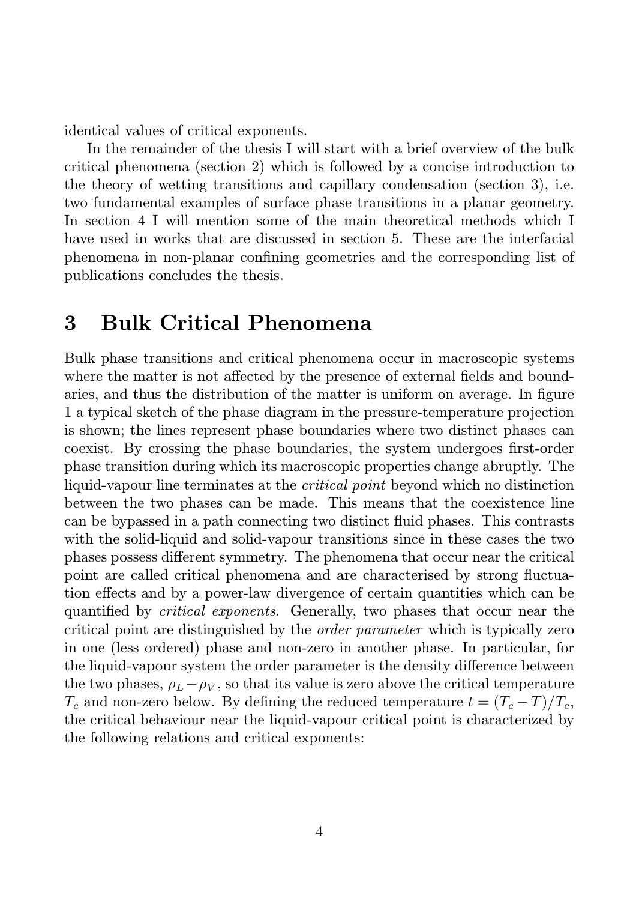identical values of critical exponents.

In the remainder of the thesis I will start with a brief overview of the bulk critical phenomena (section 2) which is followed by a concise introduction to the theory of wetting transitions and capillary condensation (section 3), i.e. two fundamental examples of surface phase transitions in a planar geometry. In section 4 I will mention some of the main theoretical methods which I have used in works that are discussed in section 5. These are the interfacial phenomena in non-planar confining geometries and the corresponding list of publications concludes the thesis.

# 3 Bulk Critical Phenomena

Bulk phase transitions and critical phenomena occur in macroscopic systems where the matter is not affected by the presence of external fields and boundaries, and thus the distribution of the matter is uniform on average. In figure 1 a typical sketch of the phase diagram in the pressure-temperature projection is shown; the lines represent phase boundaries where two distinct phases can coexist. By crossing the phase boundaries, the system undergoes first-order phase transition during which its macroscopic properties change abruptly. The liquid-vapour line terminates at the *critical point* beyond which no distinction between the two phases can be made. This means that the coexistence line can be bypassed in a path connecting two distinct fluid phases. This contrasts with the solid-liquid and solid-vapour transitions since in these cases the two phases possess different symmetry. The phenomena that occur near the critical point are called critical phenomena and are characterised by strong fluctuation effects and by a power-law divergence of certain quantities which can be quantified by *critical exponents*. Generally, two phases that occur near the critical point are distinguished by the *order parameter* which is typically zero in one (less ordered) phase and non-zero in another phase. In particular, for the liquid-vapour system the order parameter is the density difference between the two phases, $\rho_L - \rho_V$, so that its value is zero above the critical temperature $T_c$ and non-zero below. By defining the reduced temperature $t = (T_c - T)/T_c$, the critical behaviour near the liquid-vapour critical point is characterized by the following relations and critical exponents: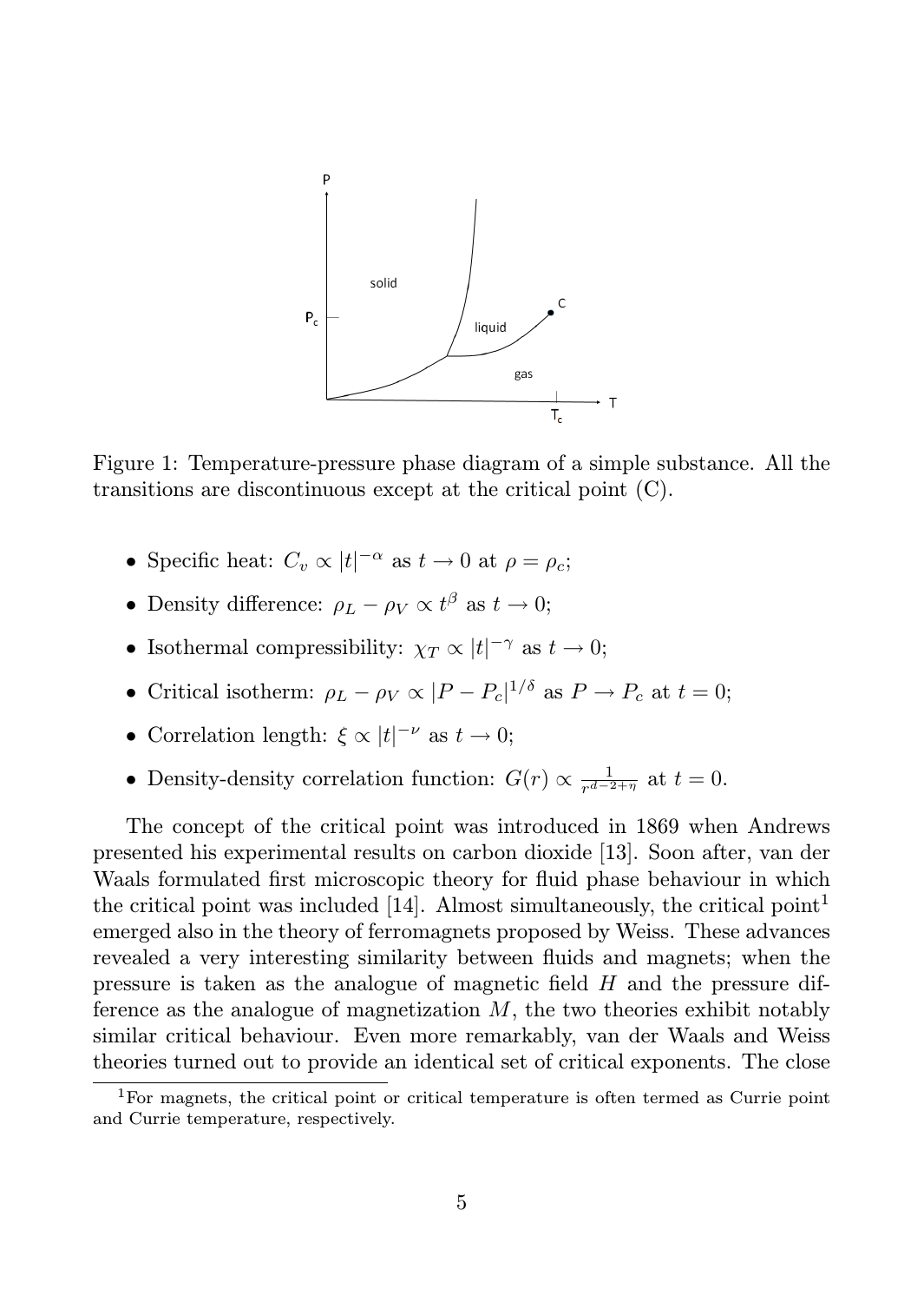Figure 1: Temperature-pressure phase diagram of a simple substance. All the transitions are discontinuous except at the critical point (C).

- Specific heat: $C_v \propto |t|^{-\alpha}$ as $t \to 0$ at $\rho = \rho_c$;
- Density difference: $\rho_L - \rho_V \propto t^{\beta}$ as $t \to 0$;
- Isothermal compressibility: $\chi_T \propto |t|^{-\gamma}$ as $t \to 0$;
- Critical isotherm: $\rho_L - \rho_V \propto |P - P_c|^{1/\delta}$ as $P \to P_c$ at $t = 0$;
- Correlation length: $\xi \propto |t|^{-\nu}$ as $t \to 0$;
- Density-density correlation function: $G(r) \propto \frac{1}{r^{d-2+\eta}}$ at $t = 0$.

The concept of the critical point was introduced in 1869 when Andrews presented his experimental results on carbon dioxide [13]. Soon after, van der Waals formulated first microscopic theory for fluid phase behaviour in which the critical point was included [14]. Almost simultaneously, the critical point[1] emerged also in the theory of ferromagnets proposed by Weiss. These advances revealed a very interesting similarity between fluids and magnets; when the pressure is taken as the analogue of magnetic field $H$ and the pressure difference as the analogue of magnetization $M$, the two theories exhibit notably similar critical behaviour. Even more remarkably, van der Waals and Weiss theories turned out to provide an identical set of critical exponents. The close

[1] For magnets, the critical point or critical temperature is often termed as Currie point and Currie temperature, respectively.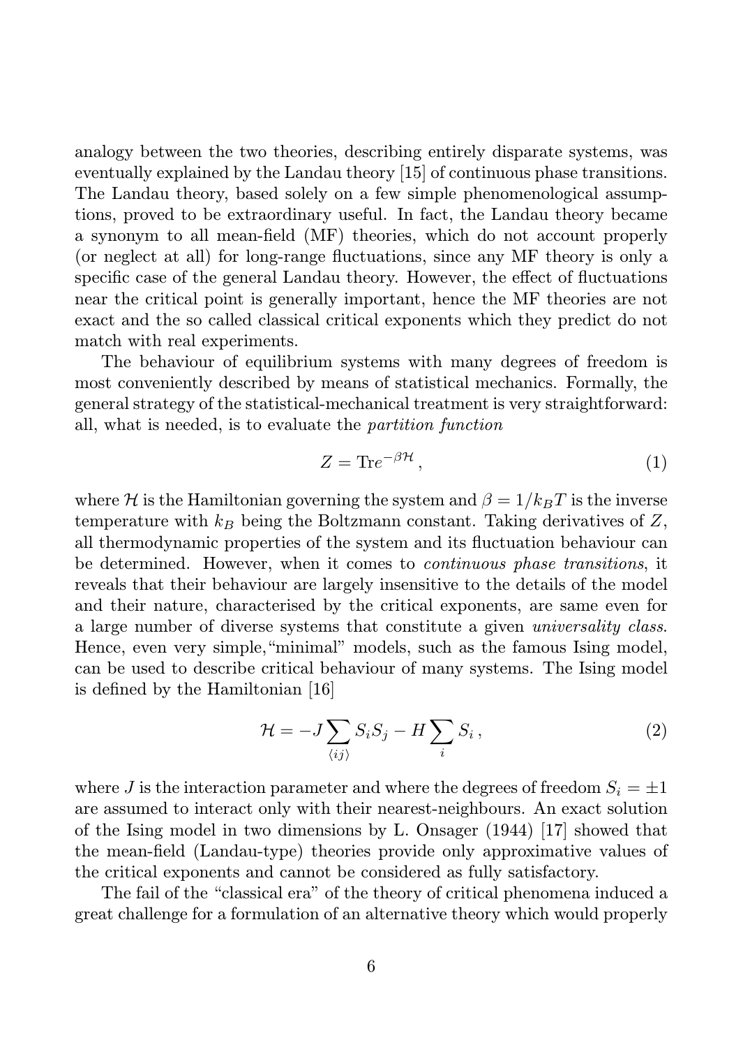analogy between the two theories, describing entirely disparate systems, was eventually explained by the Landau theory [15] of continuous phase transitions. The Landau theory, based solely on a few simple phenomenological assumptions, proved to be extraordinary useful. In fact, the Landau theory became a synonym to all mean-field (MF) theories, which do not account properly (or neglect at all) for long-range fluctuations, since any MF theory is only a specific case of the general Landau theory. However, the effect of fluctuations near the critical point is generally important, hence the MF theories are not exact and the so called classical critical exponents which they predict do not match with real experiments.

The behaviour of equilibrium systems with many degrees of freedom is most conveniently described by means of statistical mechanics. Formally, the general strategy of the statistical-mechanical treatment is very straightforward: all, what is needed, is to evaluate the *partition function*

$$Z = \mathrm{Tr} e^{-\beta \mathcal{H}}\,, \tag{1}$$

where $\mathcal{H}$ is the Hamiltonian governing the system and $\beta = 1/k_B T$ is the inverse temperature with $k_B$ being the Boltzmann constant. Taking derivatives of $Z$, all thermodynamic properties of the system and its fluctuation behaviour can be determined. However, when it comes to *continuous phase transitions*, it reveals that their behaviour are largely insensitive to the details of the model and their nature, characterised by the critical exponents, are same even for a large number of diverse systems that constitute a given *universality class*. Hence, even very simple, "minimal" models, such as the famous Ising model, can be used to describe critical behaviour of many systems. The Ising model is defined by the Hamiltonian [16]

$$\mathcal{H} = -J \sum_{\langle ij \rangle} S_i S_j - H \sum_i S_i\,, \tag{2}$$

where $J$ is the interaction parameter and where the degrees of freedom $S_i = \pm 1$ are assumed to interact only with their nearest-neighbours. An exact solution of the Ising model in two dimensions by L. Onsager (1944) [17] showed that the mean-field (Landau-type) theories provide only approximative values of the critical exponents and cannot be considered as fully satisfactory.

The fail of the "classical era" of the theory of critical phenomena induced a great challenge for a formulation of an alternative theory which would properly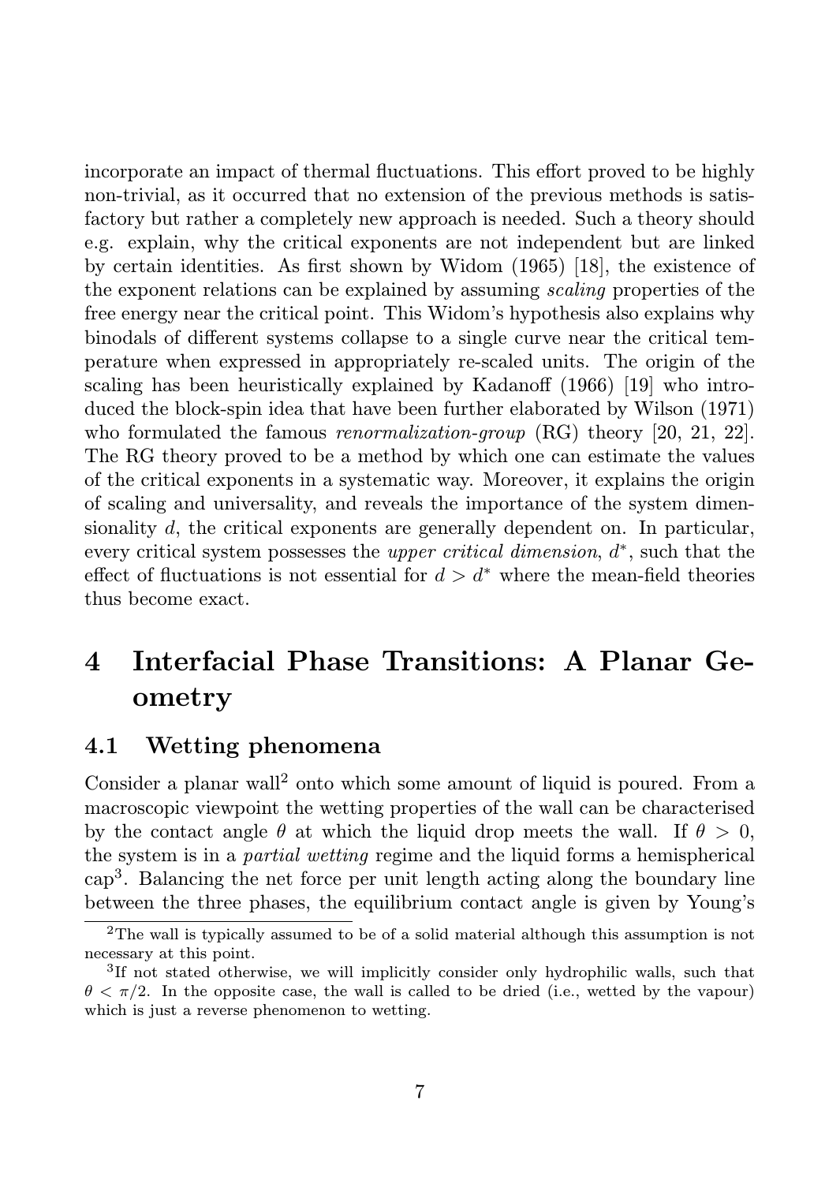incorporate an impact of thermal fluctuations. This effort proved to be highly non-trivial, as it occurred that no extension of the previous methods is satisfactory but rather a completely new approach is needed. Such a theory should e.g. explain, why the critical exponents are not independent but are linked by certain identities. As first shown by Widom (1965) [18], the existence of the exponent relations can be explained by assuming *scaling* properties of the free energy near the critical point. This Widom's hypothesis also explains why binodals of different systems collapse to a single curve near the critical temperature when expressed in appropriately re-scaled units. The origin of the scaling has been heuristically explained by Kadanoff (1966) [19] who introduced the block-spin idea that have been further elaborated by Wilson (1971) who formulated the famous *renormalization-group* (RG) theory [20, 21, 22]. The RG theory proved to be a method by which one can estimate the values of the critical exponents in a systematic way. Moreover, it explains the origin of scaling and universality, and reveals the importance of the system dimensionality $d$, the critical exponents are generally dependent on. In particular, every critical system possesses the *upper critical dimension*, $d^*$, such that the effect of fluctuations is not essential for $d > d^*$ where the mean-field theories thus become exact.

# 4 Interfacial Phase Transitions: A Planar Geometry

## 4.1 Wetting phenomena

Consider a planar wall[2] onto which some amount of liquid is poured. From a macroscopic viewpoint the wetting properties of the wall can be characterised by the contact angle $\theta$ at which the liquid drop meets the wall. If $\theta > 0$, the system is in a *partial wetting* regime and the liquid forms a hemispherical cap[3]. Balancing the net force per unit length acting along the boundary line between the three phases, the equilibrium contact angle is given by Young's

[2] The wall is typically assumed to be of a solid material although this assumption is not necessary at this point.

[3] If not stated otherwise, we will implicitly consider only hydrophilic walls, such that $\theta < \pi/2$. In the opposite case, the wall is called to be dried (i.e., wetted by the vapour) which is just a reverse phenomenon to wetting.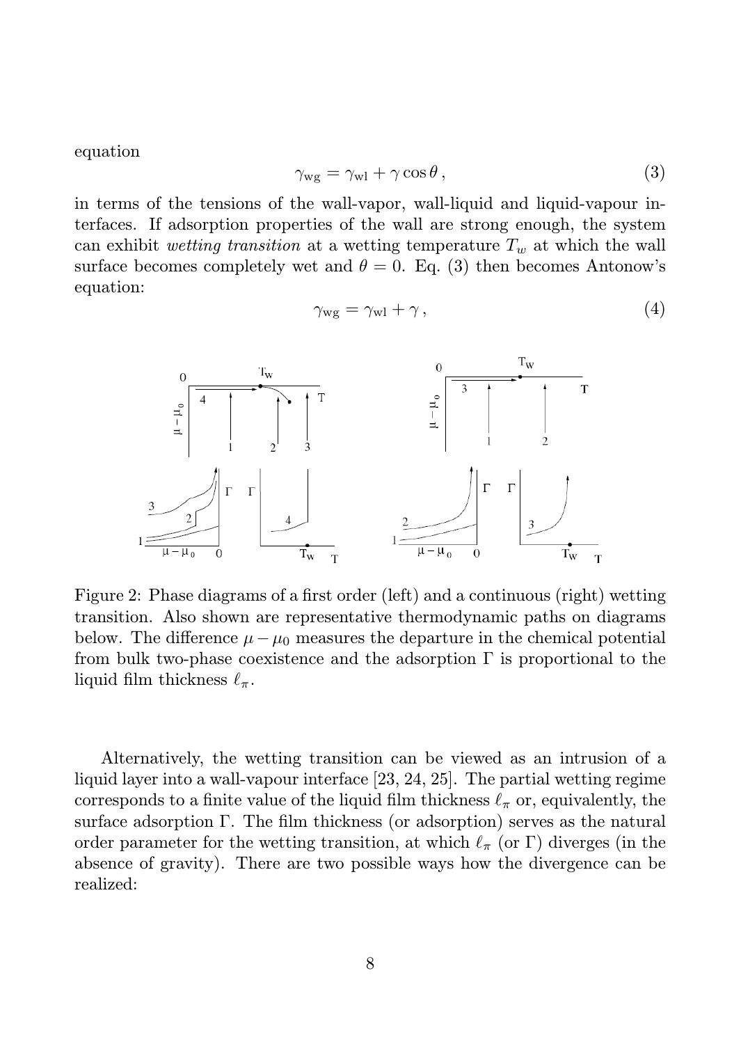equation

$$\gamma_{\rm wg} = \gamma_{\rm wl} + \gamma \cos\theta\,, \tag{3}$$

in terms of the tensions of the wall-vapor, wall-liquid and liquid-vapour interfaces. If adsorption properties of the wall are strong enough, the system can exhibit *wetting transition* at a wetting temperature $T_w$ at which the wall surface becomes completely wet and $\theta = 0$. Eq. (3) then becomes Antonow's equation:

$$\gamma_{\rm wg} = \gamma_{\rm wl} + \gamma\,, \tag{4}$$

Figure 2: Phase diagrams of a first order (left) and a continuous (right) wetting transition. Also shown are representative thermodynamic paths on diagrams below. The difference $\mu - \mu_0$ measures the departure in the chemical potential from bulk two-phase coexistence and the adsorption $\Gamma$ is proportional to the liquid film thickness $\ell_\pi$.

Alternatively, the wetting transition can be viewed as an intrusion of a liquid layer into a wall-vapour interface [23, 24, 25]. The partial wetting regime corresponds to a finite value of the liquid film thickness $\ell_\pi$ or, equivalently, the surface adsorption $\Gamma$. The film thickness (or adsorption) serves as the natural order parameter for the wetting transition, at which $\ell_\pi$ (or $\Gamma$) diverges (in the absence of gravity). There are two possible ways how the divergence can be realized: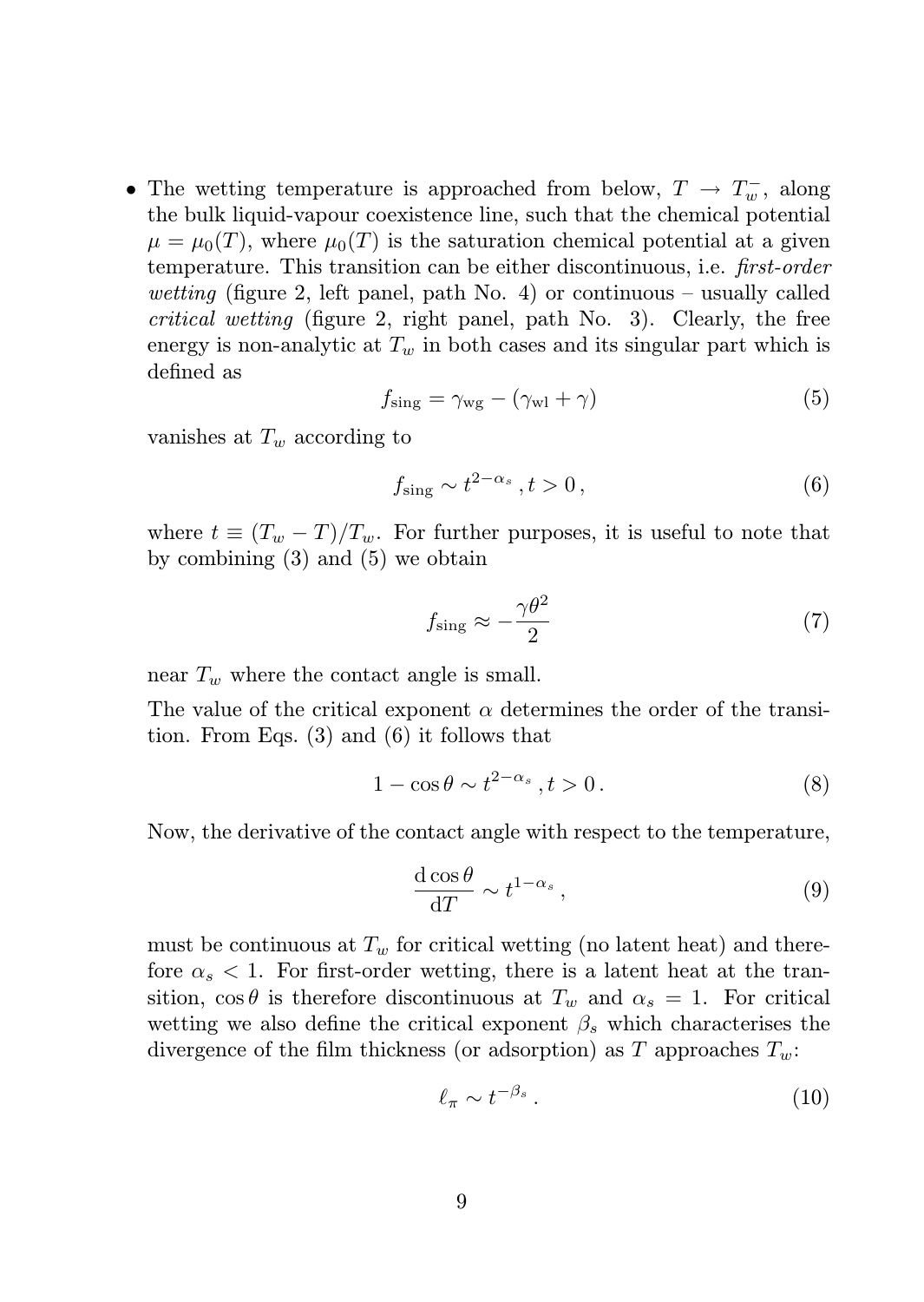- The wetting temperature is approached from below, $T \to T_w^-$, along the bulk liquid-vapour coexistence line, such that the chemical potential $\mu = \mu_0(T)$, where $\mu_0(T)$ is the saturation chemical potential at a given temperature. This transition can be either discontinuous, i.e. *first-order wetting* (figure 2, left panel, path No. 4) or continuous – usually called *critical wetting* (figure 2, right panel, path No. 3). Clearly, the free energy is non-analytic at $T_w$ in both cases and its singular part which is defined as

$$f_{\rm sing} = \gamma_{\rm wg} - (\gamma_{\rm wl} + \gamma) \tag{5}$$

vanishes at $T_w$ according to

$$f_{\rm sing} \sim t^{2-\alpha_s}\,, t > 0\,, \tag{6}$$

where $t \equiv (T_w - T)/T_w$. For further purposes, it is useful to note that by combining (3) and (5) we obtain

$$f_{\rm sing} \approx -\frac{\gamma\theta^2}{2} \tag{7}$$

near $T_w$ where the contact angle is small.

The value of the critical exponent $\alpha$ determines the order of the transition. From Eqs. (3) and (6) it follows that

$$1 - \cos\theta \sim t^{2-\alpha_s}\,, t > 0\,. \tag{8}$$

Now, the derivative of the contact angle with respect to the temperature,

$$\frac{{\rm d}\cos\theta}{{\rm d}T} \sim t^{1-\alpha_s}\,, \tag{9}$$

must be continuous at $T_w$ for critical wetting (no latent heat) and therefore $\alpha_s < 1$. For first-order wetting, there is a latent heat at the transition, $\cos\theta$ is therefore discontinuous at $T_w$ and $\alpha_s = 1$. For critical wetting we also define the critical exponent $\beta_s$ which characterises the divergence of the film thickness (or adsorption) as $T$ approaches $T_w$:

$$\ell_\pi \sim t^{-\beta_s}\,. \tag{10}$$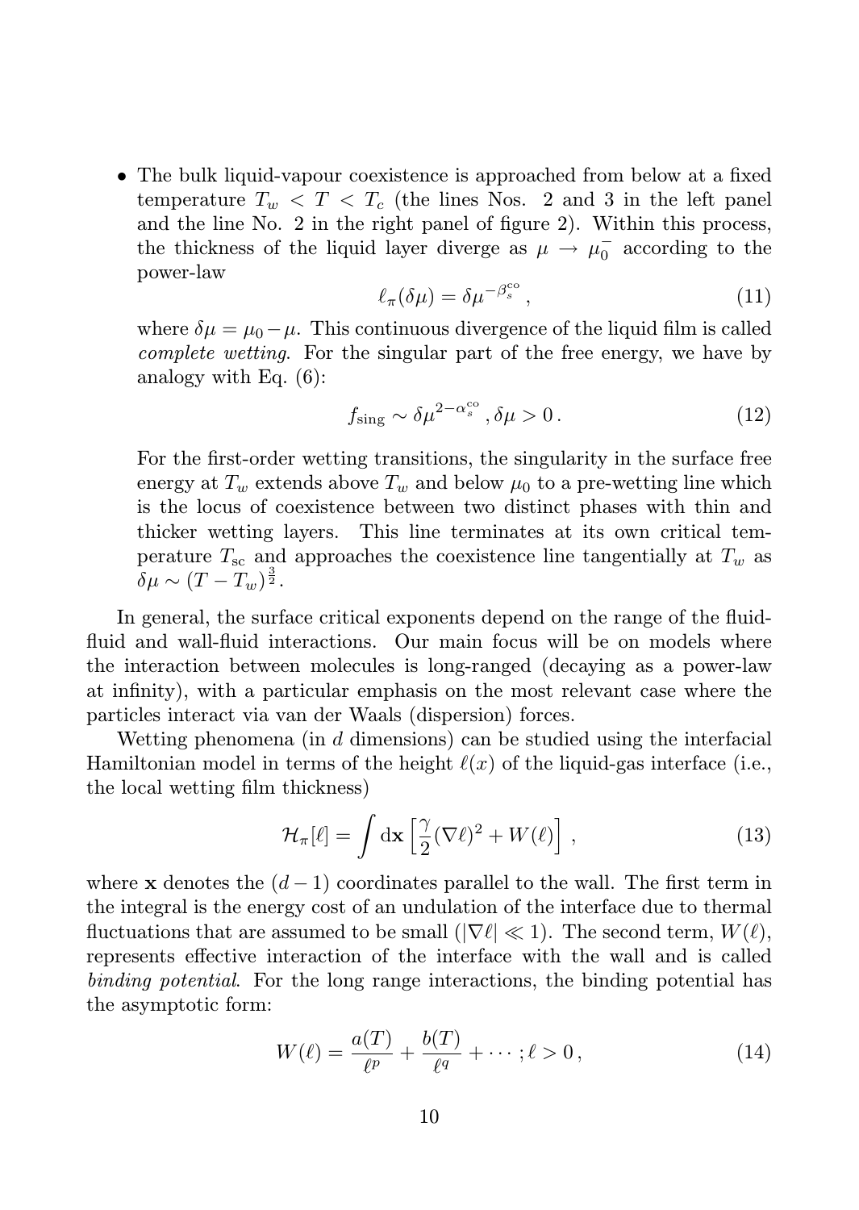- The bulk liquid-vapour coexistence is approached from below at a fixed temperature $T_w < T < T_c$ (the lines Nos. 2 and 3 in the left panel and the line No. 2 in the right panel of figure 2). Within this process, the thickness of the liquid layer diverge as $\mu \to \mu_0^-$ according to the power-law
$$\ell_\pi(\delta\mu) = \delta\mu^{-\beta_s^{\rm co}}\,, \tag{11}$$
where $\delta\mu = \mu_0 - \mu$. This continuous divergence of the liquid film is called *complete wetting*. For the singular part of the free energy, we have by analogy with Eq. (6):
$$f_{\rm sing} \sim \delta\mu^{2-\alpha_s^{\rm co}}\,, \delta\mu > 0\,. \tag{12}$$
For the first-order wetting transitions, the singularity in the surface free energy at $T_w$ extends above $T_w$ and below $\mu_0$ to a pre-wetting line which is the locus of coexistence between two distinct phases with thin and thicker wetting layers. This line terminates at its own critical temperature $T_{\rm sc}$ and approaches the coexistence line tangentially at $T_w$ as $\delta\mu \sim (T - T_w)^{\frac{3}{2}}$.

In general, the surface critical exponents depend on the range of the fluid-fluid and wall-fluid interactions. Our main focus will be on models where the interaction between molecules is long-ranged (decaying as a power-law at infinity), with a particular emphasis on the most relevant case where the particles interact via van der Waals (dispersion) forces.

Wetting phenomena (in $d$ dimensions) can be studied using the interfacial Hamiltonian model in terms of the height $\ell(x)$ of the liquid-gas interface (i.e., the local wetting film thickness)

$$\mathcal{H}_\pi[\ell] = \int {\rm d}\mathbf{x}\left[\frac{\gamma}{2}(\nabla\ell)^2 + W(\ell)\right]\,, \tag{13}$$

where $\mathbf{x}$ denotes the $(d-1)$ coordinates parallel to the wall. The first term in the integral is the energy cost of an undulation of the interface due to thermal fluctuations that are assumed to be small ($|\nabla\ell| \ll 1$). The second term, $W(\ell)$, represents effective interaction of the interface with the wall and is called *binding potential*. For the long range interactions, the binding potential has the asymptotic form:

$$W(\ell) = \frac{a(T)}{\ell^p} + \frac{b(T)}{\ell^q} + \cdots\,; \ell > 0\,, \tag{14}$$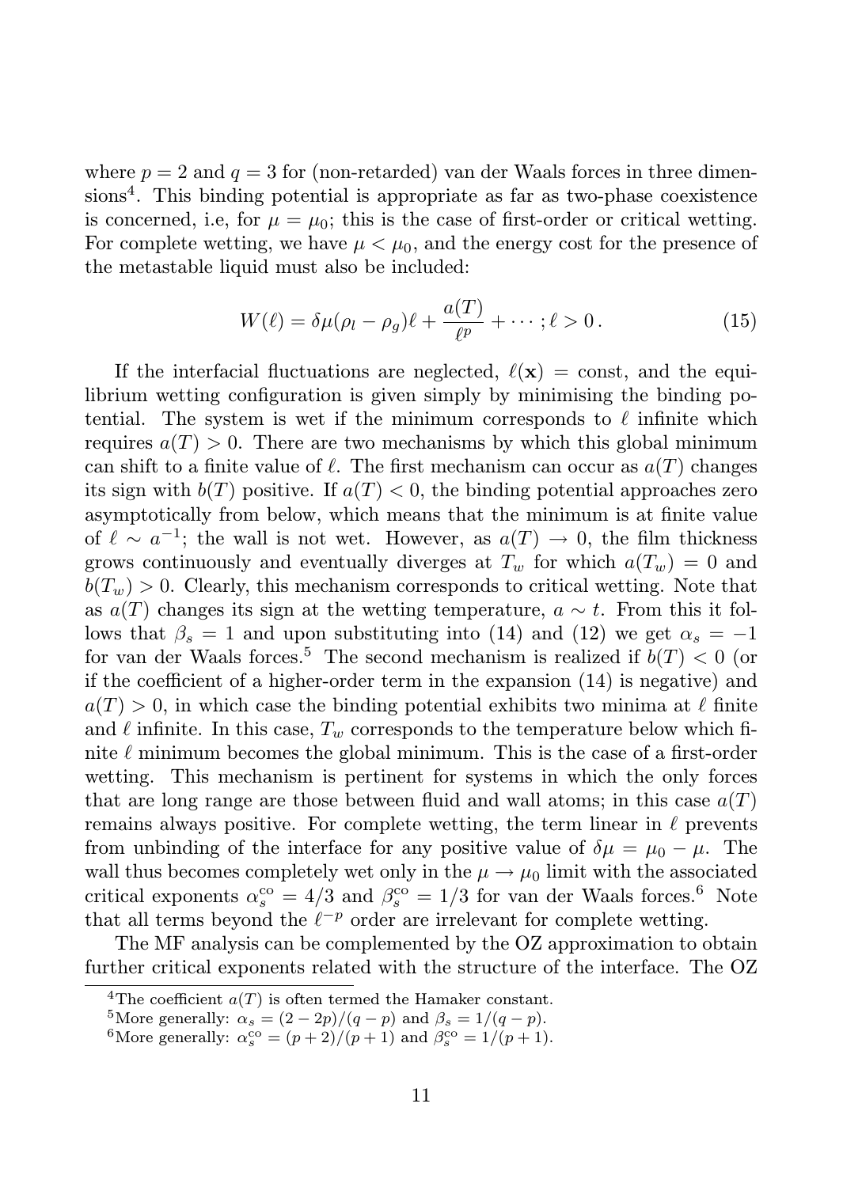where $p = 2$ and $q = 3$ for (non-retarded) van der Waals forces in three dimensions[4]. This binding potential is appropriate as far as two-phase coexistence is concerned, i.e, for $\mu = \mu_0$; this is the case of first-order or critical wetting. For complete wetting, we have $\mu < \mu_0$, and the energy cost for the presence of the metastable liquid must also be included:

$$W(\ell) = \delta\mu(\rho_l - \rho_g)\ell + \frac{a(T)}{\ell^p} + \cdots ; \ell > 0 \,. \tag{15}$$

If the interfacial fluctuations are neglected, $\ell(\mathbf{x}) = \text{const}$, and the equilibrium wetting configuration is given simply by minimising the binding potential. The system is wet if the minimum corresponds to $\ell$ infinite which requires $a(T) > 0$. There are two mechanisms by which this global minimum can shift to a finite value of $\ell$. The first mechanism can occur as $a(T)$ changes its sign with $b(T)$ positive. If $a(T) < 0$, the binding potential approaches zero asymptotically from below, which means that the minimum is at finite value of $\ell \sim a^{-1}$; the wall is not wet. However, as $a(T) \to 0$, the film thickness grows continuously and eventually diverges at $T_w$ for which $a(T_w) = 0$ and $b(T_w) > 0$. Clearly, this mechanism corresponds to critical wetting. Note that as $a(T)$ changes its sign at the wetting temperature, $a \sim t$. From this it follows that $\beta_s = 1$ and upon substituting into (14) and (12) we get $\alpha_s = -1$ for van der Waals forces.[5] The second mechanism is realized if $b(T) < 0$ (or if the coefficient of a higher-order term in the expansion (14) is negative) and $a(T) > 0$, in which case the binding potential exhibits two minima at $\ell$ finite and $\ell$ infinite. In this case, $T_w$ corresponds to the temperature below which finite $\ell$ minimum becomes the global minimum. This is the case of a first-order wetting. This mechanism is pertinent for systems in which the only forces that are long range are those between fluid and wall atoms; in this case $a(T)$ remains always positive. For complete wetting, the term linear in $\ell$ prevents from unbinding of the interface for any positive value of $\delta\mu = \mu_0 - \mu$. The wall thus becomes completely wet only in the $\mu \to \mu_0$ limit with the associated critical exponents $\alpha_s^{\rm co} = 4/3$ and $\beta_s^{\rm co} = 1/3$ for van der Waals forces.[6] Note that all terms beyond the $\ell^{-p}$ order are irrelevant for complete wetting.

The MF analysis can be complemented by the OZ approximation to obtain further critical exponents related with the structure of the interface. The OZ

[4] The coefficient $a(T)$ is often termed the Hamaker constant.

[5] More generally: $\alpha_s = (2 - 2p)/(q - p)$ and $\beta_s = 1/(q - p)$.

[6] More generally: $\alpha_s^{\rm co} = (p + 2)/(p + 1)$ and $\beta_s^{\rm co} = 1/(p + 1)$.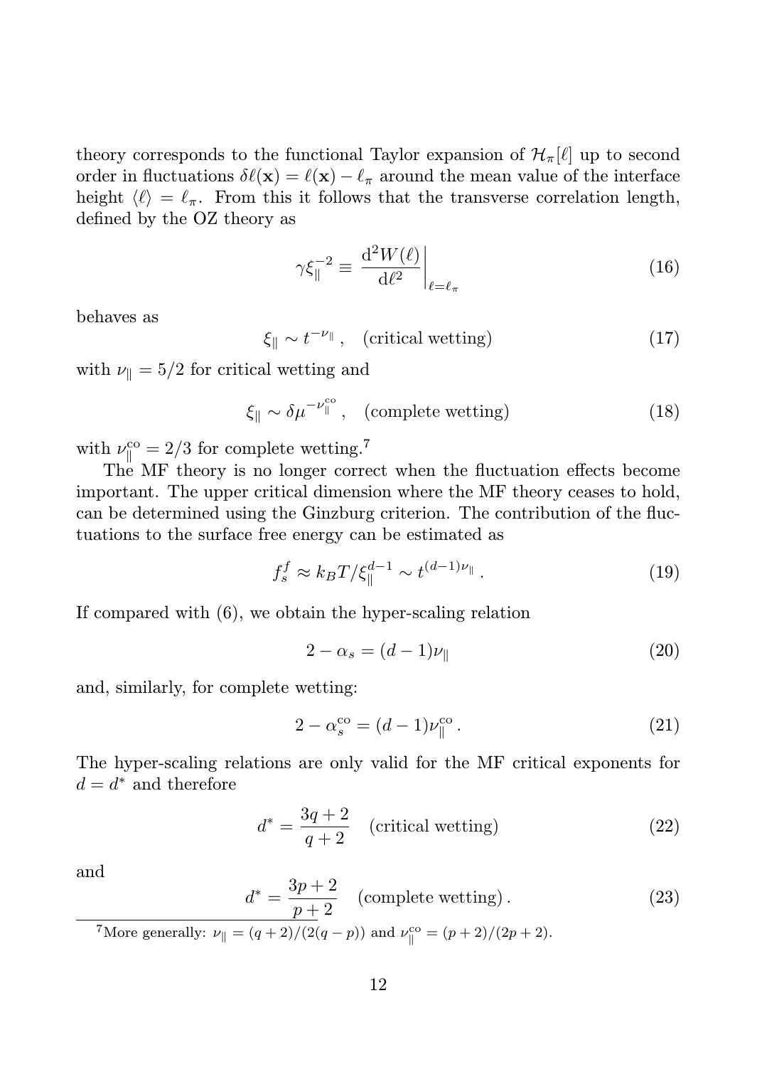theory corresponds to the functional Taylor expansion of $\mathcal{H}_\pi[\ell]$ up to second order in fluctuations $\delta\ell(\mathbf{x}) = \ell(\mathbf{x}) - \ell_\pi$ around the mean value of the interface height $\langle \ell \rangle = \ell_\pi$. From this it follows that the transverse correlation length, defined by the OZ theory as

$$\gamma \xi_\parallel^{-2} \equiv \left. \frac{\mathrm{d}^2 W(\ell)}{\mathrm{d}\ell^2} \right|_{\ell=\ell_\pi} \tag{16}$$

behaves as

$$\xi_\parallel \sim t^{-\nu_\parallel}\,, \quad \text{(critical wetting)} \tag{17}$$

with $\nu_\parallel = 5/2$ for critical wetting and

$$\xi_\parallel \sim \delta\mu^{-\nu_\parallel^{\mathrm{co}}}\,, \quad \text{(complete wetting)} \tag{18}$$

with $\nu_\parallel^{\mathrm{co}} = 2/3$ for complete wetting.[7]

The MF theory is no longer correct when the fluctuation effects become important. The upper critical dimension where the MF theory ceases to hold, can be determined using the Ginzburg criterion. The contribution of the fluctuations to the surface free energy can be estimated as

$$f_s^f \approx k_B T/\xi_\parallel^{d-1} \sim t^{(d-1)\nu_\parallel}\,. \tag{19}$$

If compared with (6), we obtain the hyper-scaling relation

$$2 - \alpha_s = (d-1)\nu_\parallel \tag{20}$$

and, similarly, for complete wetting:

$$2 - \alpha_s^{\mathrm{co}} = (d-1)\nu_\parallel^{\mathrm{co}}\,. \tag{21}$$

The hyper-scaling relations are only valid for the MF critical exponents for $d = d^*$ and therefore

$$d^* = \frac{3q+2}{q+2} \quad \text{(critical wetting)} \tag{22}$$

and

$$d^* = \frac{3p+2}{p+2} \quad \text{(complete wetting)}\,. \tag{23}$$

[7] More generally: $\nu_\parallel = (q+2)/(2(q-p))$ and $\nu_\parallel^{\mathrm{co}} = (p+2)/(2p+2)$.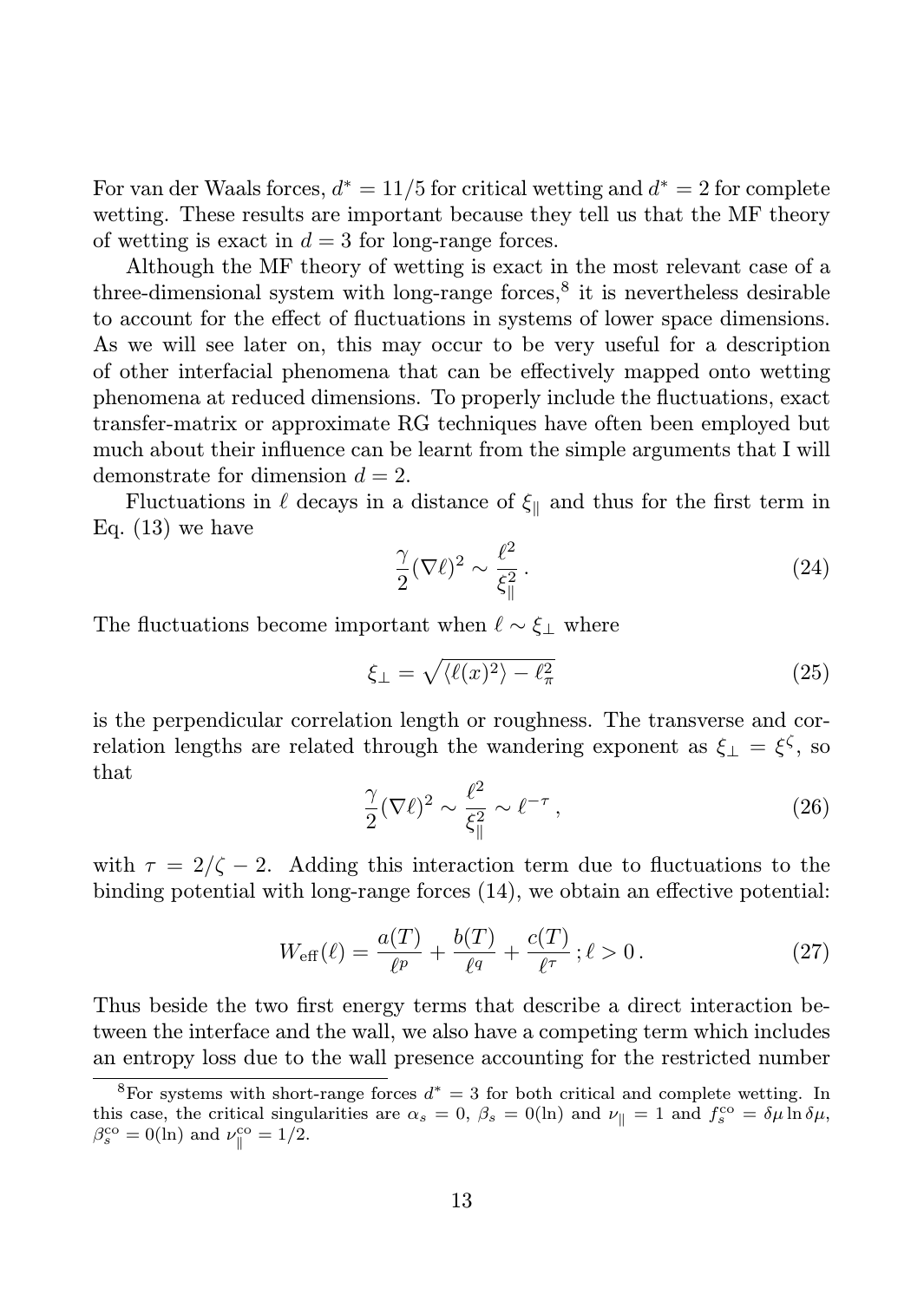For van der Waals forces, $d^* = 11/5$ for critical wetting and $d^* = 2$ for complete wetting. These results are important because they tell us that the MF theory of wetting is exact in $d = 3$ for long-range forces.

Although the MF theory of wetting is exact in the most relevant case of a three-dimensional system with long-range forces,[8] it is nevertheless desirable to account for the effect of fluctuations in systems of lower space dimensions. As we will see later on, this may occur to be very useful for a description of other interfacial phenomena that can be effectively mapped onto wetting phenomena at reduced dimensions. To properly include the fluctuations, exact transfer-matrix or approximate RG techniques have often been employed but much about their influence can be learnt from the simple arguments that I will demonstrate for dimension $d = 2$.

Fluctuations in $\ell$ decays in a distance of $\xi_\parallel$ and thus for the first term in Eq. (13) we have

$$\frac{\gamma}{2}(\nabla\ell)^2 \sim \frac{\ell^2}{\xi_\parallel^2}\,. \tag{24}$$

The fluctuations become important when $\ell \sim \xi_\perp$ where

$$\xi_\perp = \sqrt{\langle \ell(x)^2 \rangle - \ell_\pi^2} \tag{25}$$

is the perpendicular correlation length or roughness. The transverse and correlation lengths are related through the wandering exponent as $\xi_\perp = \xi^\zeta$, so that

$$\frac{\gamma}{2}(\nabla\ell)^2 \sim \frac{\ell^2}{\xi_\parallel^2} \sim \ell^{-\tau}\,, \tag{26}$$

with $\tau = 2/\zeta - 2$. Adding this interaction term due to fluctuations to the binding potential with long-range forces (14), we obtain an effective potential:

$$W_{\text{eff}}(\ell) = \frac{a(T)}{\ell^p} + \frac{b(T)}{\ell^q} + \frac{c(T)}{\ell^\tau}\,; \ell > 0\,. \tag{27}$$

Thus beside the two first energy terms that describe a direct interaction between the interface and the wall, we also have a competing term which includes an entropy loss due to the wall presence accounting for the restricted number

[8] For systems with short-range forces $d^* = 3$ for both critical and complete wetting. In this case, the critical singularities are $\alpha_s = 0$, $\beta_s = 0(\ln)$ and $\nu_\parallel = 1$ and $f_s^{\text{co}} = \delta\mu \ln \delta\mu$, $\beta_s^{\text{co}} = 0(\ln)$ and $\nu_\parallel^{\text{co}} = 1/2$.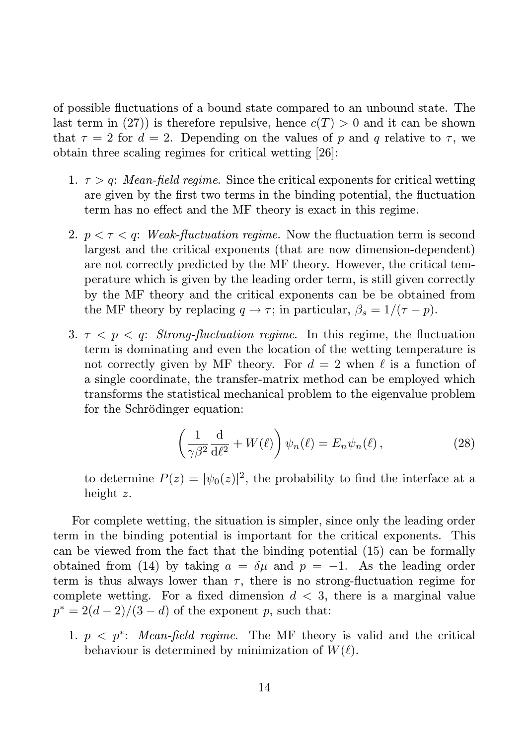of possible fluctuations of a bound state compared to an unbound state. The last term in (27)) is therefore repulsive, hence $c(T) > 0$ and it can be shown that $\tau = 2$ for $d = 2$. Depending on the values of $p$ and $q$ relative to $\tau$, we obtain three scaling regimes for critical wetting [26]:

1. $\tau > q$: *Mean-field regime.* Since the critical exponents for critical wetting are given by the first two terms in the binding potential, the fluctuation term has no effect and the MF theory is exact in this regime.

2. $p < \tau < q$: *Weak-fluctuation regime.* Now the fluctuation term is second largest and the critical exponents (that are now dimension-dependent) are not correctly predicted by the MF theory. However, the critical temperature which is given by the leading order term, is still given correctly by the MF theory and the critical exponents can be be obtained from the MF theory by replacing $q \to \tau$; in particular, $\beta_s = 1/(\tau - p)$.

3. $\tau < p < q$: *Strong-fluctuation regime.* In this regime, the fluctuation term is dominating and even the location of the wetting temperature is not correctly given by MF theory. For $d = 2$ when $\ell$ is a function of a single coordinate, the transfer-matrix method can be employed which transforms the statistical mechanical problem to the eigenvalue problem for the Schrödinger equation:

$$\left( \frac{1}{\gamma \beta^2} \frac{\mathrm{d}}{\mathrm{d}\ell^2} + W(\ell) \right) \psi_n(\ell) = E_n \psi_n(\ell) \,, \tag{28}$$

   to determine $P(z) = |\psi_0(z)|^2$, the probability to find the interface at a height $z$.

For complete wetting, the situation is simpler, since only the leading order term in the binding potential is important for the critical exponents. This can be viewed from the fact that the binding potential (15) can be formally obtained from (14) by taking $a = \delta\mu$ and $p = -1$. As the leading order term is thus always lower than $\tau$, there is no strong-fluctuation regime for complete wetting. For a fixed dimension $d < 3$, there is a marginal value $p^* = 2(d-2)/(3-d)$ of the exponent $p$, such that:

1. $p < p^*$: *Mean-field regime.* The MF theory is valid and the critical behaviour is determined by minimization of $W(\ell)$.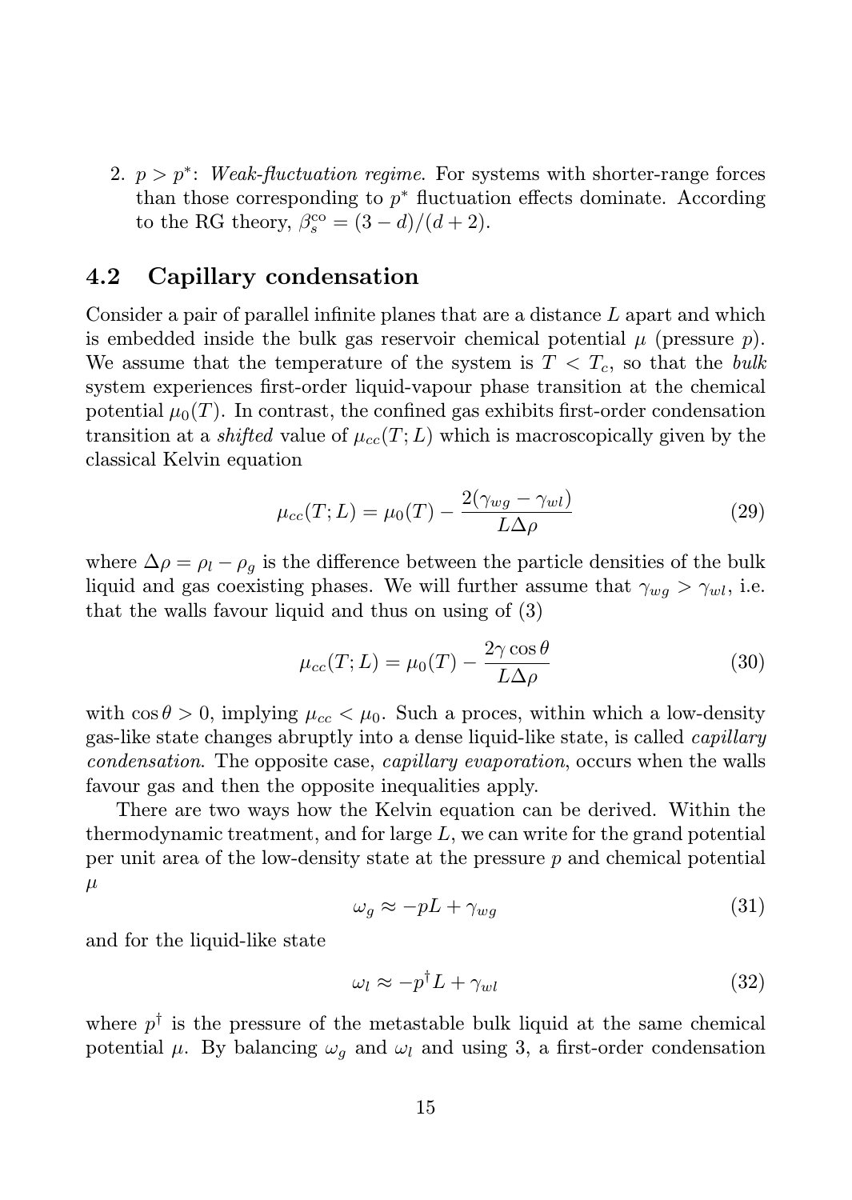2. $p > p^*$: *Weak-fluctuation regime*. For systems with shorter-range forces than those corresponding to $p^*$ fluctuation effects dominate. According to the RG theory, $\beta_s^{co} = (3-d)/(d+2)$.

## 4.2 Capillary condensation

Consider a pair of parallel infinite planes that are a distance $L$ apart and which is embedded inside the bulk gas reservoir chemical potential $\mu$ (pressure $p$). We assume that the temperature of the system is $T < T_c$, so that the *bulk* system experiences first-order liquid-vapour phase transition at the chemical potential $\mu_0(T)$. In contrast, the confined gas exhibits first-order condensation transition at a *shifted* value of $\mu_{cc}(T;L)$ which is macroscopically given by the classical Kelvin equation

$$\mu_{cc}(T;L) = \mu_0(T) - \frac{2(\gamma_{wg} - \gamma_{wl})}{L\Delta\rho} \tag{29}$$

where $\Delta\rho = \rho_l - \rho_g$ is the difference between the particle densities of the bulk liquid and gas coexisting phases. We will further assume that $\gamma_{wg} > \gamma_{wl}$, i.e. that the walls favour liquid and thus on using of (3)

$$\mu_{cc}(T;L) = \mu_0(T) - \frac{2\gamma\cos\theta}{L\Delta\rho} \tag{30}$$

with $\cos\theta > 0$, implying $\mu_{cc} < \mu_0$. Such a proces, within which a low-density gas-like state changes abruptly into a dense liquid-like state, is called *capillary condensation*. The opposite case, *capillary evaporation*, occurs when the walls favour gas and then the opposite inequalities apply.

There are two ways how the Kelvin equation can be derived. Within the thermodynamic treatment, and for large $L$, we can write for the grand potential per unit area of the low-density state at the pressure $p$ and chemical potential $\mu$

$$\omega_g \approx -pL + \gamma_{wg} \tag{31}$$

and for the liquid-like state

$$\omega_l \approx -p^\dagger L + \gamma_{wl} \tag{32}$$

where $p^\dagger$ is the pressure of the metastable bulk liquid at the same chemical potential $\mu$. By balancing $\omega_g$ and $\omega_l$ and using 3, a first-order condensation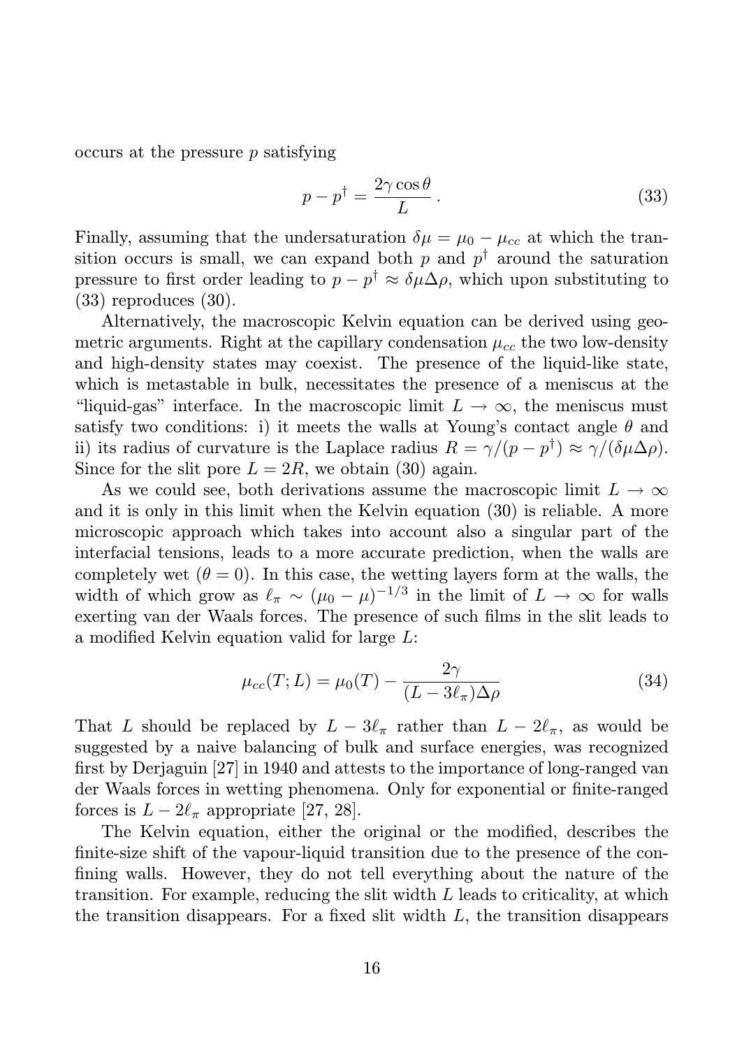occurs at the pressure $p$ satisfying

$$p - p^\dagger = \frac{2\gamma \cos\theta}{L}\,. \tag{33}$$

Finally, assuming that the undersaturation $\delta\mu = \mu_0 - \mu_{cc}$ at which the transition occurs is small, we can expand both $p$ and $p^\dagger$ around the saturation pressure to first order leading to $p - p^\dagger \approx \delta\mu\Delta\rho$, which upon substituting to (33) reproduces (30).

Alternatively, the macroscopic Kelvin equation can be derived using geometric arguments. Right at the capillary condensation $\mu_{cc}$ the two low-density and high-density states may coexist. The presence of the liquid-like state, which is metastable in bulk, necessitates the presence of a meniscus at the "liquid-gas" interface. In the macroscopic limit $L \to \infty$, the meniscus must satisfy two conditions: i) it meets the walls at Young's contact angle $\theta$ and ii) its radius of curvature is the Laplace radius $R = \gamma/(p - p^\dagger) \approx \gamma/(\delta\mu\Delta\rho)$. Since for the slit pore $L = 2R$, we obtain (30) again.

As we could see, both derivations assume the macroscopic limit $L \to \infty$ and it is only in this limit when the Kelvin equation (30) is reliable. A more microscopic approach which takes into account also a singular part of the interfacial tensions, leads to a more accurate prediction, when the walls are completely wet ($\theta = 0$). In this case, the wetting layers form at the walls, the width of which grow as $\ell_\pi \sim (\mu_0 - \mu)^{-1/3}$ in the limit of $L \to \infty$ for walls exerting van der Waals forces. The presence of such films in the slit leads to a modified Kelvin equation valid for large $L$:

$$\mu_{cc}(T; L) = \mu_0(T) - \frac{2\gamma}{(L - 3\ell_\pi)\Delta\rho} \tag{34}$$

That $L$ should be replaced by $L - 3\ell_\pi$ rather than $L - 2\ell_\pi$, as would be suggested by a naive balancing of bulk and surface energies, was recognized first by Derjaguin [27] in 1940 and attests to the importance of long-ranged van der Waals forces in wetting phenomena. Only for exponential or finite-ranged forces is $L - 2\ell_\pi$ appropriate [27, 28].

The Kelvin equation, either the original or the modified, describes the finite-size shift of the vapour-liquid transition due to the presence of the confining walls. However, they do not tell everything about the nature of the transition. For example, reducing the slit width $L$ leads to criticality, at which the transition disappears. For a fixed slit width $L$, the transition disappears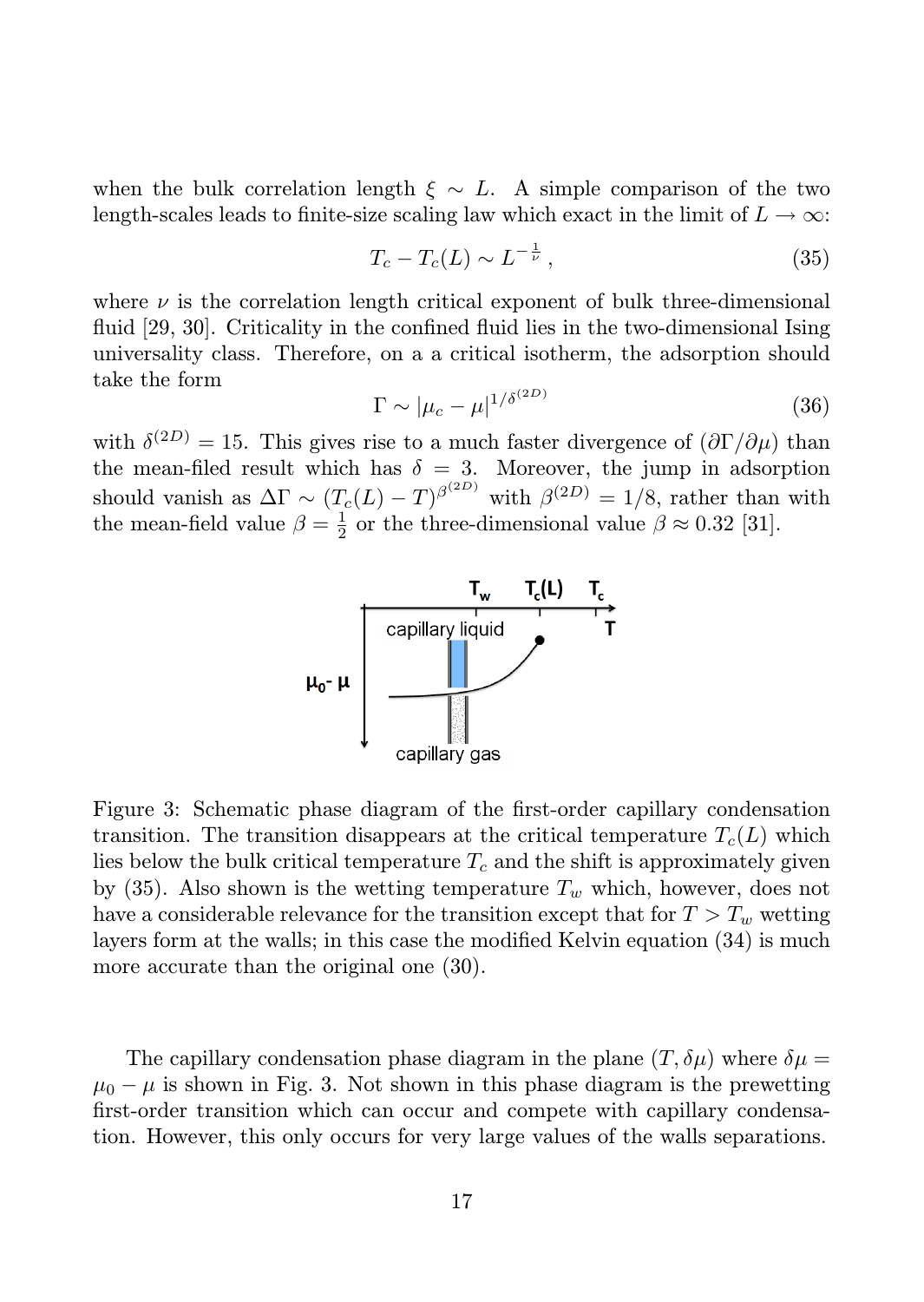when the bulk correlation length $\xi \sim L$. A simple comparison of the two length-scales leads to finite-size scaling law which exact in the limit of $L \to \infty$:

$$T_c - T_c(L) \sim L^{-\frac{1}{\nu}}, \tag{35}$$

where $\nu$ is the correlation length critical exponent of bulk three-dimensional fluid [29, 30]. Criticality in the confined fluid lies in the two-dimensional Ising universality class. Therefore, on a a critical isotherm, the adsorption should take the form

$$\Gamma \sim |\mu_c - \mu|^{1/\delta^{(2D)}} \tag{36}$$

with $\delta^{(2D)} = 15$. This gives rise to a much faster divergence of $(\partial\Gamma/\partial\mu)$ than the mean-filed result which has $\delta = 3$. Moreover, the jump in adsorption should vanish as $\Delta\Gamma \sim (T_c(L) - T)^{\beta^{(2D)}}$ with $\beta^{(2D)} = 1/8$, rather than with the mean-field value $\beta = \frac{1}{2}$ or the three-dimensional value $\beta \approx 0.32$ [31].

Figure 3: Schematic phase diagram of the first-order capillary condensation transition. The transition disappears at the critical temperature $T_c(L)$ which lies below the bulk critical temperature $T_c$ and the shift is approximately given by (35). Also shown is the wetting temperature $T_w$ which, however, does not have a considerable relevance for the transition except that for $T > T_w$ wetting layers form at the walls; in this case the modified Kelvin equation (34) is much more accurate than the original one (30).

The capillary condensation phase diagram in the plane $(T, \delta\mu)$ where $\delta\mu = \mu_0 - \mu$ is shown in Fig. 3. Not shown in this phase diagram is the prewetting first-order transition which can occur and compete with capillary condensation. However, this only occurs for very large values of the walls separations.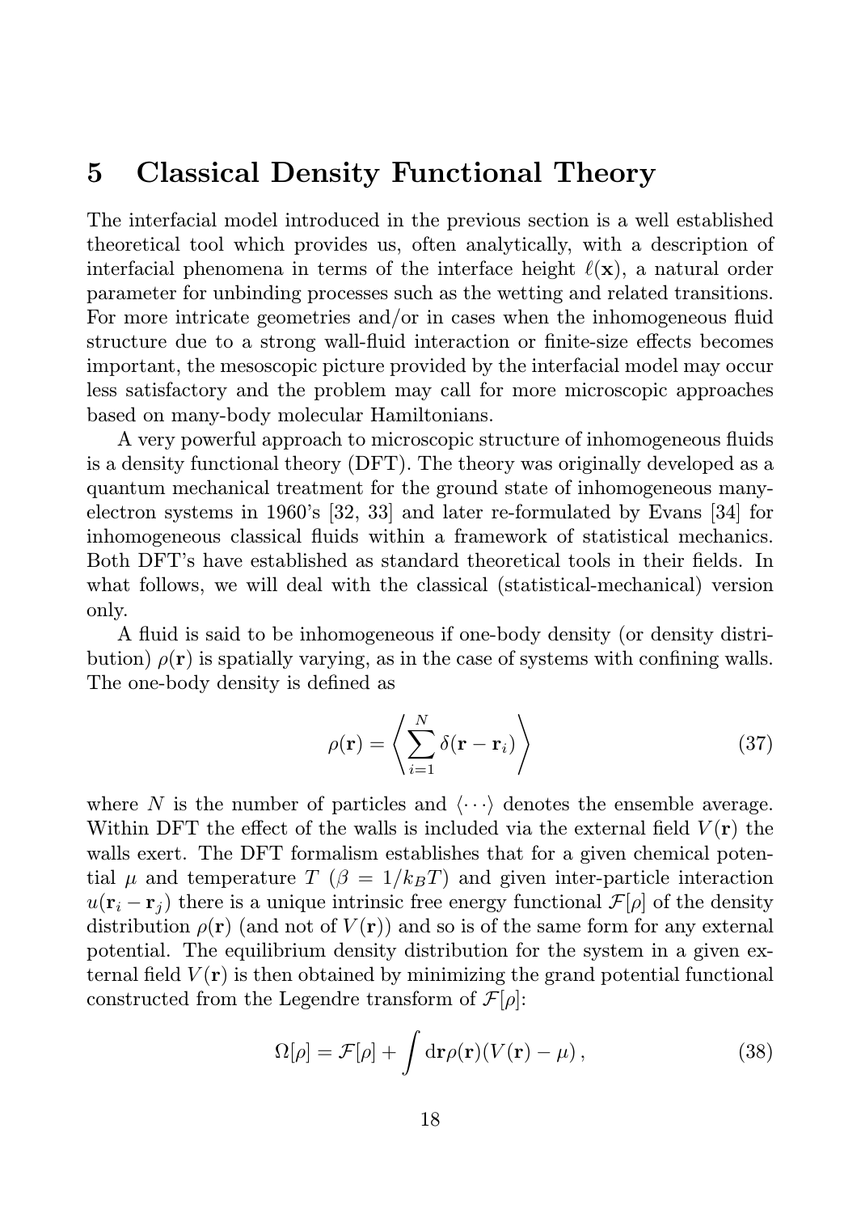## 5 Classical Density Functional Theory

The interfacial model introduced in the previous section is a well established theoretical tool which provides us, often analytically, with a description of interfacial phenomena in terms of the interface height $\ell(\mathbf{x})$, a natural order parameter for unbinding processes such as the wetting and related transitions. For more intricate geometries and/or in cases when the inhomogeneous fluid structure due to a strong wall-fluid interaction or finite-size effects becomes important, the mesoscopic picture provided by the interfacial model may occur less satisfactory and the problem may call for more microscopic approaches based on many-body molecular Hamiltonians.

A very powerful approach to microscopic structure of inhomogeneous fluids is a density functional theory (DFT). The theory was originally developed as a quantum mechanical treatment for the ground state of inhomogeneous many-electron systems in 1960's [32, 33] and later re-formulated by Evans [34] for inhomogeneous classical fluids within a framework of statistical mechanics. Both DFT's have established as standard theoretical tools in their fields. In what follows, we will deal with the classical (statistical-mechanical) version only.

A fluid is said to be inhomogeneous if one-body density (or density distribution) $\rho(\mathbf{r})$ is spatially varying, as in the case of systems with confining walls. The one-body density is defined as

$$\rho(\mathbf{r}) = \left\langle \sum_{i=1}^{N} \delta(\mathbf{r} - \mathbf{r}_i) \right\rangle \tag{37}$$

where $N$ is the number of particles and $\langle \cdots \rangle$ denotes the ensemble average. Within DFT the effect of the walls is included via the external field $V(\mathbf{r})$ the walls exert. The DFT formalism establishes that for a given chemical potential $\mu$ and temperature $T$ ($\beta = 1/k_BT$) and given inter-particle interaction $u(\mathbf{r}_i - \mathbf{r}_j)$ there is a unique intrinsic free energy functional $\mathcal{F}[\rho]$ of the density distribution $\rho(\mathbf{r})$ (and not of $V(\mathbf{r})$) and so is of the same form for any external potential. The equilibrium density distribution for the system in a given external field $V(\mathbf{r})$ is then obtained by minimizing the grand potential functional constructed from the Legendre transform of $\mathcal{F}[\rho]$:

$$\Omega[\rho] = \mathcal{F}[\rho] + \int \mathrm{d}\mathbf{r} \rho(\mathbf{r})(V(\mathbf{r}) - \mu)\,, \tag{38}$$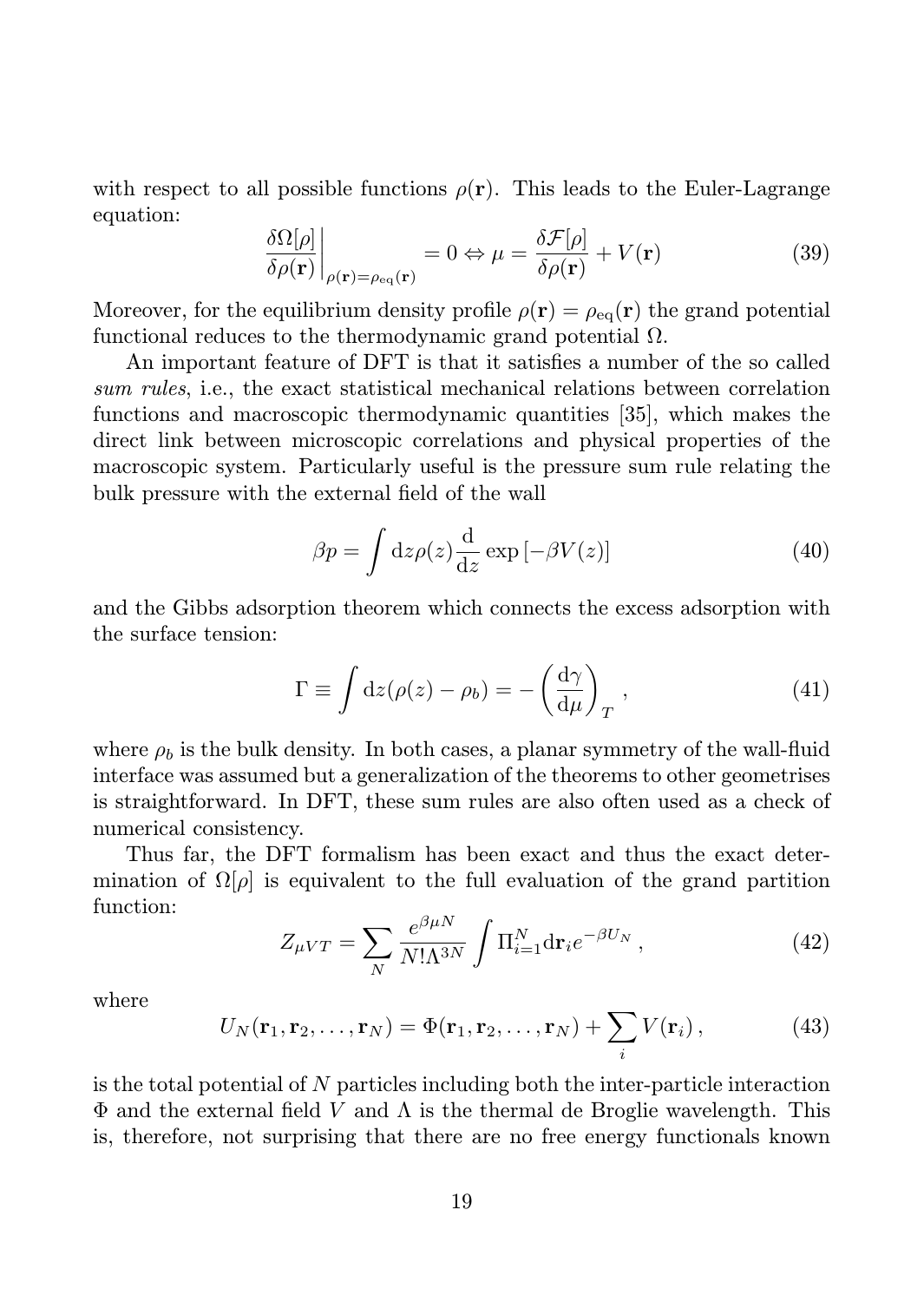with respect to all possible functions $\rho(\mathbf{r})$. This leads to the Euler-Lagrange equation:

$$\left.\frac{\delta\Omega[\rho]}{\delta\rho(\mathbf{r})}\right|_{\rho(\mathbf{r})=\rho_{\rm eq}(\mathbf{r})}=0\Leftrightarrow\mu=\frac{\delta\mathcal{F}[\rho]}{\delta\rho(\mathbf{r})}+V(\mathbf{r}) \tag{39}$$

Moreover, for the equilibrium density profile $\rho(\mathbf{r})=\rho_{\rm eq}(\mathbf{r})$ the grand potential functional reduces to the thermodynamic grand potential $\Omega$.

An important feature of DFT is that it satisfies a number of the so called *sum rules*, i.e., the exact statistical mechanical relations between correlation functions and macroscopic thermodynamic quantities [35], which makes the direct link between microscopic correlations and physical properties of the macroscopic system. Particularly useful is the pressure sum rule relating the bulk pressure with the external field of the wall

$$\beta p=\int {\rm d}z\rho(z)\frac{\rm d}{{\rm d}z}\exp\left[-\beta V(z)\right] \tag{40}$$

and the Gibbs adsorption theorem which connects the excess adsorption with the surface tension:

$$\Gamma\equiv\int {\rm d}z(\rho(z)-\rho_b)=-\left(\frac{{\rm d}\gamma}{{\rm d}\mu}\right)_T\,, \tag{41}$$

where $\rho_b$ is the bulk density. In both cases, a planar symmetry of the wall-fluid interface was assumed but a generalization of the theorems to other geometrises is straightforward. In DFT, these sum rules are also often used as a check of numerical consistency.

Thus far, the DFT formalism has been exact and thus the exact determination of $\Omega[\rho]$ is equivalent to the full evaluation of the grand partition function:

$$Z_{\mu VT}=\sum_N\frac{e^{\beta\mu N}}{N!\Lambda^{3N}}\int\Pi_{i=1}^N{\rm d}\mathbf{r}_ie^{-\beta U_N}\,, \tag{42}$$

where

$$U_N(\mathbf{r}_1,\mathbf{r}_2,\ldots,\mathbf{r}_N)=\Phi(\mathbf{r}_1,\mathbf{r}_2,\ldots,\mathbf{r}_N)+\sum_i V(\mathbf{r}_i)\,, \tag{43}$$

is the total potential of $N$ particles including both the inter-particle interaction $\Phi$ and the external field $V$ and $\Lambda$ is the thermal de Broglie wavelength. This is, therefore, not surprising that there are no free energy functionals known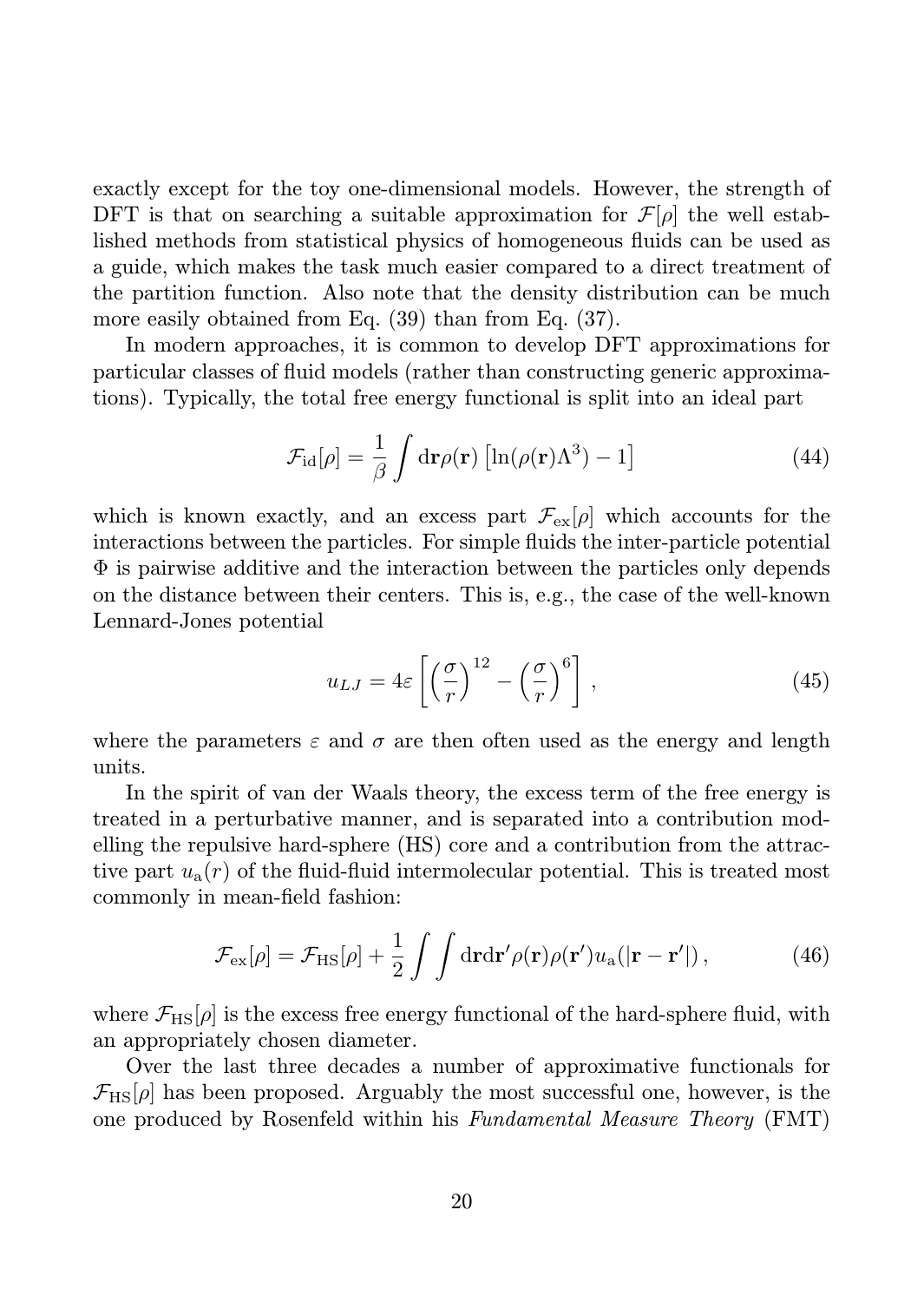exactly except for the toy one-dimensional models. However, the strength of DFT is that on searching a suitable approximation for $\mathcal{F}[\rho]$ the well established methods from statistical physics of homogeneous fluids can be used as a guide, which makes the task much easier compared to a direct treatment of the partition function. Also note that the density distribution can be much more easily obtained from Eq. (39) than from Eq. (37).

In modern approaches, it is common to develop DFT approximations for particular classes of fluid models (rather than constructing generic approximations). Typically, the total free energy functional is split into an ideal part

$$\mathcal{F}_{\mathrm{id}}[\rho] = \frac{1}{\beta} \int \mathrm{d}\mathbf{r} \rho(\mathbf{r}) \left[ \ln(\rho(\mathbf{r})\Lambda^3) - 1 \right] \tag{44}$$

which is known exactly, and an excess part $\mathcal{F}_{\mathrm{ex}}[\rho]$ which accounts for the interactions between the particles. For simple fluids the inter-particle potential $\Phi$ is pairwise additive and the interaction between the particles only depends on the distance between their centers. This is, e.g., the case of the well-known Lennard-Jones potential

$$u_{LJ} = 4\varepsilon \left[ \left( \frac{\sigma}{r} \right)^{12} - \left( \frac{\sigma}{r} \right)^{6} \right], \tag{45}$$

where the parameters $\varepsilon$ and $\sigma$ are then often used as the energy and length units.

In the spirit of van der Waals theory, the excess term of the free energy is treated in a perturbative manner, and is separated into a contribution modelling the repulsive hard-sphere (HS) core and a contribution from the attractive part $u_{\mathrm{a}}(r)$ of the fluid-fluid intermolecular potential. This is treated most commonly in mean-field fashion:

$$\mathcal{F}_{\mathrm{ex}}[\rho] = \mathcal{F}_{\mathrm{HS}}[\rho] + \frac{1}{2} \int \int \mathrm{d}\mathbf{r}\mathrm{d}\mathbf{r}' \rho(\mathbf{r}) \rho(\mathbf{r}') u_{\mathrm{a}}(|\mathbf{r} - \mathbf{r}'|), \tag{46}$$

where $\mathcal{F}_{\mathrm{HS}}[\rho]$ is the excess free energy functional of the hard-sphere fluid, with an appropriately chosen diameter.

Over the last three decades a number of approximative functionals for $\mathcal{F}_{\mathrm{HS}}[\rho]$ has been proposed. Arguably the most successful one, however, is the one produced by Rosenfeld within his *Fundamental Measure Theory* (FMT)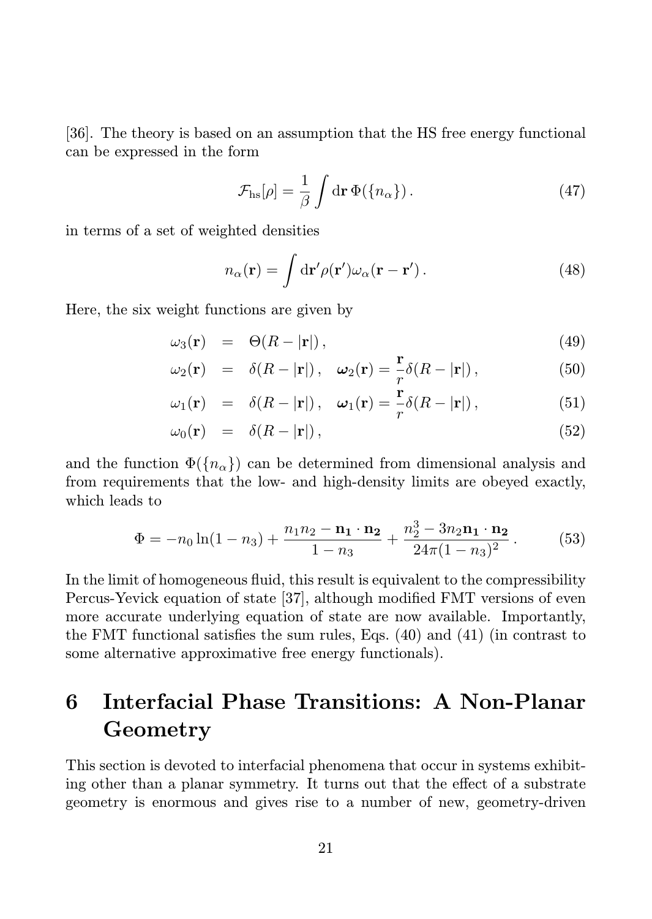[36]. The theory is based on an assumption that the HS free energy functional can be expressed in the form

$$\mathcal{F}_{\rm hs}[\rho] = \frac{1}{\beta}\int {\rm d}\mathbf{r}\,\Phi(\{n_\alpha\})\,. \tag{47}$$

in terms of a set of weighted densities

$$n_\alpha(\mathbf{r}) = \int {\rm d}\mathbf{r}'\rho(\mathbf{r}')\omega_\alpha(\mathbf{r}-\mathbf{r}')\,. \tag{48}$$

Here, the six weight functions are given by

$$\omega_3(\mathbf{r}) = \Theta(R-|\mathbf{r}|)\,, \tag{49}$$

$$\omega_2(\mathbf{r}) = \delta(R-|\mathbf{r}|)\,,\quad \boldsymbol{\omega}_2(\mathbf{r}) = \frac{\mathbf{r}}{r}\delta(R-|\mathbf{r}|)\,, \tag{50}$$

$$\omega_1(\mathbf{r}) = \delta(R-|\mathbf{r}|)\,,\quad \boldsymbol{\omega}_1(\mathbf{r}) = \frac{\mathbf{r}}{r}\delta(R-|\mathbf{r}|)\,, \tag{51}$$

$$\omega_0(\mathbf{r}) = \delta(R-|\mathbf{r}|)\,, \tag{52}$$

and the function $\Phi(\{n_\alpha\})$ can be determined from dimensional analysis and from requirements that the low- and high-density limits are obeyed exactly, which leads to

$$\Phi = -n_0\ln(1-n_3) + \frac{n_1n_2 - \mathbf{n_1}\cdot\mathbf{n_2}}{1-n_3} + \frac{n_2^3 - 3n_2\mathbf{n_1}\cdot\mathbf{n_2}}{24\pi(1-n_3)^2}\,. \tag{53}$$

In the limit of homogeneous fluid, this result is equivalent to the compressibility Percus-Yevick equation of state [37], although modified FMT versions of even more accurate underlying equation of state are now available. Importantly, the FMT functional satisfies the sum rules, Eqs. (40) and (41) (in contrast to some alternative approximative free energy functionals).

# 6 Interfacial Phase Transitions: A Non-Planar Geometry

This section is devoted to interfacial phenomena that occur in systems exhibiting other than a planar symmetry. It turns out that the effect of a substrate geometry is enormous and gives rise to a number of new, geometry-driven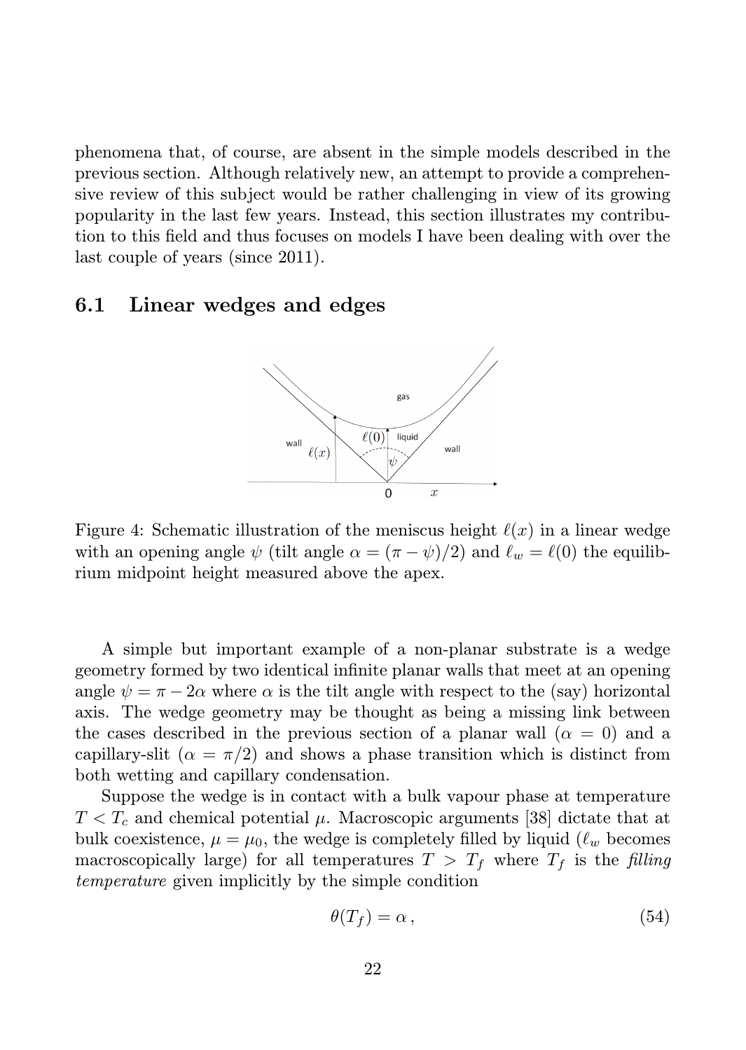phenomena that, of course, are absent in the simple models described in the previous section. Although relatively new, an attempt to provide a comprehensive review of this subject would be rather challenging in view of its growing popularity in the last few years. Instead, this section illustrates my contribution to this field and thus focuses on models I have been dealing with over the last couple of years (since 2011).

## 6.1 Linear wedges and edges

Figure 4: Schematic illustration of the meniscus height $\ell(x)$ in a linear wedge with an opening angle $\psi$ (tilt angle $\alpha = (\pi - \psi)/2$) and $\ell_w = \ell(0)$ the equilibrium midpoint height measured above the apex.

A simple but important example of a non-planar substrate is a wedge geometry formed by two identical infinite planar walls that meet at an opening angle $\psi = \pi - 2\alpha$ where $\alpha$ is the tilt angle with respect to the (say) horizontal axis. The wedge geometry may be thought as being a missing link between the cases described in the previous section of a planar wall ($\alpha = 0$) and a capillary-slit ($\alpha = \pi/2$) and shows a phase transition which is distinct from both wetting and capillary condensation.

Suppose the wedge is in contact with a bulk vapour phase at temperature $T < T_c$ and chemical potential $\mu$. Macroscopic arguments [38] dictate that at bulk coexistence, $\mu = \mu_0$, the wedge is completely filled by liquid ($\ell_w$ becomes macroscopically large) for all temperatures $T > T_f$ where $T_f$ is the *filling temperature* given implicitly by the simple condition

$$\theta(T_f) = \alpha\,, \tag{54}$$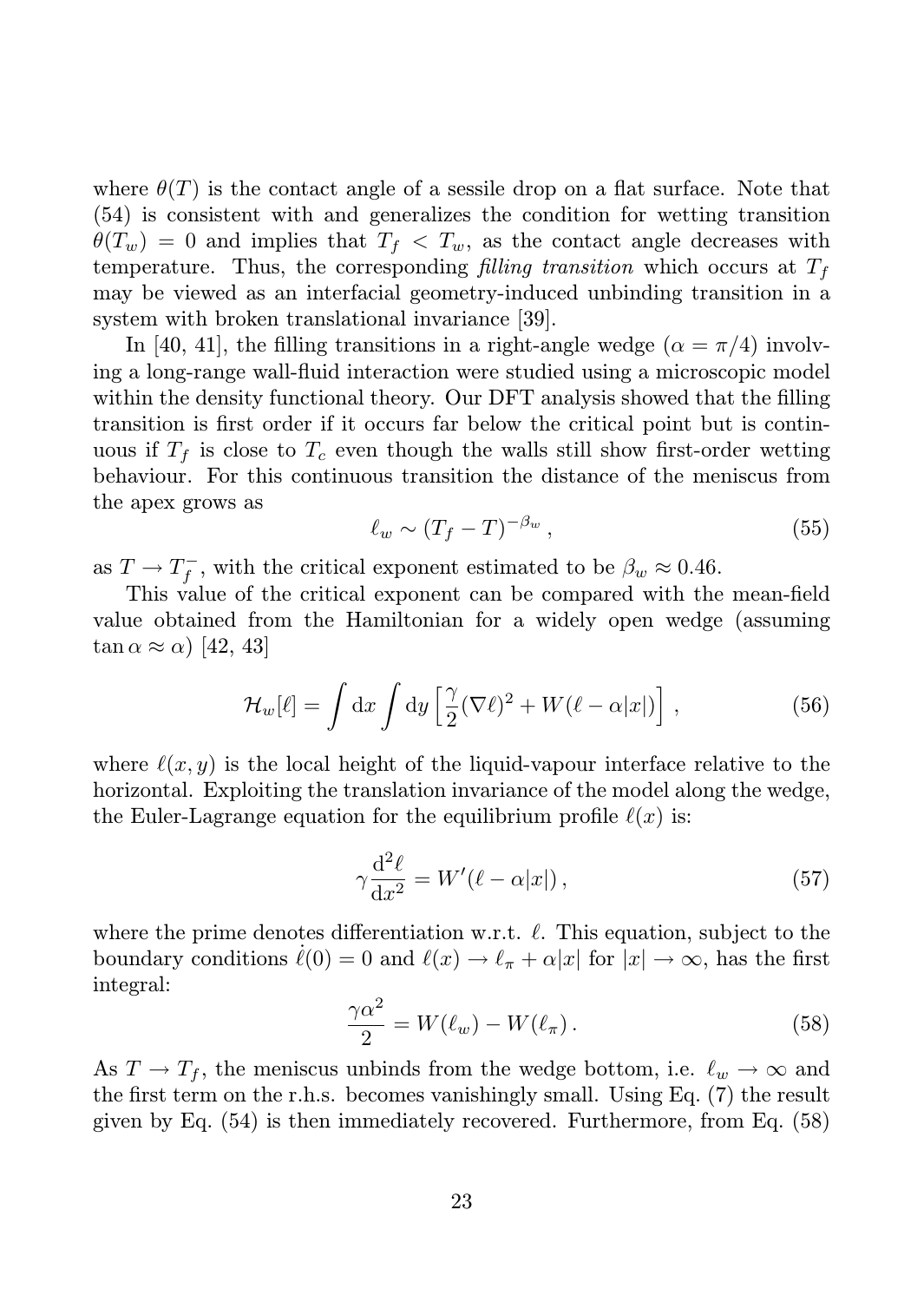where $\theta(T)$ is the contact angle of a sessile drop on a flat surface. Note that (54) is consistent with and generalizes the condition for wetting transition $\theta(T_w) = 0$ and implies that $T_f < T_w$, as the contact angle decreases with temperature. Thus, the corresponding *filling transition* which occurs at $T_f$ may be viewed as an interfacial geometry-induced unbinding transition in a system with broken translational invariance [39].

In [40, 41], the filling transitions in a right-angle wedge ($\alpha = \pi/4$) involving a long-range wall-fluid interaction were studied using a microscopic model within the density functional theory. Our DFT analysis showed that the filling transition is first order if it occurs far below the critical point but is continuous if $T_f$ is close to $T_c$ even though the walls still show first-order wetting behaviour. For this continuous transition the distance of the meniscus from the apex grows as

$$\ell_w \sim (T_f - T)^{-\beta_w}\,, \tag{55}$$

as $T \to T_f^-$, with the critical exponent estimated to be $\beta_w \approx 0.46$.

This value of the critical exponent can be compared with the mean-field value obtained from the Hamiltonian for a widely open wedge (assuming $\tan\alpha \approx \alpha$) [42, 43]

$$\mathcal{H}_w[\ell] = \int \mathrm{d}x \int \mathrm{d}y \left[\frac{\gamma}{2}(\nabla \ell)^2 + W(\ell - \alpha|x|)\right]\,, \tag{56}$$

where $\ell(x, y)$ is the local height of the liquid-vapour interface relative to the horizontal. Exploiting the translation invariance of the model along the wedge, the Euler-Lagrange equation for the equilibrium profile $\ell(x)$ is:

$$\gamma \frac{\mathrm{d}^2 \ell}{\mathrm{d}x^2} = W'(\ell - \alpha|x|)\,, \tag{57}$$

where the prime denotes differentiation w.r.t. $\ell$. This equation, subject to the boundary conditions $\dot{\ell}(0) = 0$ and $\ell(x) \to \ell_\pi + \alpha|x|$ for $|x| \to \infty$, has the first integral:

$$\frac{\gamma\alpha^2}{2} = W(\ell_w) - W(\ell_\pi)\,. \tag{58}$$

As $T \to T_f$, the meniscus unbinds from the wedge bottom, i.e. $\ell_w \to \infty$ and the first term on the r.h.s. becomes vanishingly small. Using Eq. (7) the result given by Eq. (54) is then immediately recovered. Furthermore, from Eq. (58)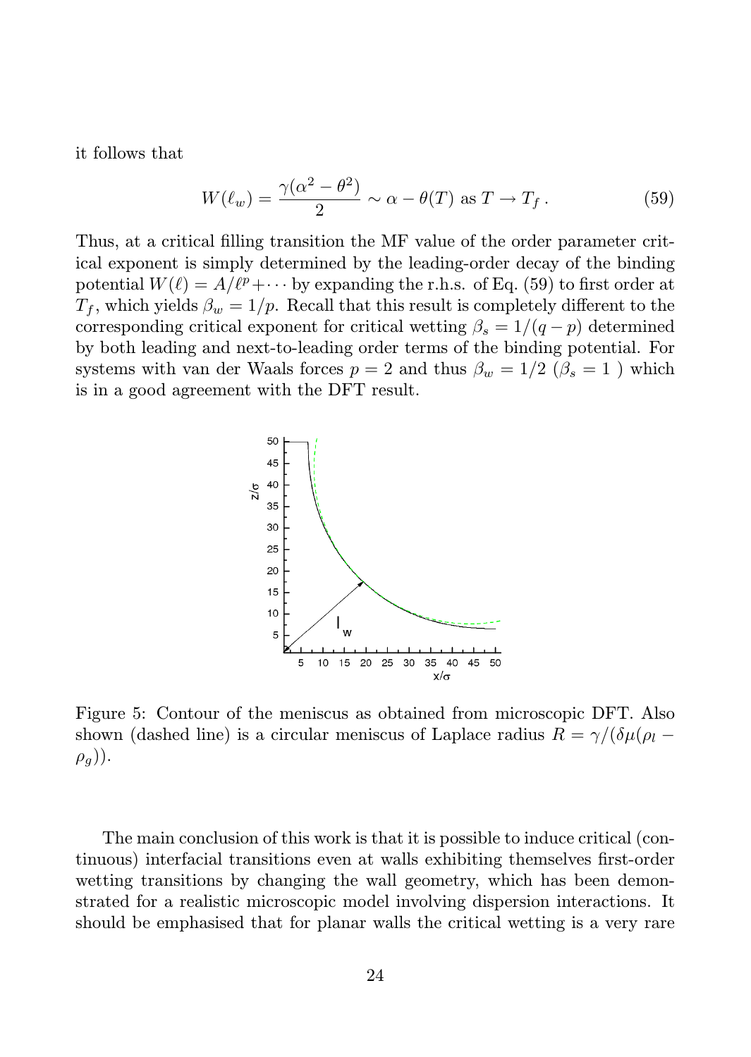it follows that

$$W(\ell_w) = \frac{\gamma(\alpha^2 - \theta^2)}{2} \sim \alpha - \theta(T) \text{ as } T \to T_f \,. \tag{59}$$

Thus, at a critical filling transition the MF value of the order parameter critical exponent is simply determined by the leading-order decay of the binding potential $W(\ell) = A/\ell^p + \cdots$ by expanding the r.h.s. of Eq. (59) to first order at $T_f$, which yields $\beta_w = 1/p$. Recall that this result is completely different to the corresponding critical exponent for critical wetting $\beta_s = 1/(q-p)$ determined by both leading and next-to-leading order terms of the binding potential. For systems with van der Waals forces $p = 2$ and thus $\beta_w = 1/2$ ($\beta_s = 1$ ) which is in a good agreement with the DFT result.

Figure 5: Contour of the meniscus as obtained from microscopic DFT. Also shown (dashed line) is a circular meniscus of Laplace radius $R = \gamma/(\delta\mu(\rho_l - \rho_g))$.

The main conclusion of this work is that it is possible to induce critical (continuous) interfacial transitions even at walls exhibiting themselves first-order wetting transitions by changing the wall geometry, which has been demonstrated for a realistic microscopic model involving dispersion interactions. It should be emphasised that for planar walls the critical wetting is a very rare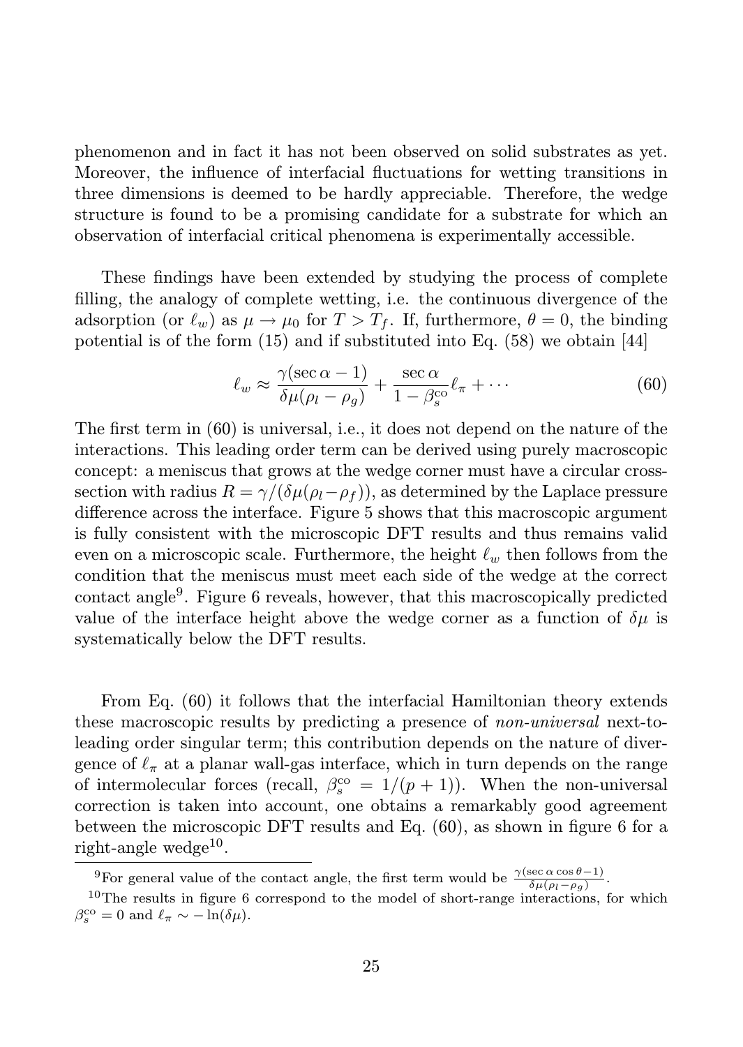phenomenon and in fact it has not been observed on solid substrates as yet. Moreover, the influence of interfacial fluctuations for wetting transitions in three dimensions is deemed to be hardly appreciable. Therefore, the wedge structure is found to be a promising candidate for a substrate for which an observation of interfacial critical phenomena is experimentally accessible.

These findings have been extended by studying the process of complete filling, the analogy of complete wetting, i.e. the continuous divergence of the adsorption (or $\ell_w$) as $\mu \to \mu_0$ for $T > T_f$. If, furthermore, $\theta = 0$, the binding potential is of the form (15) and if substituted into Eq. (58) we obtain [44]

$$\ell_w \approx \frac{\gamma(\sec\alpha - 1)}{\delta\mu(\rho_l - \rho_g)} + \frac{\sec\alpha}{1 - \beta_s^{\rm co}}\ell_\pi + \cdots \tag{60}$$

The first term in (60) is universal, i.e., it does not depend on the nature of the interactions. This leading order term can be derived using purely macroscopic concept: a meniscus that grows at the wedge corner must have a circular cross-section with radius $R = \gamma/(\delta\mu(\rho_l - \rho_f))$, as determined by the Laplace pressure difference across the interface. Figure 5 shows that this macroscopic argument is fully consistent with the microscopic DFT results and thus remains valid even on a microscopic scale. Furthermore, the height $\ell_w$ then follows from the condition that the meniscus must meet each side of the wedge at the correct contact angle[9]. Figure 6 reveals, however, that this macroscopically predicted value of the interface height above the wedge corner as a function of $\delta\mu$ is systematically below the DFT results.

From Eq. (60) it follows that the interfacial Hamiltonian theory extends these macroscopic results by predicting a presence of *non-universal* next-to-leading order singular term; this contribution depends on the nature of divergence of $\ell_\pi$ at a planar wall-gas interface, which in turn depends on the range of intermolecular forces (recall, $\beta_s^{\rm co} = 1/(p+1)$). When the non-universal correction is taken into account, one obtains a remarkably good agreement between the microscopic DFT results and Eq. (60), as shown in figure 6 for a right-angle wedge[10].

[9] For general value of the contact angle, the first term would be $\frac{\gamma(\sec\alpha\cos\theta - 1)}{\delta\mu(\rho_l - \rho_g)}$.

[10] The results in figure 6 correspond to the model of short-range interactions, for which $\beta_s^{\rm co} = 0$ and $\ell_\pi \sim -\ln(\delta\mu)$.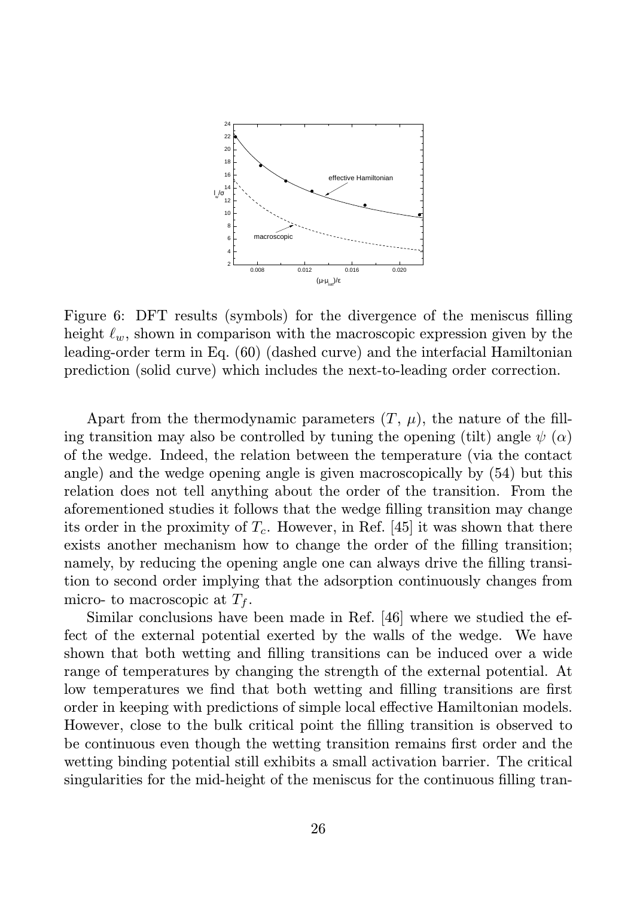Figure 6: DFT results (symbols) for the divergence of the meniscus filling height $\ell_w$, shown in comparison with the macroscopic expression given by the leading-order term in Eq. (60) (dashed curve) and the interfacial Hamiltonian prediction (solid curve) which includes the next-to-leading order correction.

Apart from the thermodynamic parameters ($T$, $\mu$), the nature of the filling transition may also be controlled by tuning the opening (tilt) angle $\psi$ ($\alpha$) of the wedge. Indeed, the relation between the temperature (via the contact angle) and the wedge opening angle is given macroscopically by (54) but this relation does not tell anything about the order of the transition. From the aforementioned studies it follows that the wedge filling transition may change its order in the proximity of $T_c$. However, in Ref. [45] it was shown that there exists another mechanism how to change the order of the filling transition; namely, by reducing the opening angle one can always drive the filling transition to second order implying that the adsorption continuously changes from micro- to macroscopic at $T_f$.

Similar conclusions have been made in Ref. [46] where we studied the effect of the external potential exerted by the walls of the wedge. We have shown that both wetting and filling transitions can be induced over a wide range of temperatures by changing the strength of the external potential. At low temperatures we find that both wetting and filling transitions are first order in keeping with predictions of simple local effective Hamiltonian models. However, close to the bulk critical point the filling transition is observed to be continuous even though the wetting transition remains first order and the wetting binding potential still exhibits a small activation barrier. The critical singularities for the mid-height of the meniscus for the continuous filling tran-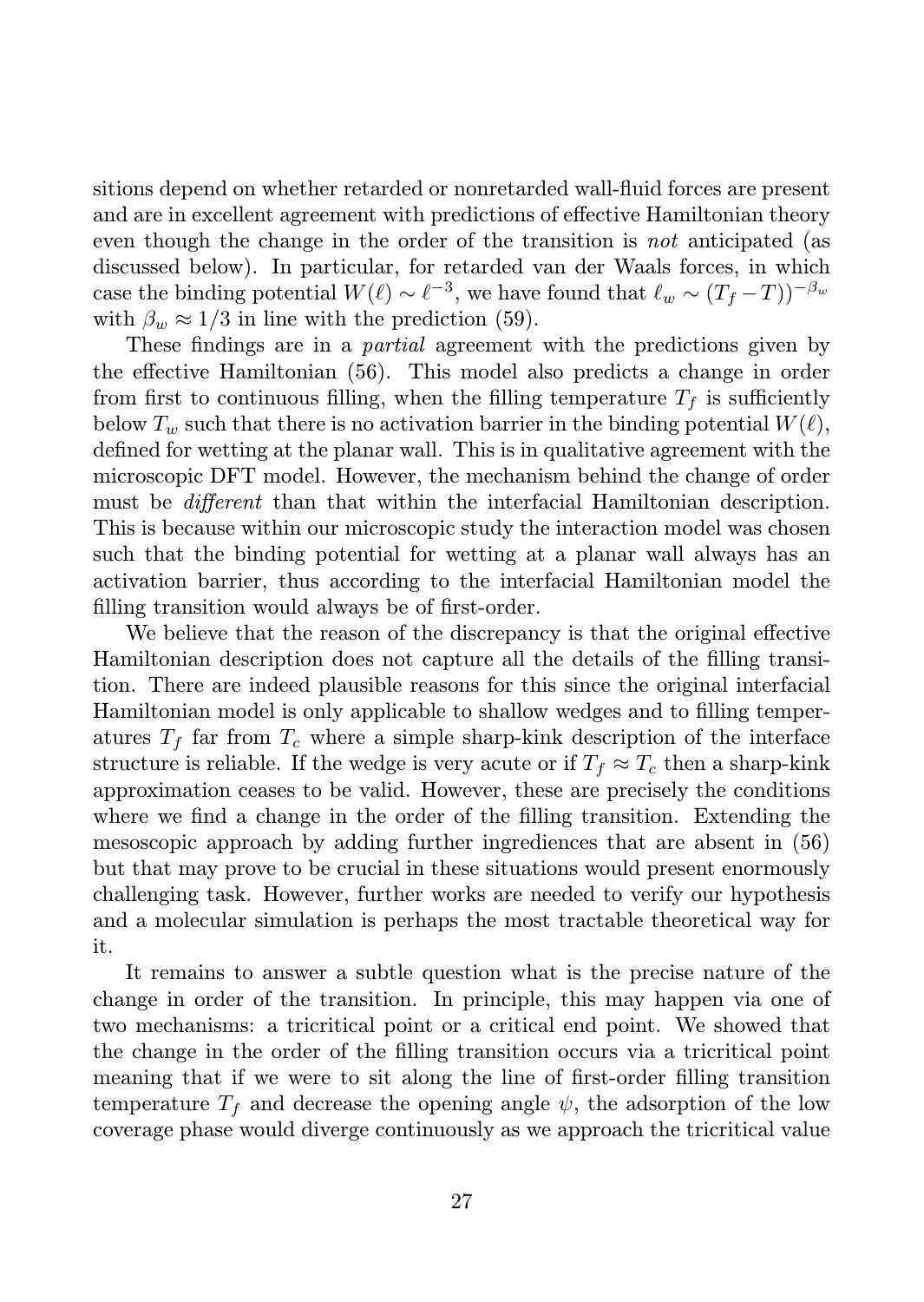sitions depend on whether retarded or nonretarded wall-fluid forces are present and are in excellent agreement with predictions of effective Hamiltonian theory even though the change in the order of the transition is *not* anticipated (as discussed below). In particular, for retarded van der Waals forces, in which case the binding potential $W(\ell) \sim \ell^{-3}$, we have found that $\ell_w \sim (T_f - T))^{-\beta_w}$ with $\beta_w \approx 1/3$ in line with the prediction (59).

These findings are in a *partial* agreement with the predictions given by the effective Hamiltonian (56). This model also predicts a change in order from first to continuous filling, when the filling temperature $T_f$ is sufficiently below $T_w$ such that there is no activation barrier in the binding potential $W(\ell)$, defined for wetting at the planar wall. This is in qualitative agreement with the microscopic DFT model. However, the mechanism behind the change of order must be *different* than that within the interfacial Hamiltonian description. This is because within our microscopic study the interaction model was chosen such that the binding potential for wetting at a planar wall always has an activation barrier, thus according to the interfacial Hamiltonian model the filling transition would always be of first-order.

We believe that the reason of the discrepancy is that the original effective Hamiltonian description does not capture all the details of the filling transition. There are indeed plausible reasons for this since the original interfacial Hamiltonian model is only applicable to shallow wedges and to filling temperatures $T_f$ far from $T_c$ where a simple sharp-kink description of the interface structure is reliable. If the wedge is very acute or if $T_f \approx T_c$ then a sharp-kink approximation ceases to be valid. However, these are precisely the conditions where we find a change in the order of the filling transition. Extending the mesoscopic approach by adding further ingrediences that are absent in (56) but that may prove to be crucial in these situations would present enormously challenging task. However, further works are needed to verify our hypothesis and a molecular simulation is perhaps the most tractable theoretical way for it.

It remains to answer a subtle question what is the precise nature of the change in order of the transition. In principle, this may happen via one of two mechanisms: a tricritical point or a critical end point. We showed that the change in the order of the filling transition occurs via a tricritical point meaning that if we were to sit along the line of first-order filling transition temperature $T_f$ and decrease the opening angle $\psi$, the adsorption of the low coverage phase would diverge continuously as we approach the tricritical value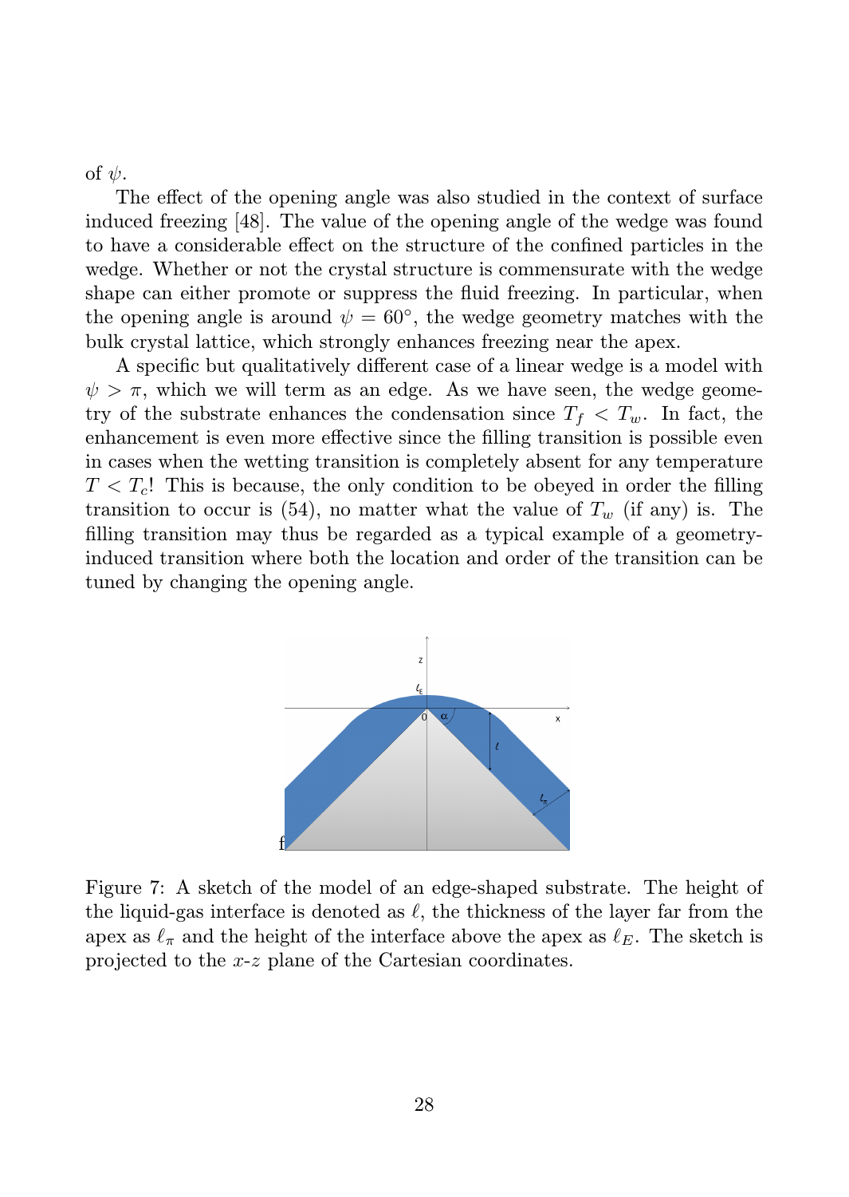of $\psi$.

The effect of the opening angle was also studied in the context of surface induced freezing [48]. The value of the opening angle of the wedge was found to have a considerable effect on the structure of the confined particles in the wedge. Whether or not the crystal structure is commensurate with the wedge shape can either promote or suppress the fluid freezing. In particular, when the opening angle is around $\psi = 60^\circ$, the wedge geometry matches with the bulk crystal lattice, which strongly enhances freezing near the apex.

A specific but qualitatively different case of a linear wedge is a model with $\psi > \pi$, which we will term as an edge. As we have seen, the wedge geometry of the substrate enhances the condensation since $T_f < T_w$. In fact, the enhancement is even more effective since the filling transition is possible even in cases when the wetting transition is completely absent for any temperature $T < T_c$! This is because, the only condition to be obeyed in order the filling transition to occur is (54), no matter what the value of $T_w$ (if any) is. The filling transition may thus be regarded as a typical example of a geometry-induced transition where both the location and order of the transition can be tuned by changing the opening angle.

Figure 7: A sketch of the model of an edge-shaped substrate. The height of the liquid-gas interface is denoted as $\ell$, the thickness of the layer far from the apex as $\ell_\pi$ and the height of the interface above the apex as $\ell_E$. The sketch is projected to the $x$-$z$ plane of the Cartesian coordinates.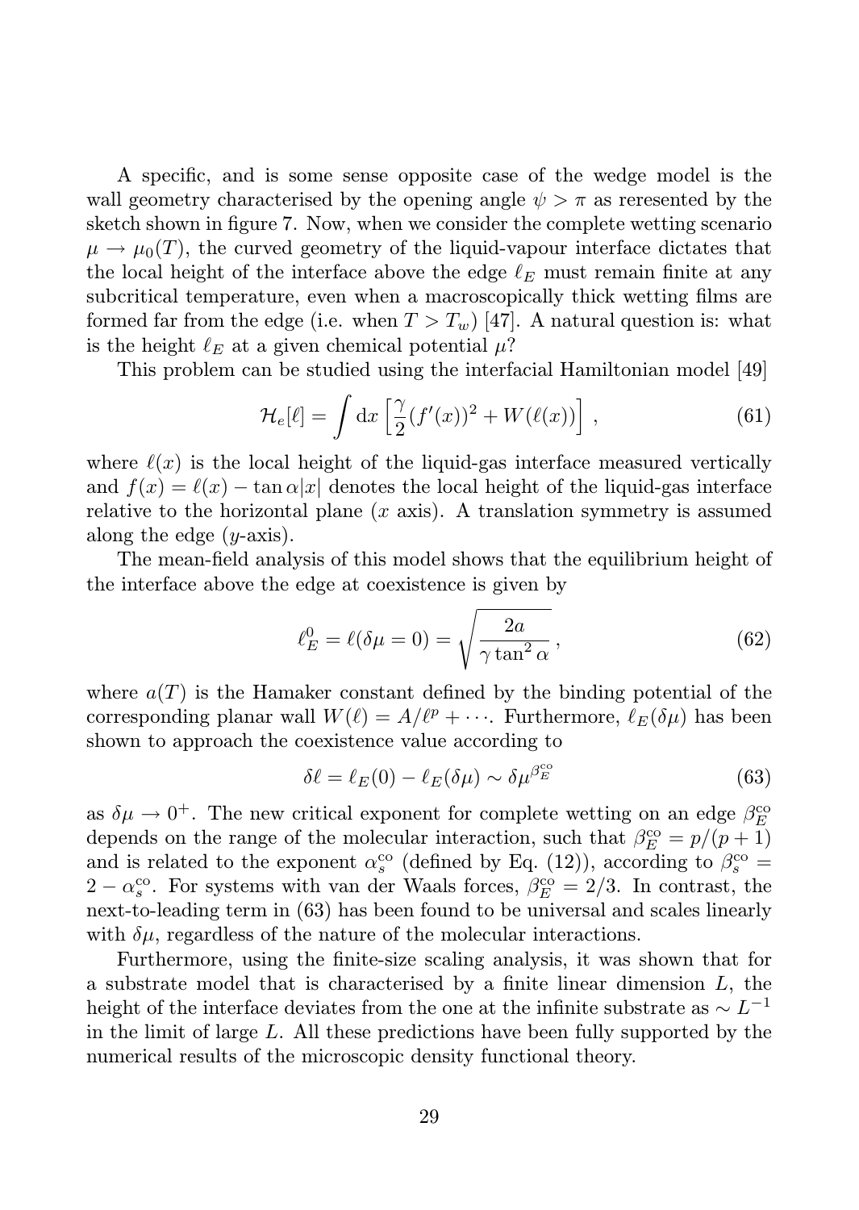A specific, and is some sense opposite case of the wedge model is the wall geometry characterised by the opening angle $\psi > \pi$ as reresented by the sketch shown in figure 7. Now, when we consider the complete wetting scenario $\mu \to \mu_0(T)$, the curved geometry of the liquid-vapour interface dictates that the local height of the interface above the edge $\ell_E$ must remain finite at any subcritical temperature, even when a macroscopically thick wetting films are formed far from the edge (i.e. when $T > T_w$) [47]. A natural question is: what is the height $\ell_E$ at a given chemical potential $\mu$?

This problem can be studied using the interfacial Hamiltonian model [49]

$$\mathcal{H}_e[\ell] = \int \mathrm{d}x \left[ \frac{\gamma}{2}(f'(x))^2 + W(\ell(x)) \right], \tag{61}$$

where $\ell(x)$ is the local height of the liquid-gas interface measured vertically and $f(x) = \ell(x) - \tan\alpha|x|$ denotes the local height of the liquid-gas interface relative to the horizontal plane ($x$ axis). A translation symmetry is assumed along the edge ($y$-axis).

The mean-field analysis of this model shows that the equilibrium height of the interface above the edge at coexistence is given by

$$\ell_E^0 = \ell(\delta\mu = 0) = \sqrt{\frac{2a}{\gamma \tan^2\alpha}}, \tag{62}$$

where $a(T)$ is the Hamaker constant defined by the binding potential of the corresponding planar wall $W(\ell) = A/\ell^p + \cdots$. Furthermore, $\ell_E(\delta\mu)$ has been shown to approach the coexistence value according to

$$\delta\ell = \ell_E(0) - \ell_E(\delta\mu) \sim \delta\mu^{\beta_E^{\mathrm{co}}} \tag{63}$$

as $\delta\mu \to 0^+$. The new critical exponent for complete wetting on an edge $\beta_E^{\mathrm{co}}$ depends on the range of the molecular interaction, such that $\beta_E^{\mathrm{co}} = p/(p+1)$ and is related to the exponent $\alpha_s^{\mathrm{co}}$ (defined by Eq. (12)), according to $\beta_s^{\mathrm{co}} = 2 - \alpha_s^{\mathrm{co}}$. For systems with van der Waals forces, $\beta_E^{\mathrm{co}} = 2/3$. In contrast, the next-to-leading term in (63) has been found to be universal and scales linearly with $\delta\mu$, regardless of the nature of the molecular interactions.

Furthermore, using the finite-size scaling analysis, it was shown that for a substrate model that is characterised by a finite linear dimension $L$, the height of the interface deviates from the one at the infinite substrate as $\sim L^{-1}$ in the limit of large $L$. All these predictions have been fully supported by the numerical results of the microscopic density functional theory.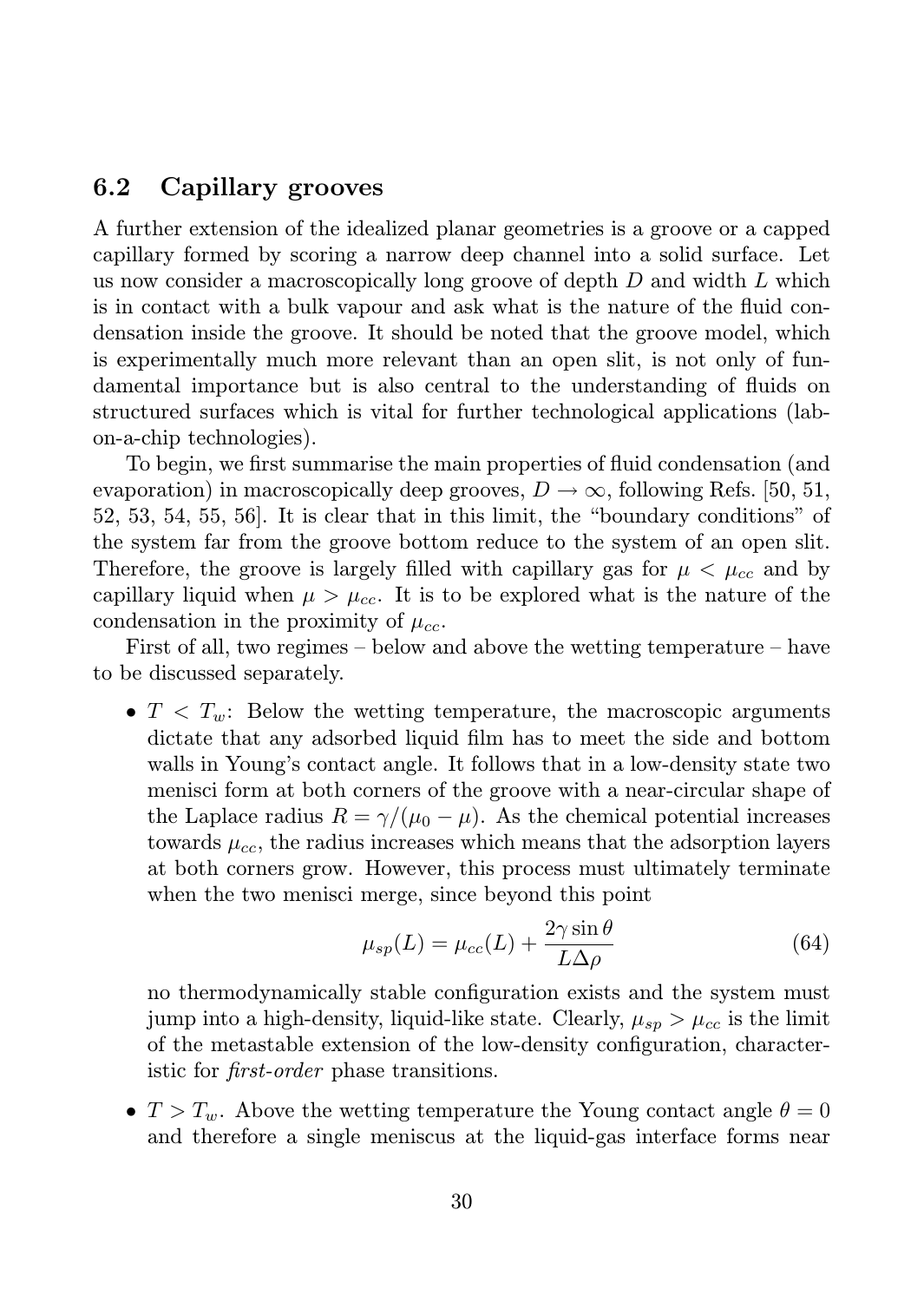### 6.2 Capillary grooves

A further extension of the idealized planar geometries is a groove or a capped capillary formed by scoring a narrow deep channel into a solid surface. Let us now consider a macroscopically long groove of depth $D$ and width $L$ which is in contact with a bulk vapour and ask what is the nature of the fluid condensation inside the groove. It should be noted that the groove model, which is experimentally much more relevant than an open slit, is not only of fundamental importance but is also central to the understanding of fluids on structured surfaces which is vital for further technological applications (lab-on-a-chip technologies).

To begin, we first summarise the main properties of fluid condensation (and evaporation) in macroscopically deep grooves, $D \to \infty$, following Refs. [50, 51, 52, 53, 54, 55, 56]. It is clear that in this limit, the "boundary conditions" of the system far from the groove bottom reduce to the system of an open slit. Therefore, the groove is largely filled with capillary gas for $\mu < \mu_{cc}$ and by capillary liquid when $\mu > \mu_{cc}$. It is to be explored what is the nature of the condensation in the proximity of $\mu_{cc}$.

First of all, two regimes – below and above the wetting temperature – have to be discussed separately.

- $T < T_w$: Below the wetting temperature, the macroscopic arguments dictate that any adsorbed liquid film has to meet the side and bottom walls in Young's contact angle. It follows that in a low-density state two menisci form at both corners of the groove with a near-circular shape of the Laplace radius $R = \gamma/(\mu_0 - \mu)$. As the chemical potential increases towards $\mu_{cc}$, the radius increases which means that the adsorption layers at both corners grow. However, this process must ultimately terminate when the two menisci merge, since beyond this point

$$\mu_{sp}(L) = \mu_{cc}(L) + \frac{2\gamma \sin\theta}{L\Delta\rho} \tag{64}$$

  no thermodynamically stable configuration exists and the system must jump into a high-density, liquid-like state. Clearly, $\mu_{sp} > \mu_{cc}$ is the limit of the metastable extension of the low-density configuration, characteristic for *first-order* phase transitions.

- $T > T_w$. Above the wetting temperature the Young contact angle $\theta = 0$ and therefore a single meniscus at the liquid-gas interface forms near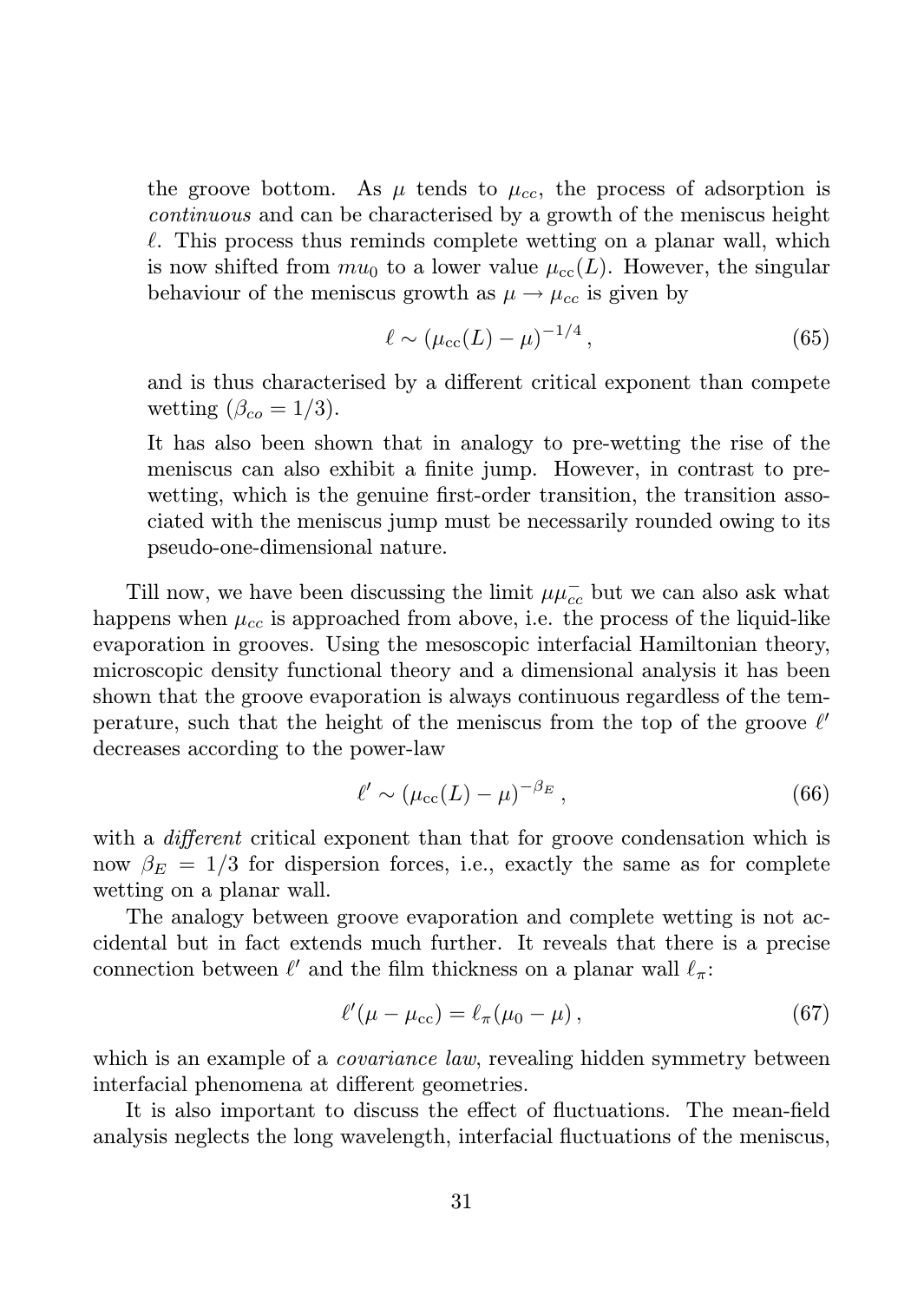the groove bottom. As $\mu$ tends to $\mu_{cc}$, the process of adsorption is *continuous* and can be characterised by a growth of the meniscus height $\ell$. This process thus reminds complete wetting on a planar wall, which is now shifted from $mu_0$ to a lower value $\mu_{\rm cc}(L)$. However, the singular behaviour of the meniscus growth as $\mu \to \mu_{cc}$ is given by

$$\ell \sim (\mu_{\rm cc}(L) - \mu)^{-1/4}\,, \tag{65}$$

and is thus characterised by a different critical exponent than compete wetting ($\beta_{co} = 1/3$).

It has also been shown that in analogy to pre-wetting the rise of the meniscus can also exhibit a finite jump. However, in contrast to pre-wetting, which is the genuine first-order transition, the transition associated with the meniscus jump must be necessarily rounded owing to its pseudo-one-dimensional nature.

Till now, we have been discussing the limit $\mu\mu_{cc}^-$ but we can also ask what happens when $\mu_{cc}$ is approached from above, i.e. the process of the liquid-like evaporation in grooves. Using the mesoscopic interfacial Hamiltonian theory, microscopic density functional theory and a dimensional analysis it has been shown that the groove evaporation is always continuous regardless of the temperature, such that the height of the meniscus from the top of the groove $\ell'$ decreases according to the power-law

$$\ell' \sim (\mu_{\rm cc}(L) - \mu)^{-\beta_E}\,, \tag{66}$$

with a *different* critical exponent than that for groove condensation which is now $\beta_E = 1/3$ for dispersion forces, i.e., exactly the same as for complete wetting on a planar wall.

The analogy between groove evaporation and complete wetting is not accidental but in fact extends much further. It reveals that there is a precise connection between $\ell'$ and the film thickness on a planar wall $\ell_\pi$:

$$\ell'(\mu - \mu_{\rm cc}) = \ell_\pi(\mu_0 - \mu)\,, \tag{67}$$

which is an example of a *covariance law*, revealing hidden symmetry between interfacial phenomena at different geometries.

It is also important to discuss the effect of fluctuations. The mean-field analysis neglects the long wavelength, interfacial fluctuations of the meniscus,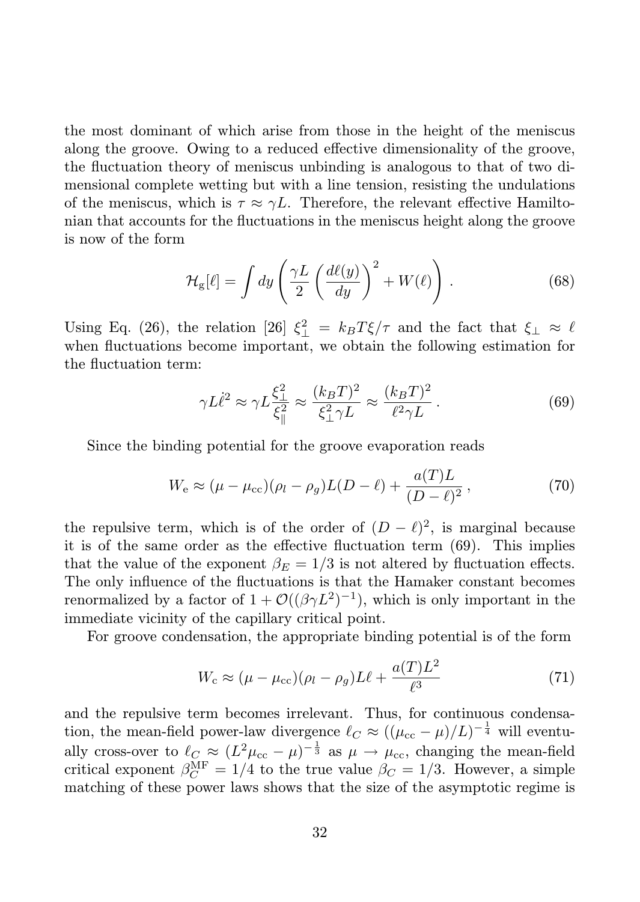the most dominant of which arise from those in the height of the meniscus along the groove. Owing to a reduced effective dimensionality of the groove, the fluctuation theory of meniscus unbinding is analogous to that of two dimensional complete wetting but with a line tension, resisting the undulations of the meniscus, which is $\tau \approx \gamma L$. Therefore, the relevant effective Hamiltonian that accounts for the fluctuations in the meniscus height along the groove is now of the form

$$\mathcal{H}_{\rm g}[\ell] = \int dy \left( \frac{\gamma L}{2} \left( \frac{d\ell(y)}{dy} \right)^2 + W(\ell) \right) . \tag{68}$$

Using Eq. (26), the relation [26] $\xi_\perp^2 = k_B T \xi / \tau$ and the fact that $\xi_\perp \approx \ell$ when fluctuations become important, we obtain the following estimation for the fluctuation term:

$$\gamma L \dot{\ell}^2 \approx \gamma L \frac{\xi_\perp^2}{\xi_\parallel^2} \approx \frac{(k_B T)^2}{\xi_\perp^2 \gamma L} \approx \frac{(k_B T)^2}{\ell^2 \gamma L} . \tag{69}$$

Since the binding potential for the groove evaporation reads

$$W_{\rm e} \approx (\mu - \mu_{\rm cc})(\rho_l - \rho_g) L (D - \ell) + \frac{a(T) L}{(D - \ell)^2} , \tag{70}$$

the repulsive term, which is of the order of $(D - \ell)^2$, is marginal because it is of the same order as the effective fluctuation term (69). This implies that the value of the exponent $\beta_E = 1/3$ is not altered by fluctuation effects. The only influence of the fluctuations is that the Hamaker constant becomes renormalized by a factor of $1 + \mathcal{O}((\beta \gamma L^2)^{-1})$, which is only important in the immediate vicinity of the capillary critical point.

For groove condensation, the appropriate binding potential is of the form

$$W_{\rm c} \approx (\mu - \mu_{\rm cc})(\rho_l - \rho_g) L \ell + \frac{a(T) L^2}{\ell^3} \tag{71}$$

and the repulsive term becomes irrelevant. Thus, for continuous condensation, the mean-field power-law divergence $\ell_C \approx ((\mu_{\rm cc} - \mu)/L)^{-\frac{1}{4}}$ will eventually cross-over to $\ell_C \approx (L^2 \mu_{\rm cc} - \mu)^{-\frac{1}{3}}$ as $\mu \to \mu_{\rm cc}$, changing the mean-field critical exponent $\beta_C^{\rm MF} = 1/4$ to the true value $\beta_C = 1/3$. However, a simple matching of these power laws shows that the size of the asymptotic regime is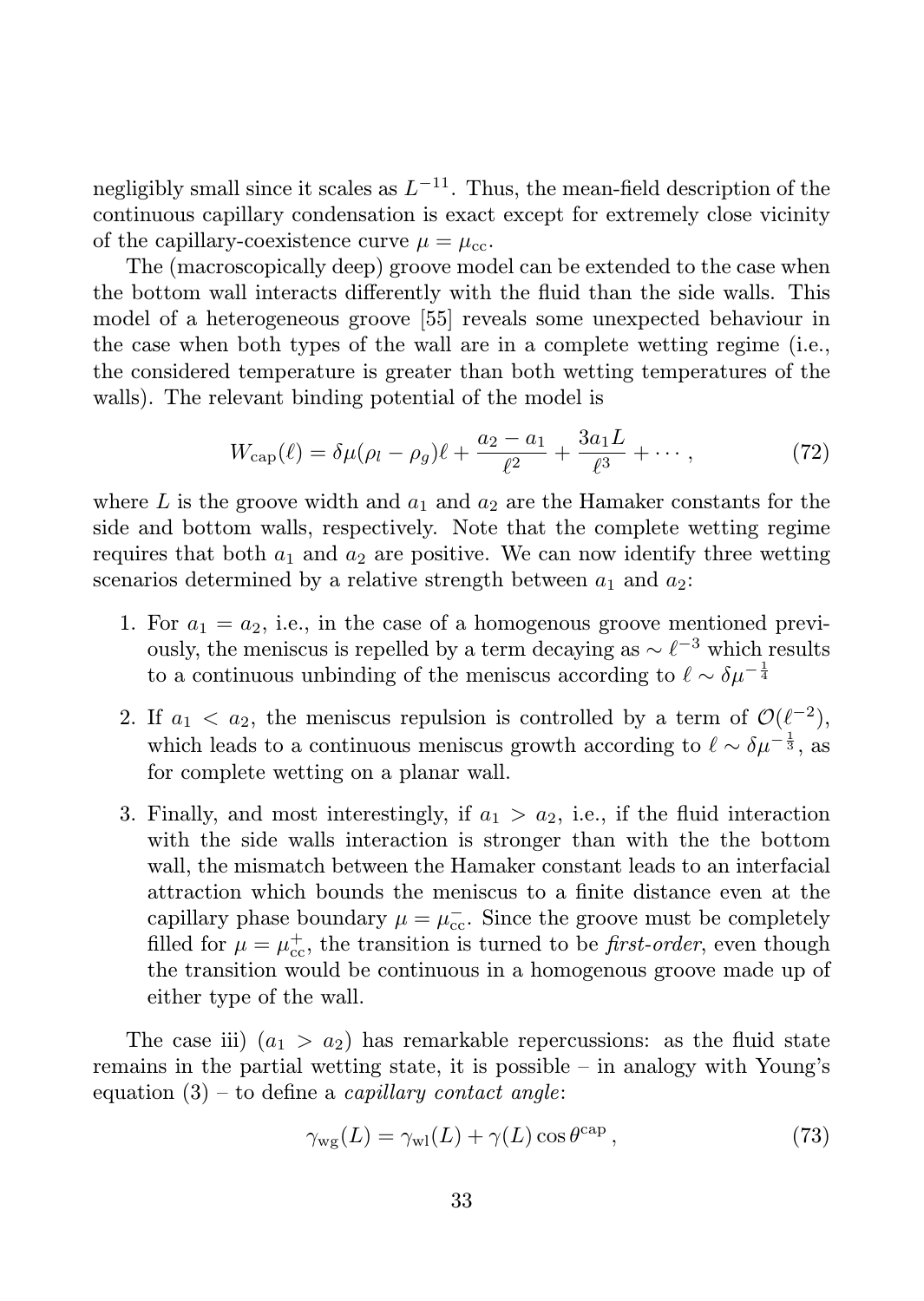negligibly small since it scales as $L^{-11}$. Thus, the mean-field description of the continuous capillary condensation is exact except for extremely close vicinity of the capillary-coexistence curve $\mu = \mu_{\rm cc}$.

The (macroscopically deep) groove model can be extended to the case when the bottom wall interacts differently with the fluid than the side walls. This model of a heterogeneous groove [55] reveals some unexpected behaviour in the case when both types of the wall are in a complete wetting regime (i.e., the considered temperature is greater than both wetting temperatures of the walls). The relevant binding potential of the model is

$$W_{\rm cap}(\ell) = \delta\mu(\rho_l - \rho_g)\ell + \frac{a_2 - a_1}{\ell^2} + \frac{3a_1 L}{\ell^3} + \cdots\,, \tag{72}$$

where $L$ is the groove width and $a_1$ and $a_2$ are the Hamaker constants for the side and bottom walls, respectively. Note that the complete wetting regime requires that both $a_1$ and $a_2$ are positive. We can now identify three wetting scenarios determined by a relative strength between $a_1$ and $a_2$:

1. For $a_1 = a_2$, i.e., in the case of a homogenous groove mentioned previously, the meniscus is repelled by a term decaying as $\sim \ell^{-3}$ which results to a continuous unbinding of the meniscus according to $\ell \sim \delta\mu^{-\frac{1}{4}}$
2. If $a_1 < a_2$, the meniscus repulsion is controlled by a term of $\mathcal{O}(\ell^{-2})$, which leads to a continuous meniscus growth according to $\ell \sim \delta\mu^{-\frac{1}{3}}$, as for complete wetting on a planar wall.
3. Finally, and most interestingly, if $a_1 > a_2$, i.e., if the fluid interaction with the side walls interaction is stronger than with the the bottom wall, the mismatch between the Hamaker constant leads to an interfacial attraction which bounds the meniscus to a finite distance even at the capillary phase boundary $\mu = \mu_{\rm cc}^-$. Since the groove must be completely filled for $\mu = \mu_{\rm cc}^+$, the transition is turned to be *first-order*, even though the transition would be continuous in a homogenous groove made up of either type of the wall.

The case iii) ($a_1 > a_2$) has remarkable repercussions: as the fluid state remains in the partial wetting state, it is possible – in analogy with Young's equation (3) – to define a *capillary contact angle*:

$$\gamma_{\rm wg}(L) = \gamma_{\rm wl}(L) + \gamma(L)\cos\theta^{\rm cap}\,, \tag{73}$$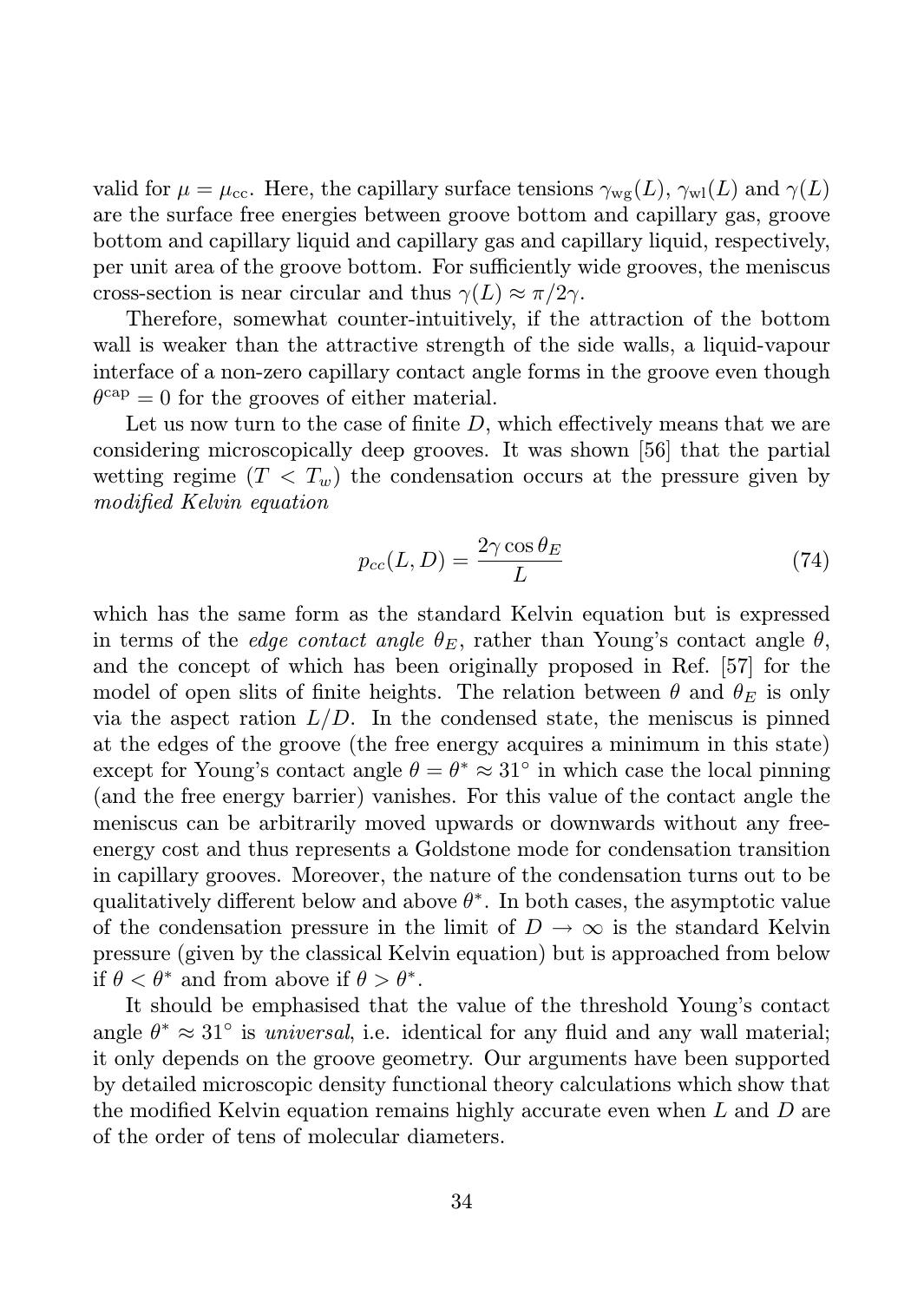valid for $\mu = \mu_{\rm cc}$. Here, the capillary surface tensions $\gamma_{\rm wg}(L)$, $\gamma_{\rm wl}(L)$ and $\gamma(L)$ are the surface free energies between groove bottom and capillary gas, groove bottom and capillary liquid and capillary gas and capillary liquid, respectively, per unit area of the groove bottom. For sufficiently wide grooves, the meniscus cross-section is near circular and thus $\gamma(L) \approx \pi/2\gamma$.

Therefore, somewhat counter-intuitively, if the attraction of the bottom wall is weaker than the attractive strength of the side walls, a liquid-vapour interface of a non-zero capillary contact angle forms in the groove even though $\theta^{\rm cap} = 0$ for the grooves of either material.

Let us now turn to the case of finite $D$, which effectively means that we are considering microscopically deep grooves. It was shown [56] that the partial wetting regime ($T < T_w$) the condensation occurs at the pressure given by *modified Kelvin equation*

$$p_{cc}(L, D) = \frac{2\gamma \cos\theta_E}{L} \tag{74}$$

which has the same form as the standard Kelvin equation but is expressed in terms of the *edge contact angle* $\theta_E$, rather than Young's contact angle $\theta$, and the concept of which has been originally proposed in Ref. [57] for the model of open slits of finite heights. The relation between $\theta$ and $\theta_E$ is only via the aspect ration $L/D$. In the condensed state, the meniscus is pinned at the edges of the groove (the free energy acquires a minimum in this state) except for Young's contact angle $\theta = \theta^* \approx 31^\circ$ in which case the local pinning (and the free energy barrier) vanishes. For this value of the contact angle the meniscus can be arbitrarily moved upwards or downwards without any free-energy cost and thus represents a Goldstone mode for condensation transition in capillary grooves. Moreover, the nature of the condensation turns out to be qualitatively different below and above $\theta^*$. In both cases, the asymptotic value of the condensation pressure in the limit of $D \to \infty$ is the standard Kelvin pressure (given by the classical Kelvin equation) but is approached from below if $\theta < \theta^*$ and from above if $\theta > \theta^*$.

It should be emphasised that the value of the threshold Young's contact angle $\theta^* \approx 31^\circ$ is *universal*, i.e. identical for any fluid and any wall material; it only depends on the groove geometry. Our arguments have been supported by detailed microscopic density functional theory calculations which show that the modified Kelvin equation remains highly accurate even when $L$ and $D$ are of the order of tens of molecular diameters.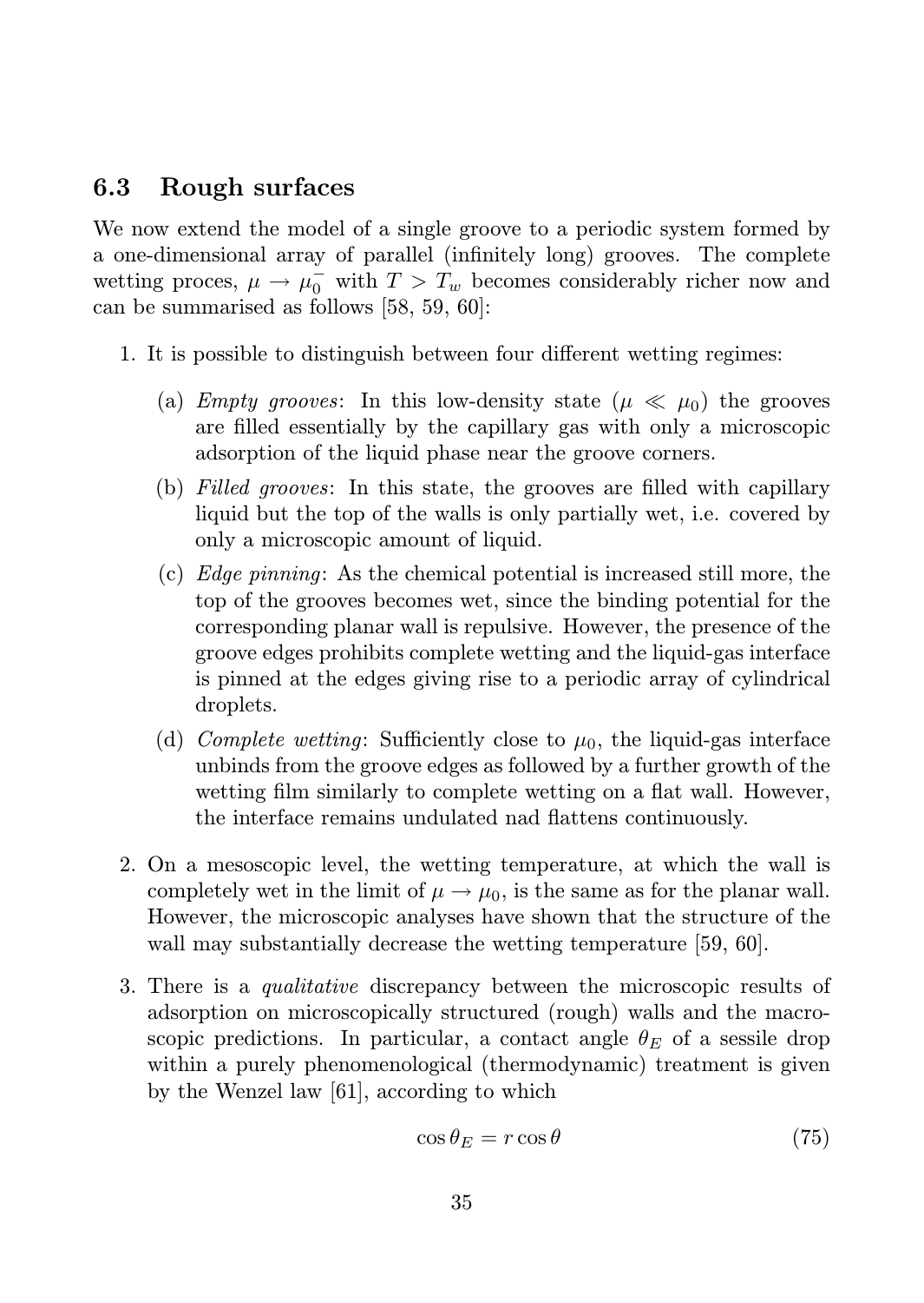### 6.3 Rough surfaces

We now extend the model of a single groove to a periodic system formed by a one-dimensional array of parallel (infinitely long) grooves. The complete wetting proces, $\mu \to \mu_0^-$ with $T > T_w$ becomes considerably richer now and can be summarised as follows [58, 59, 60]:

1. It is possible to distinguish between four different wetting regimes:

   (a) *Empty grooves*: In this low-density state ($\mu \ll \mu_0$) the grooves are filled essentially by the capillary gas with only a microscopic adsorption of the liquid phase near the groove corners.

   (b) *Filled grooves*: In this state, the grooves are filled with capillary liquid but the top of the walls is only partially wet, i.e. covered by only a microscopic amount of liquid.

   (c) *Edge pinning*: As the chemical potential is increased still more, the top of the grooves becomes wet, since the binding potential for the corresponding planar wall is repulsive. However, the presence of the groove edges prohibits complete wetting and the liquid-gas interface is pinned at the edges giving rise to a periodic array of cylindrical droplets.

   (d) *Complete wetting*: Sufficiently close to $\mu_0$, the liquid-gas interface unbinds from the groove edges as followed by a further growth of the wetting film similarly to complete wetting on a flat wall. However, the interface remains undulated nad flattens continuously.

2. On a mesoscopic level, the wetting temperature, at which the wall is completely wet in the limit of $\mu \to \mu_0$, is the same as for the planar wall. However, the microscopic analyses have shown that the structure of the wall may substantially decrease the wetting temperature [59, 60].

3. There is a *qualitative* discrepancy between the microscopic results of adsorption on microscopically structured (rough) walls and the macroscopic predictions. In particular, a contact angle $\theta_E$ of a sessile drop within a purely phenomenological (thermodynamic) treatment is given by the Wenzel law [61], according to which

$$\cos\theta_E = r\cos\theta \tag{75}$$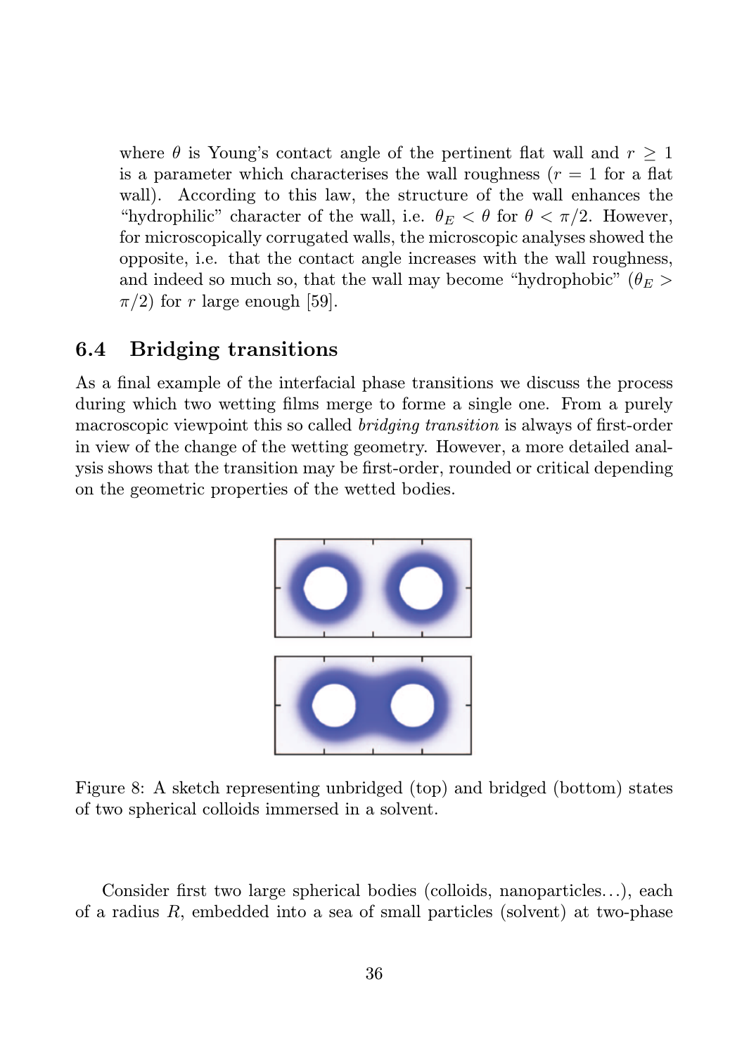where $\theta$ is Young's contact angle of the pertinent flat wall and $r \geq 1$ is a parameter which characterises the wall roughness ($r = 1$ for a flat wall). According to this law, the structure of the wall enhances the "hydrophilic" character of the wall, i.e. $\theta_E < \theta$ for $\theta < \pi/2$. However, for microscopically corrugated walls, the microscopic analyses showed the opposite, i.e. that the contact angle increases with the wall roughness, and indeed so much so, that the wall may become "hydrophobic" ($\theta_E > \pi/2$) for $r$ large enough [59].

## 6.4 Bridging transitions

As a final example of the interfacial phase transitions we discuss the process during which two wetting films merge to forme a single one. From a purely macroscopic viewpoint this so called *bridging transition* is always of first-order in view of the change of the wetting geometry. However, a more detailed analysis shows that the transition may be first-order, rounded or critical depending on the geometric properties of the wetted bodies.

Figure 8: A sketch representing unbridged (top) and bridged (bottom) states of two spherical colloids immersed in a solvent.

Consider first two large spherical bodies (colloids, nanoparticles...), each of a radius $R$, embedded into a sea of small particles (solvent) at two-phase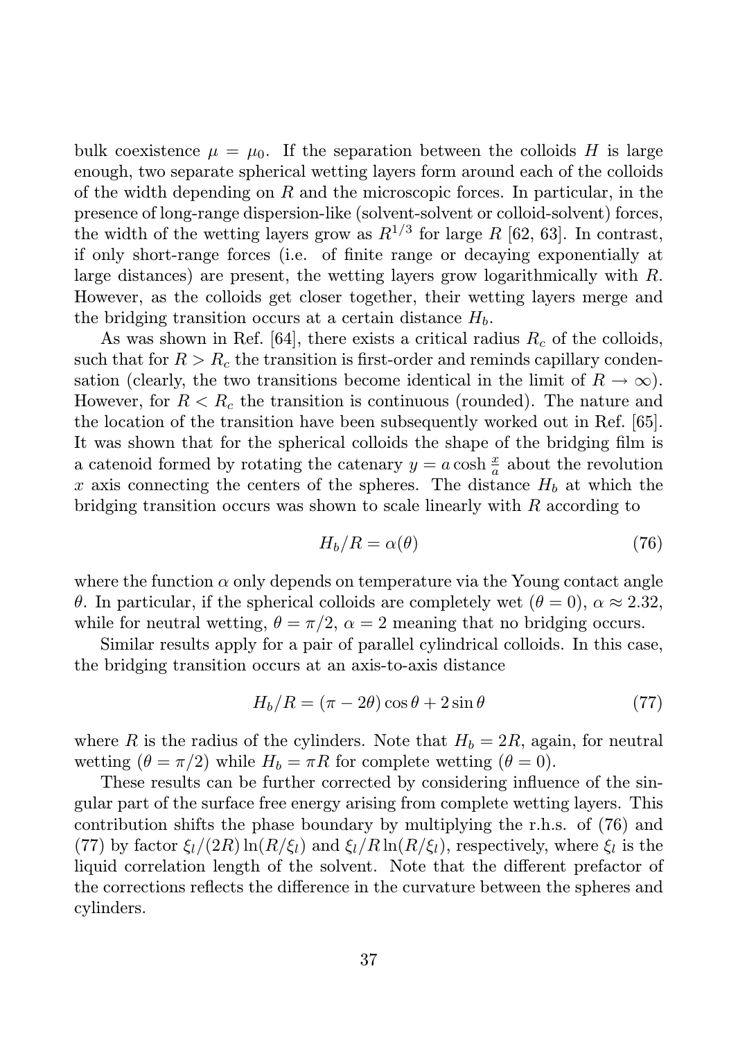bulk coexistence $\mu = \mu_0$. If the separation between the colloids $H$ is large enough, two separate spherical wetting layers form around each of the colloids of the width depending on $R$ and the microscopic forces. In particular, in the presence of long-range dispersion-like (solvent-solvent or colloid-solvent) forces, the width of the wetting layers grow as $R^{1/3}$ for large $R$ [62, 63]. In contrast, if only short-range forces (i.e. of finite range or decaying exponentially at large distances) are present, the wetting layers grow logarithmically with $R$. However, as the colloids get closer together, their wetting layers merge and the bridging transition occurs at a certain distance $H_b$.

As was shown in Ref. [64], there exists a critical radius $R_c$ of the colloids, such that for $R > R_c$ the transition is first-order and reminds capillary condensation (clearly, the two transitions become identical in the limit of $R \to \infty$). However, for $R < R_c$ the transition is continuous (rounded). The nature and the location of the transition have been subsequently worked out in Ref. [65]. It was shown that for the spherical colloids the shape of the bridging film is a catenoid formed by rotating the catenary $y = a \cosh \frac{x}{a}$ about the revolution $x$ axis connecting the centers of the spheres. The distance $H_b$ at which the bridging transition occurs was shown to scale linearly with $R$ according to

$$H_b/R = \alpha(\theta) \tag{76}$$

where the function $\alpha$ only depends on temperature via the Young contact angle $\theta$. In particular, if the spherical colloids are completely wet ($\theta = 0$), $\alpha \approx 2.32$, while for neutral wetting, $\theta = \pi/2$, $\alpha = 2$ meaning that no bridging occurs.

Similar results apply for a pair of parallel cylindrical colloids. In this case, the bridging transition occurs at an axis-to-axis distance

$$H_b/R = (\pi - 2\theta)\cos\theta + 2\sin\theta \tag{77}$$

where $R$ is the radius of the cylinders. Note that $H_b = 2R$, again, for neutral wetting ($\theta = \pi/2$) while $H_b = \pi R$ for complete wetting ($\theta = 0$).

These results can be further corrected by considering influence of the singular part of the surface free energy arising from complete wetting layers. This contribution shifts the phase boundary by multiplying the r.h.s. of (76) and (77) by factor $\xi_l/(2R)\ln(R/\xi_l)$ and $\xi_l/R\ln(R/\xi_l)$, respectively, where $\xi_l$ is the liquid correlation length of the solvent. Note that the different prefactor of the corrections reflects the difference in the curvature between the spheres and cylinders.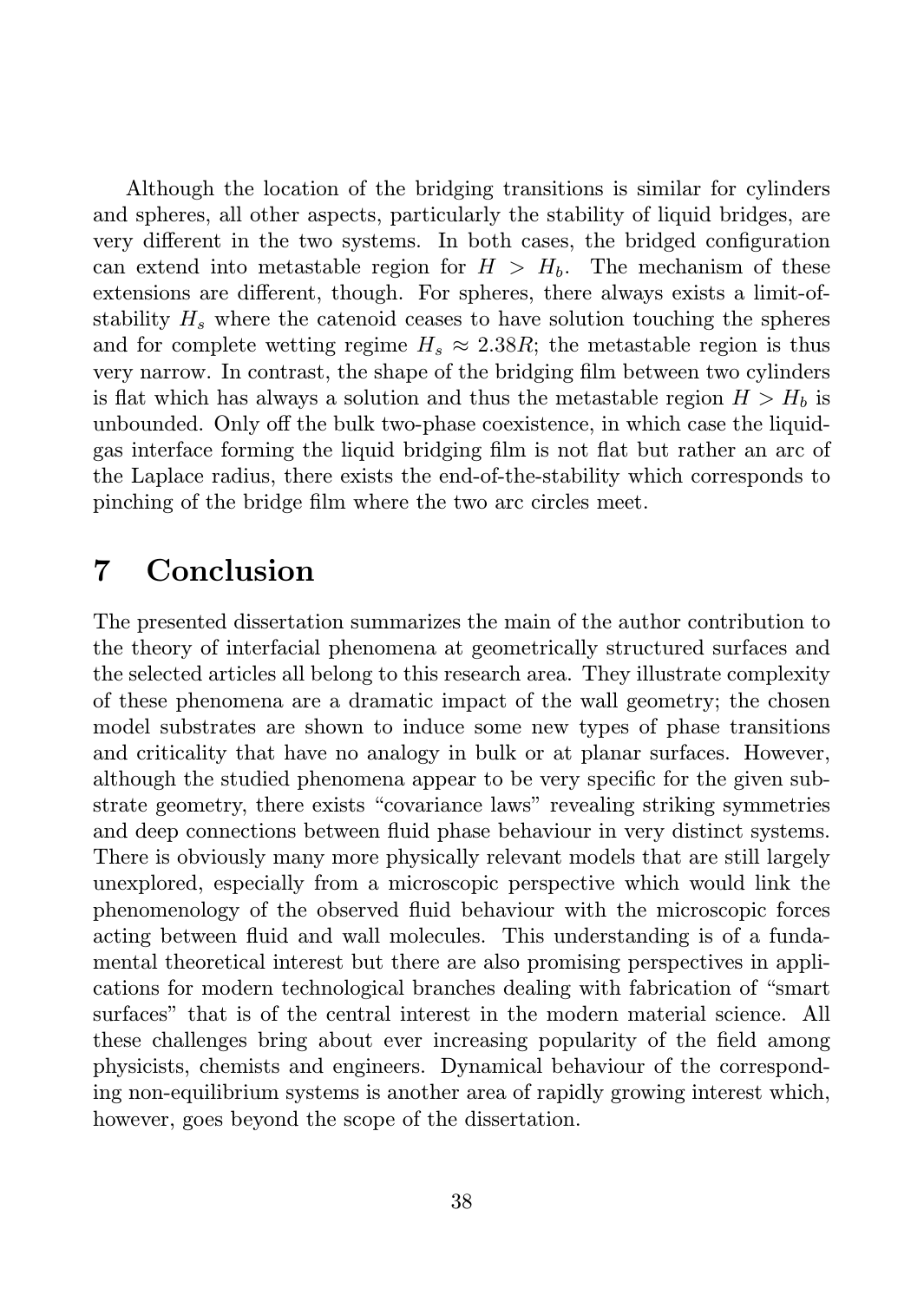Although the location of the bridging transitions is similar for cylinders and spheres, all other aspects, particularly the stability of liquid bridges, are very different in the two systems. In both cases, the bridged configuration can extend into metastable region for $H > H_b$. The mechanism of these extensions are different, though. For spheres, there always exists a limit-of-stability $H_s$ where the catenoid ceases to have solution touching the spheres and for complete wetting regime $H_s \approx 2.38R$; the metastable region is thus very narrow. In contrast, the shape of the bridging film between two cylinders is flat which has always a solution and thus the metastable region $H > H_b$ is unbounded. Only off the bulk two-phase coexistence, in which case the liquid-gas interface forming the liquid bridging film is not flat but rather an arc of the Laplace radius, there exists the end-of-the-stability which corresponds to pinching of the bridge film where the two arc circles meet.

# 7 Conclusion

The presented dissertation summarizes the main of the author contribution to the theory of interfacial phenomena at geometrically structured surfaces and the selected articles all belong to this research area. They illustrate complexity of these phenomena are a dramatic impact of the wall geometry; the chosen model substrates are shown to induce some new types of phase transitions and criticality that have no analogy in bulk or at planar surfaces. However, although the studied phenomena appear to be very specific for the given substrate geometry, there exists "covariance laws" revealing striking symmetries and deep connections between fluid phase behaviour in very distinct systems. There is obviously many more physically relevant models that are still largely unexplored, especially from a microscopic perspective which would link the phenomenology of the observed fluid behaviour with the microscopic forces acting between fluid and wall molecules. This understanding is of a fundamental theoretical interest but there are also promising perspectives in applications for modern technological branches dealing with fabrication of "smart surfaces" that is of the central interest in the modern material science. All these challenges bring about ever increasing popularity of the field among physicists, chemists and engineers. Dynamical behaviour of the corresponding non-equilibrium systems is another area of rapidly growing interest which, however, goes beyond the scope of the dissertation.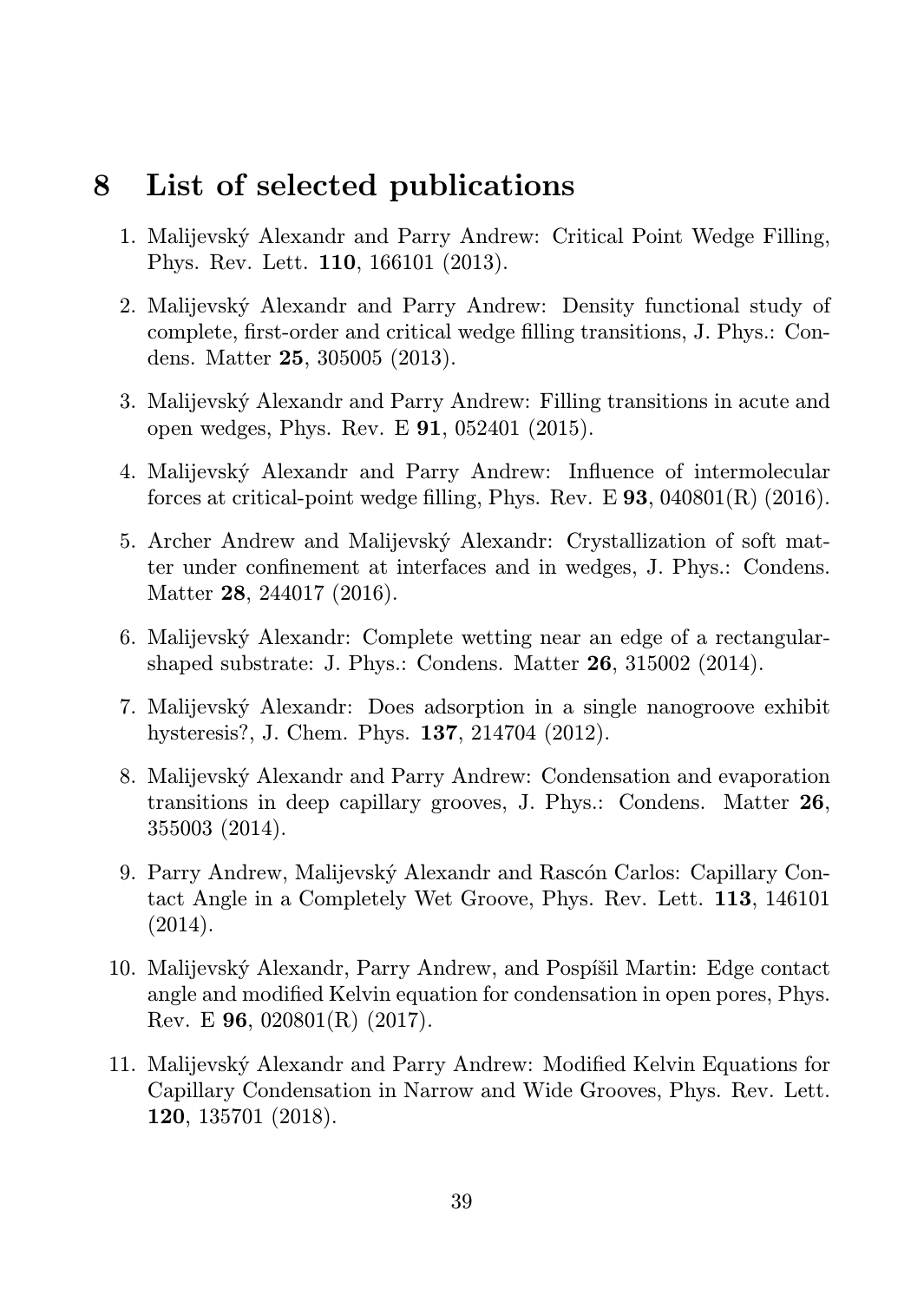# 8 List of selected publications

1. Malijevský Alexandr and Parry Andrew: Critical Point Wedge Filling, Phys. Rev. Lett. **110**, 166101 (2013).
2. Malijevský Alexandr and Parry Andrew: Density functional study of complete, first-order and critical wedge filling transitions, J. Phys.: Condens. Matter **25**, 305005 (2013).
3. Malijevský Alexandr and Parry Andrew: Filling transitions in acute and open wedges, Phys. Rev. E **91**, 052401 (2015).
4. Malijevský Alexandr and Parry Andrew: Influence of intermolecular forces at critical-point wedge filling, Phys. Rev. E **93**, 040801(R) (2016).
5. Archer Andrew and Malijevský Alexandr: Crystallization of soft matter under confinement at interfaces and in wedges, J. Phys.: Condens. Matter **28**, 244017 (2016).
6. Malijevský Alexandr: Complete wetting near an edge of a rectangular-shaped substrate: J. Phys.: Condens. Matter **26**, 315002 (2014).
7. Malijevský Alexandr: Does adsorption in a single nanogroove exhibit hysteresis?, J. Chem. Phys. **137**, 214704 (2012).
8. Malijevský Alexandr and Parry Andrew: Condensation and evaporation transitions in deep capillary grooves, J. Phys.: Condens. Matter **26**, 355003 (2014).
9. Parry Andrew, Malijevský Alexandr and Rascón Carlos: Capillary Contact Angle in a Completely Wet Groove, Phys. Rev. Lett. **113**, 146101 (2014).
10. Malijevský Alexandr, Parry Andrew, and Pospíšil Martin: Edge contact angle and modified Kelvin equation for condensation in open pores, Phys. Rev. E **96**, 020801(R) (2017).
11. Malijevský Alexandr and Parry Andrew: Modified Kelvin Equations for Capillary Condensation in Narrow and Wide Grooves, Phys. Rev. Lett. **120**, 135701 (2018).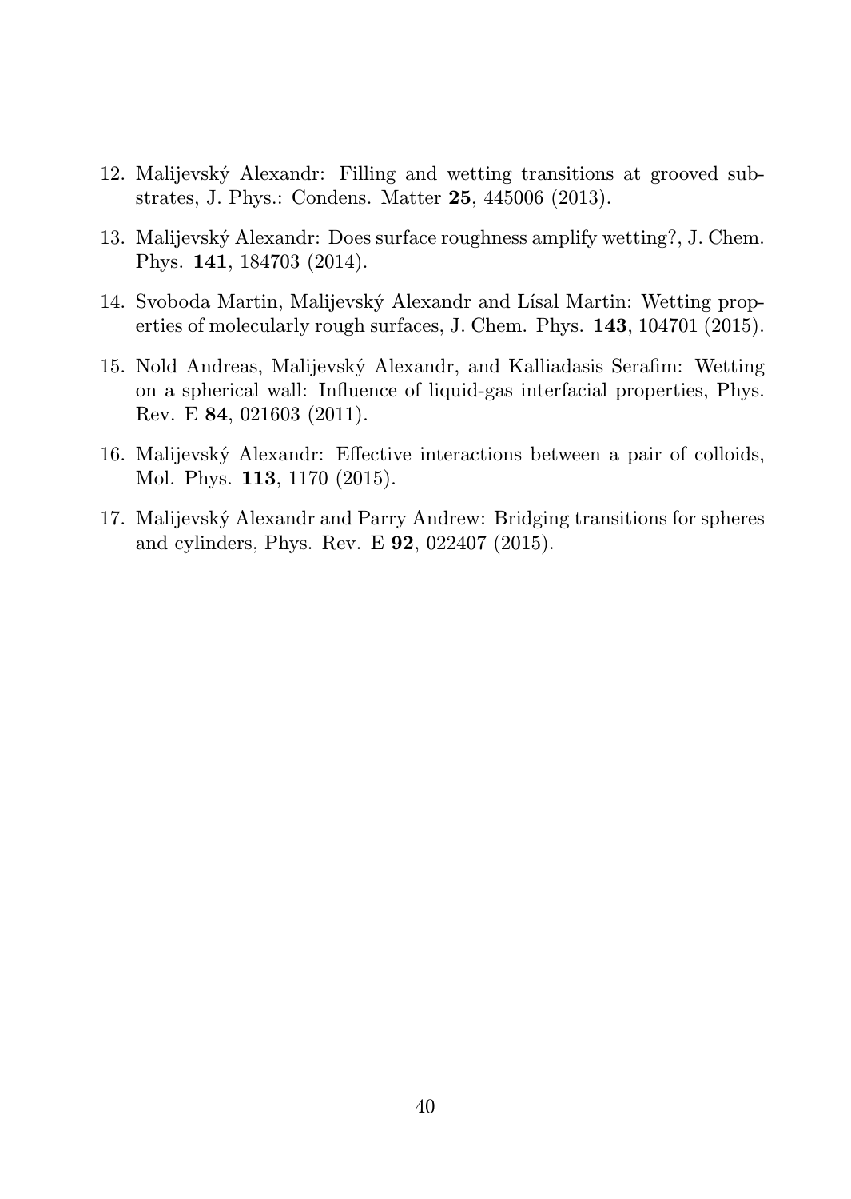12. Malijevský Alexandr: Filling and wetting transitions at grooved substrates, J. Phys.: Condens. Matter **25**, 445006 (2013).

13. Malijevský Alexandr: Does surface roughness amplify wetting?, J. Chem. Phys. **141**, 184703 (2014).

14. Svoboda Martin, Malijevský Alexandr and Lísal Martin: Wetting properties of molecularly rough surfaces, J. Chem. Phys. **143**, 104701 (2015).

15. Nold Andreas, Malijevský Alexandr, and Kalliadasis Serafim: Wetting on a spherical wall: Influence of liquid-gas interfacial properties, Phys. Rev. E **84**, 021603 (2011).

16. Malijevský Alexandr: Effective interactions between a pair of colloids, Mol. Phys. **113**, 1170 (2015).

17. Malijevský Alexandr and Parry Andrew: Bridging transitions for spheres and cylinders, Phys. Rev. E **92**, 022407 (2015).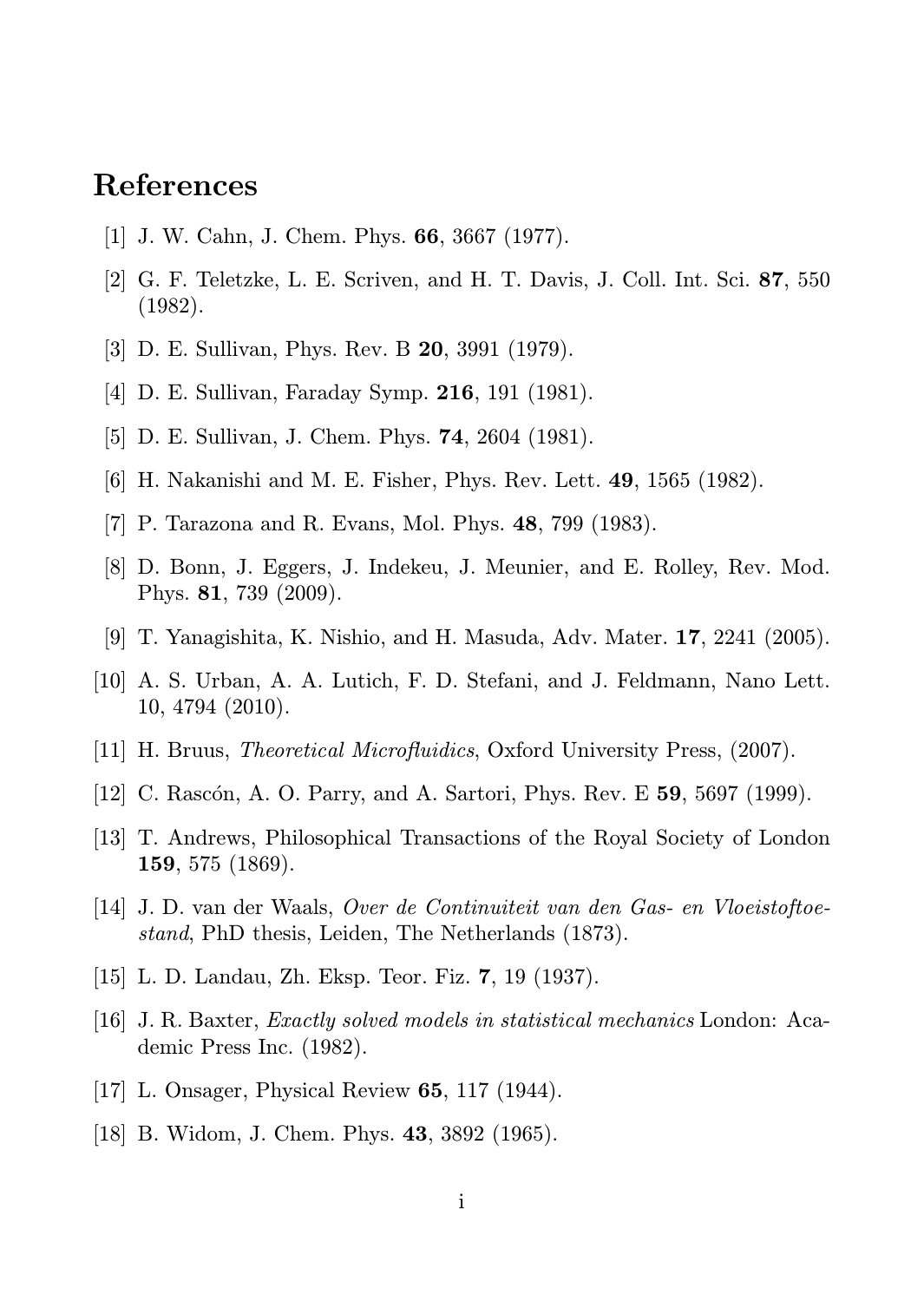# References

[1] J. W. Cahn, J. Chem. Phys. **66**, 3667 (1977).

[2] G. F. Teletzke, L. E. Scriven, and H. T. Davis, J. Coll. Int. Sci. **87**, 550 (1982).

[3] D. E. Sullivan, Phys. Rev. B **20**, 3991 (1979).

[4] D. E. Sullivan, Faraday Symp. **216**, 191 (1981).

[5] D. E. Sullivan, J. Chem. Phys. **74**, 2604 (1981).

[6] H. Nakanishi and M. E. Fisher, Phys. Rev. Lett. **49**, 1565 (1982).

[7] P. Tarazona and R. Evans, Mol. Phys. **48**, 799 (1983).

[8] D. Bonn, J. Eggers, J. Indekeu, J. Meunier, and E. Rolley, Rev. Mod. Phys. **81**, 739 (2009).

[9] T. Yanagishita, K. Nishio, and H. Masuda, Adv. Mater. **17**, 2241 (2005).

[10] A. S. Urban, A. A. Lutich, F. D. Stefani, and J. Feldmann, Nano Lett. 10, 4794 (2010).

[11] H. Bruus, *Theoretical Microfluidics*, Oxford University Press, (2007).

[12] C. Rascón, A. O. Parry, and A. Sartori, Phys. Rev. E **59**, 5697 (1999).

[13] T. Andrews, Philosophical Transactions of the Royal Society of London **159**, 575 (1869).

[14] J. D. van der Waals, *Over de Continuiteit van den Gas- en Vloeistoftoestand*, PhD thesis, Leiden, The Netherlands (1873).

[15] L. D. Landau, Zh. Eksp. Teor. Fiz. **7**, 19 (1937).

[16] J. R. Baxter, *Exactly solved models in statistical mechanics* London: Academic Press Inc. (1982).

[17] L. Onsager, Physical Review **65**, 117 (1944).

[18] B. Widom, J. Chem. Phys. **43**, 3892 (1965).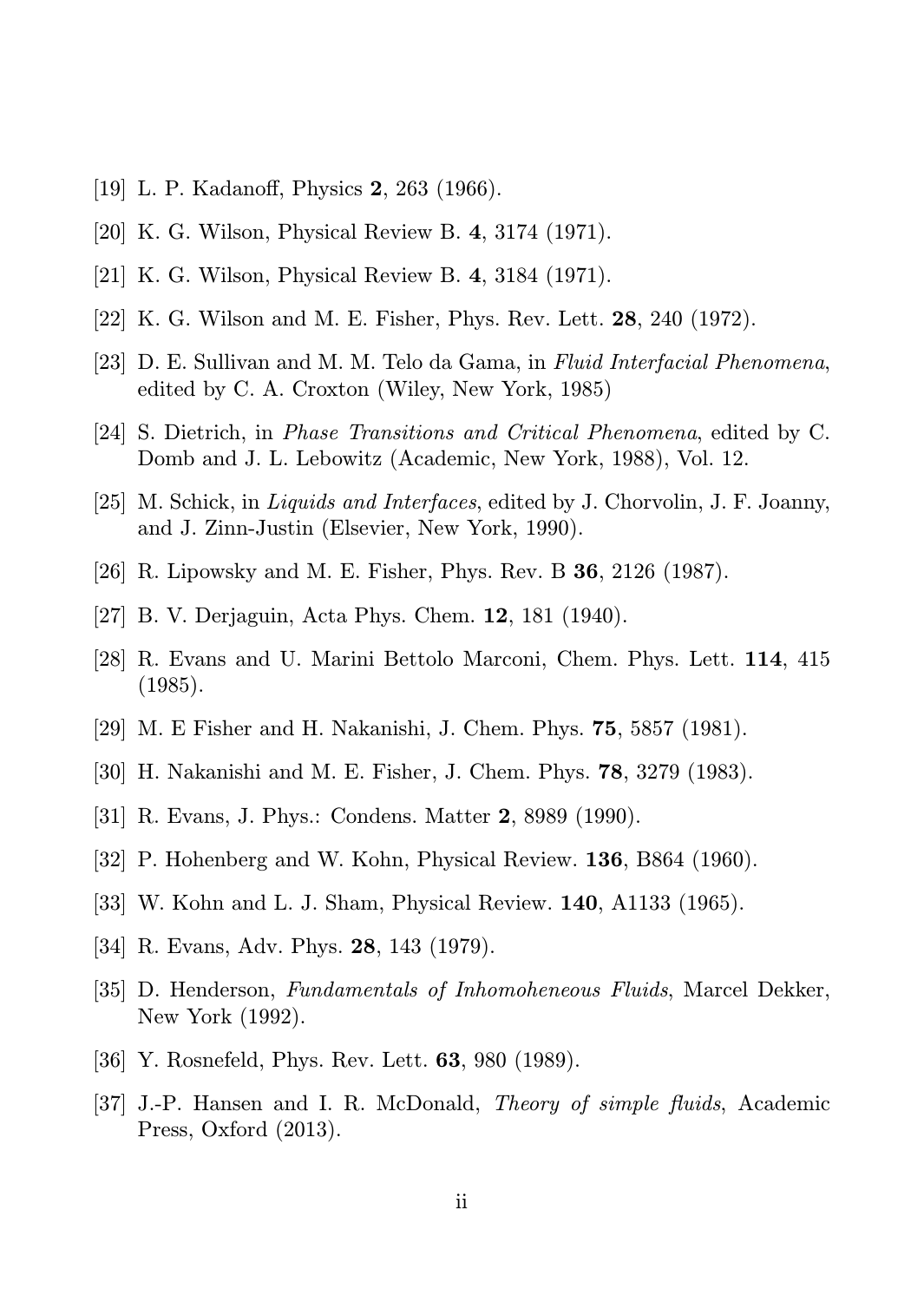[19] L. P. Kadanoff, Physics **2**, 263 (1966).

[20] K. G. Wilson, Physical Review B. **4**, 3174 (1971).

[21] K. G. Wilson, Physical Review B. **4**, 3184 (1971).

[22] K. G. Wilson and M. E. Fisher, Phys. Rev. Lett. **28**, 240 (1972).

[23] D. E. Sullivan and M. M. Telo da Gama, in *Fluid Interfacial Phenomena*, edited by C. A. Croxton (Wiley, New York, 1985)

[24] S. Dietrich, in *Phase Transitions and Critical Phenomena*, edited by C. Domb and J. L. Lebowitz (Academic, New York, 1988), Vol. 12.

[25] M. Schick, in *Liquids and Interfaces*, edited by J. Chorvolin, J. F. Joanny, and J. Zinn-Justin (Elsevier, New York, 1990).

[26] R. Lipowsky and M. E. Fisher, Phys. Rev. B **36**, 2126 (1987).

[27] B. V. Derjaguin, Acta Phys. Chem. **12**, 181 (1940).

[28] R. Evans and U. Marini Bettolo Marconi, Chem. Phys. Lett. **114**, 415 (1985).

[29] M. E Fisher and H. Nakanishi, J. Chem. Phys. **75**, 5857 (1981).

[30] H. Nakanishi and M. E. Fisher, J. Chem. Phys. **78**, 3279 (1983).

[31] R. Evans, J. Phys.: Condens. Matter **2**, 8989 (1990).

[32] P. Hohenberg and W. Kohn, Physical Review. **136**, B864 (1960).

[33] W. Kohn and L. J. Sham, Physical Review. **140**, A1133 (1965).

[34] R. Evans, Adv. Phys. **28**, 143 (1979).

[35] D. Henderson, *Fundamentals of Inhomoheneous Fluids*, Marcel Dekker, New York (1992).

[36] Y. Rosnefeld, Phys. Rev. Lett. **63**, 980 (1989).

[37] J.-P. Hansen and I. R. McDonald, *Theory of simple fluids*, Academic Press, Oxford (2013).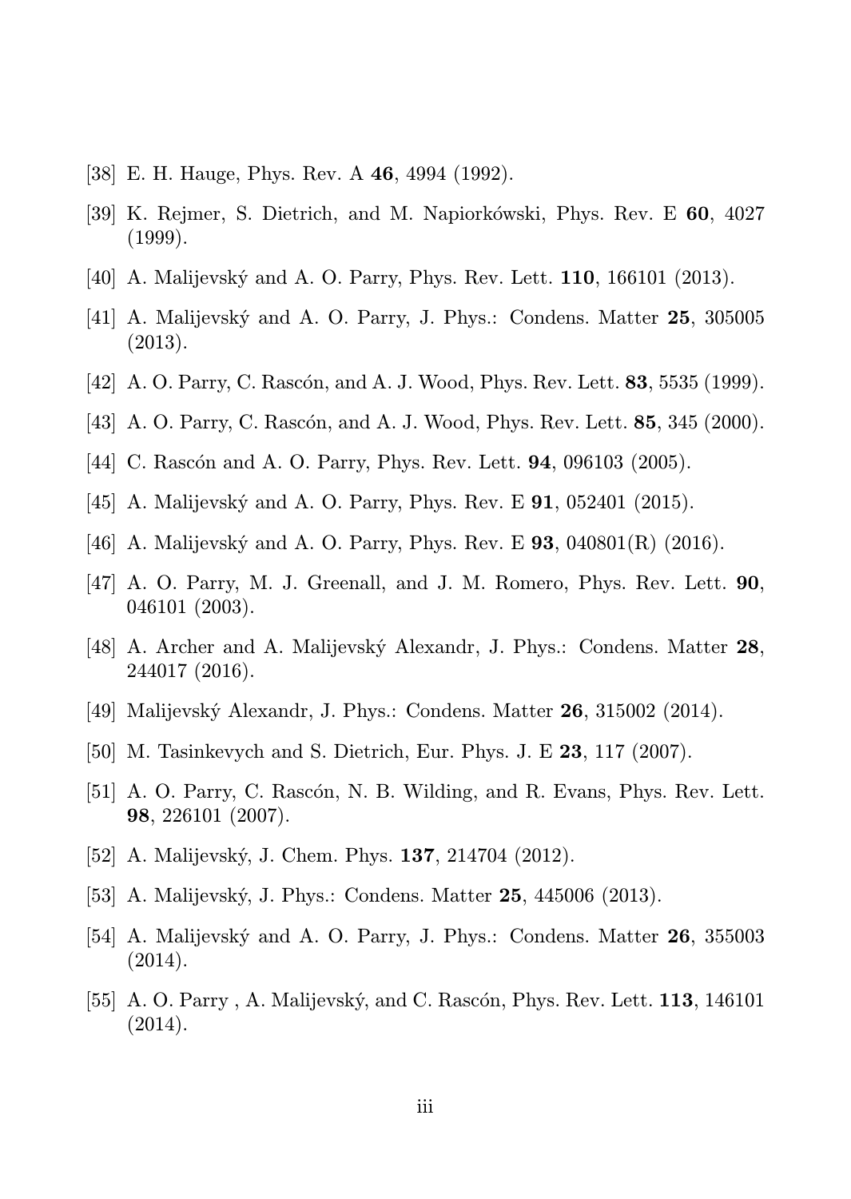[38] E. H. Hauge, Phys. Rev. A **46**, 4994 (1992).

[39] K. Rejmer, S. Dietrich, and M. Napiorkówski, Phys. Rev. E **60**, 4027 (1999).

[40] A. Malijevský and A. O. Parry, Phys. Rev. Lett. **110**, 166101 (2013).

[41] A. Malijevský and A. O. Parry, J. Phys.: Condens. Matter **25**, 305005 (2013).

[42] A. O. Parry, C. Rascón, and A. J. Wood, Phys. Rev. Lett. **83**, 5535 (1999).

[43] A. O. Parry, C. Rascón, and A. J. Wood, Phys. Rev. Lett. **85**, 345 (2000).

[44] C. Rascón and A. O. Parry, Phys. Rev. Lett. **94**, 096103 (2005).

[45] A. Malijevský and A. O. Parry, Phys. Rev. E **91**, 052401 (2015).

[46] A. Malijevský and A. O. Parry, Phys. Rev. E **93**, 040801(R) (2016).

[47] A. O. Parry, M. J. Greenall, and J. M. Romero, Phys. Rev. Lett. **90**, 046101 (2003).

[48] A. Archer and A. Malijevský Alexandr, J. Phys.: Condens. Matter **28**, 244017 (2016).

[49] Malijevský Alexandr, J. Phys.: Condens. Matter **26**, 315002 (2014).

[50] M. Tasinkevych and S. Dietrich, Eur. Phys. J. E **23**, 117 (2007).

[51] A. O. Parry, C. Rascón, N. B. Wilding, and R. Evans, Phys. Rev. Lett. **98**, 226101 (2007).

[52] A. Malijevský, J. Chem. Phys. **137**, 214704 (2012).

[53] A. Malijevský, J. Phys.: Condens. Matter **25**, 445006 (2013).

[54] A. Malijevský and A. O. Parry, J. Phys.: Condens. Matter **26**, 355003 (2014).

[55] A. O. Parry , A. Malijevský, and C. Rascón, Phys. Rev. Lett. **113**, 146101 (2014).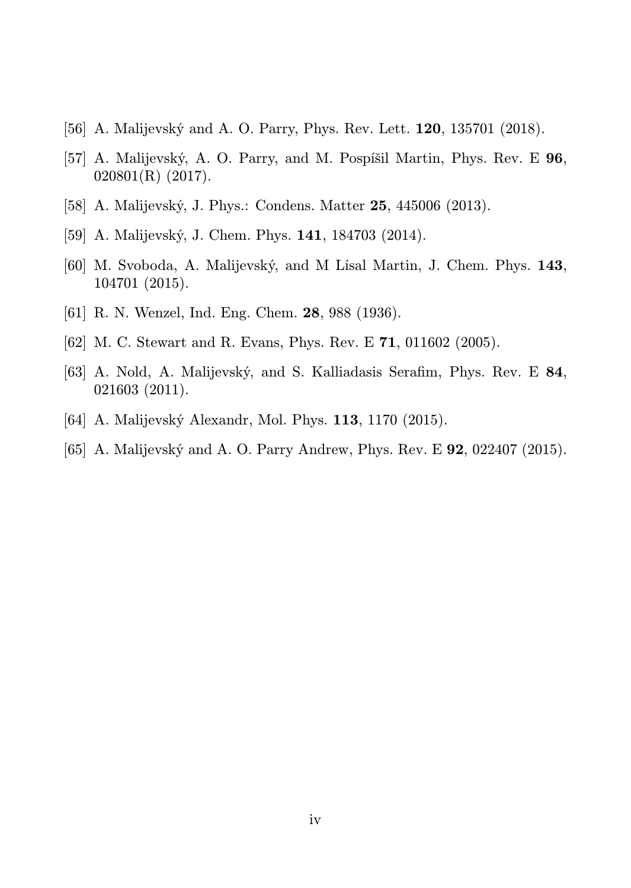[56] A. Malijevský and A. O. Parry, Phys. Rev. Lett. **120**, 135701 (2018).

[57] A. Malijevský, A. O. Parry, and M. Pospíšil Martin, Phys. Rev. E **96**, 020801(R) (2017).

[58] A. Malijevský, J. Phys.: Condens. Matter **25**, 445006 (2013).

[59] A. Malijevský, J. Chem. Phys. **141**, 184703 (2014).

[60] M. Svoboda, A. Malijevský, and M Lísal Martin, J. Chem. Phys. **143**, 104701 (2015).

[61] R. N. Wenzel, Ind. Eng. Chem. **28**, 988 (1936).

[62] M. C. Stewart and R. Evans, Phys. Rev. E **71**, 011602 (2005).

[63] A. Nold, A. Malijevský, and S. Kalliadasis Serafim, Phys. Rev. E **84**, 021603 (2011).

[64] A. Malijevský Alexandr, Mol. Phys. **113**, 1170 (2015).

[65] A. Malijevský and A. O. Parry Andrew, Phys. Rev. E **92**, 022407 (2015).